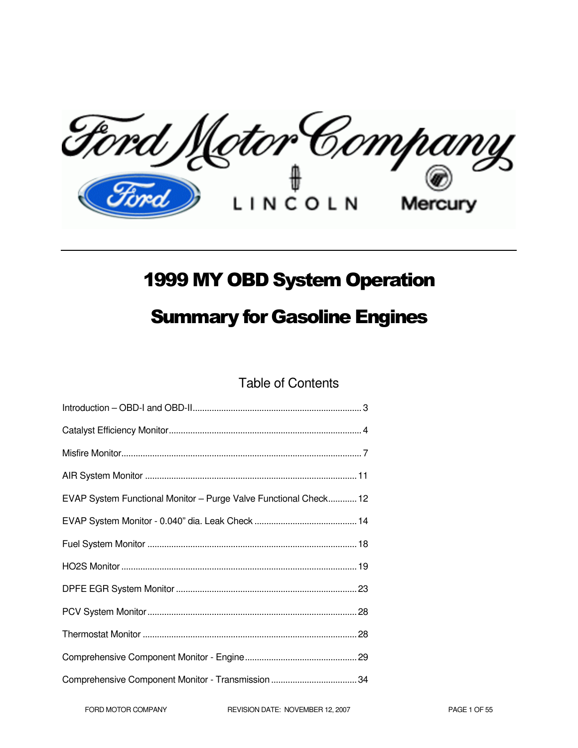# 1999 MY OBD System Operation

# Summary for Gasoline Engines

## Table of Contents

Introduction – OBD-I and OBD-II....................................................................... 3

Catalyst Efficiency Monitor................................................................................ 4

Misfire Monitor.................................................................................................. 7

AIR System Monitor ........................................................................................ 11

EVAP System Functional Monitor – Purge Valve Functional Check............ 12

EVAP System Monitor - 0.040" dia. Leak Check ........................................... 14

Fuel System Monitor ....................................................................................... 18

HO2S Monitor .................................................................................................. 19

DPFE EGR System Monitor ............................................................................ 23

PCV System Monitor........................................................................................ 28

Thermostat Monitor ......................................................................................... 28

Comprehensive Component Monitor - Engine............................................... 29

Comprehensive Component Monitor - Transmission .................................... 34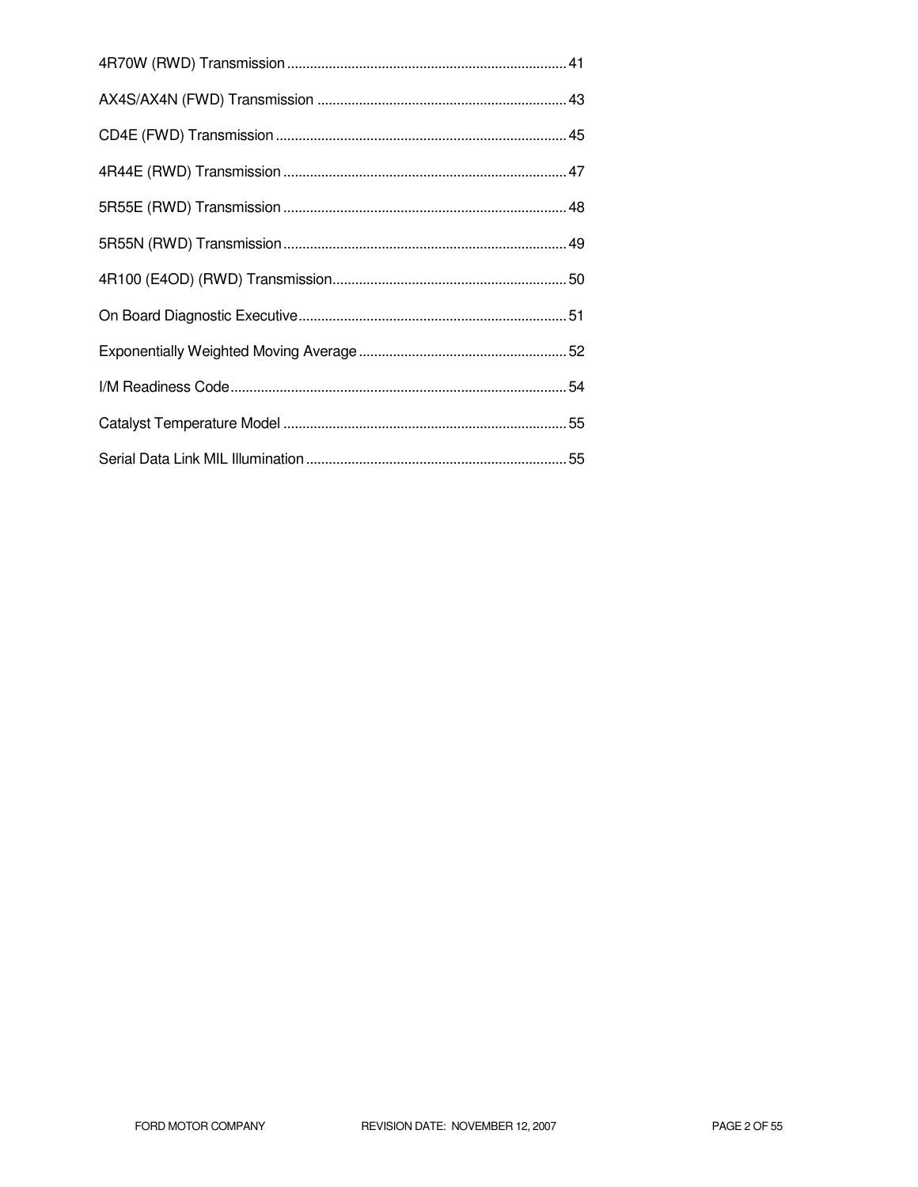4R70W (RWD) Transmission ........................................................................... 41

AX4S/AX4N (FWD) Transmission ................................................................... 43

CD4E (FWD) Transmission ............................................................................ 45

4R44E (RWD) Transmission ........................................................................... 47

5R55E (RWD) Transmission ........................................................................... 48

5R55N (RWD) Transmission ........................................................................... 49

4R100 (E4OD) (RWD) Transmission.............................................................. 50

On Board Diagnostic Executive....................................................................... 51

Exponentially Weighted Moving Average ....................................................... 52

I/M Readiness Code......................................................................................... 54

Catalyst Temperature Model ........................................................................... 55

Serial Data Link MIL Illumination ..................................................................... 55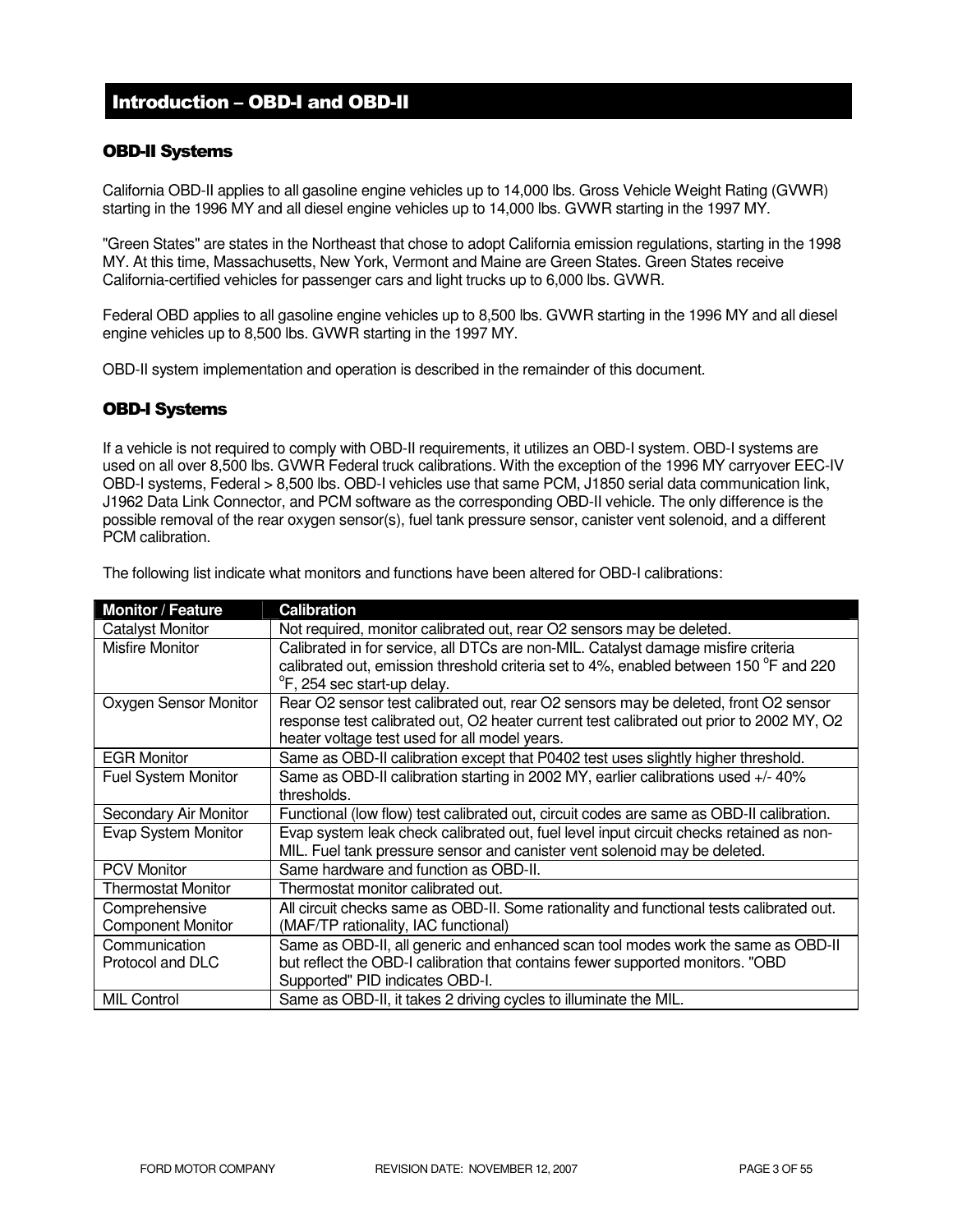# Introduction – OBD-I and OBD-II

## OBD-II Systems

California OBD-II applies to all gasoline engine vehicles up to 14,000 lbs. Gross Vehicle Weight Rating (GVWR) starting in the 1996 MY and all diesel engine vehicles up to 14,000 lbs. GVWR starting in the 1997 MY.

"Green States" are states in the Northeast that chose to adopt California emission regulations, starting in the 1998 MY. At this time, Massachusetts, New York, Vermont and Maine are Green States. Green States receive California-certified vehicles for passenger cars and light trucks up to 6,000 lbs. GVWR.

Federal OBD applies to all gasoline engine vehicles up to 8,500 lbs. GVWR starting in the 1996 MY and all diesel engine vehicles up to 8,500 lbs. GVWR starting in the 1997 MY.

OBD-II system implementation and operation is described in the remainder of this document.

## OBD-I Systems

If a vehicle is not required to comply with OBD-II requirements, it utilizes an OBD-I system. OBD-I systems are used on all over 8,500 lbs. GVWR Federal truck calibrations. With the exception of the 1996 MY carryover EEC-IV OBD-I systems, Federal > 8,500 lbs. OBD-I vehicles use that same PCM, J1850 serial data communication link, J1962 Data Link Connector, and PCM software as the corresponding OBD-II vehicle. The only difference is the possible removal of the rear oxygen sensor(s), fuel tank pressure sensor, canister vent solenoid, and a different PCM calibration.

The following list indicate what monitors and functions have been altered for OBD-I calibrations:

| Monitor / Feature | Calibration |
|---|---|
| Catalyst Monitor | Not required, monitor calibrated out, rear O2 sensors may be deleted. |
| Misfire Monitor | Calibrated in for service, all DTCs are non-MIL. Catalyst damage misfire criteria calibrated out, emission threshold criteria set to 4%, enabled between 150 $^{o}$F and 220 $^{o}$F, 254 sec start-up delay. |
| Oxygen Sensor Monitor | Rear O2 sensor test calibrated out, rear O2 sensors may be deleted, front O2 sensor response test calibrated out, O2 heater current test calibrated out prior to 2002 MY, O2 heater voltage test used for all model years. |
| EGR Monitor | Same as OBD-II calibration except that P0402 test uses slightly higher threshold. |
| Fuel System Monitor | Same as OBD-II calibration starting in 2002 MY, earlier calibrations used +/- 40% thresholds. |
| Secondary Air Monitor | Functional (low flow) test calibrated out, circuit codes are same as OBD-II calibration. |
| Evap System Monitor | Evap system leak check calibrated out, fuel level input circuit checks retained as non-MIL. Fuel tank pressure sensor and canister vent solenoid may be deleted. |
| PCV Monitor | Same hardware and function as OBD-II. |
| Thermostat Monitor | Thermostat monitor calibrated out. |
| Comprehensive Component Monitor | All circuit checks same as OBD-II. Some rationality and functional tests calibrated out. (MAF/TP rationality, IAC functional) |
| Communication Protocol and DLC | Same as OBD-II, all generic and enhanced scan tool modes work the same as OBD-II but reflect the OBD-I calibration that contains fewer supported monitors. "OBD Supported" PID indicates OBD-I. |
| MIL Control | Same as OBD-II, it takes 2 driving cycles to illuminate the MIL. |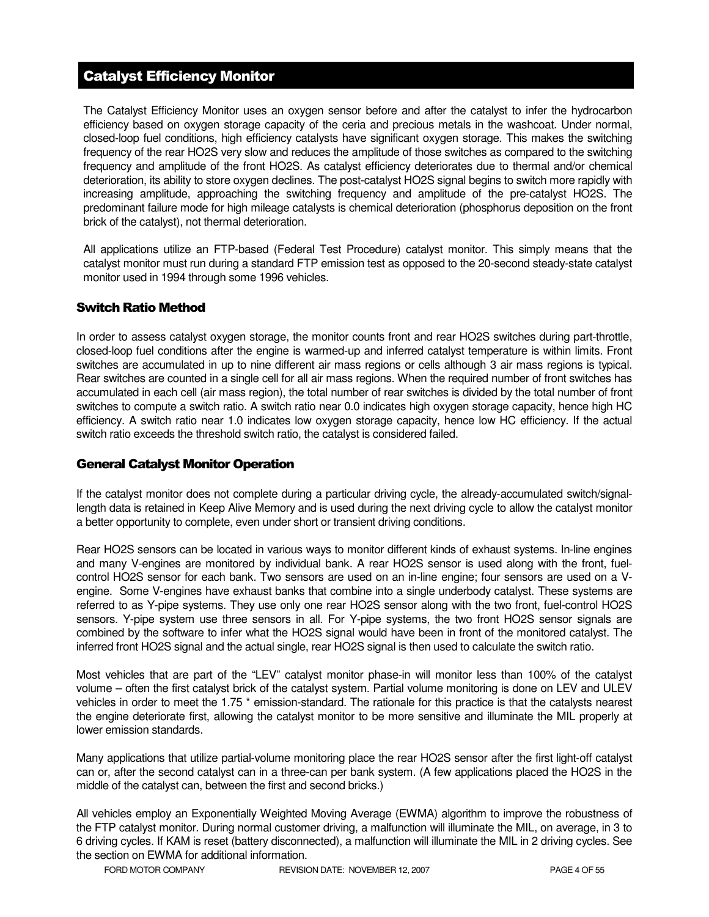## Catalyst Efficiency Monitor

The Catalyst Efficiency Monitor uses an oxygen sensor before and after the catalyst to infer the hydrocarbon efficiency based on oxygen storage capacity of the ceria and precious metals in the washcoat. Under normal, closed-loop fuel conditions, high efficiency catalysts have significant oxygen storage. This makes the switching frequency of the rear HO2S very slow and reduces the amplitude of those switches as compared to the switching frequency and amplitude of the front HO2S. As catalyst efficiency deteriorates due to thermal and/or chemical deterioration, its ability to store oxygen declines. The post-catalyst HO2S signal begins to switch more rapidly with increasing amplitude, approaching the switching frequency and amplitude of the pre-catalyst HO2S. The predominant failure mode for high mileage catalysts is chemical deterioration (phosphorus deposition on the front brick of the catalyst), not thermal deterioration.

All applications utilize an FTP-based (Federal Test Procedure) catalyst monitor. This simply means that the catalyst monitor must run during a standard FTP emission test as opposed to the 20-second steady-state catalyst monitor used in 1994 through some 1996 vehicles.

### Switch Ratio Method

In order to assess catalyst oxygen storage, the monitor counts front and rear HO2S switches during part-throttle, closed-loop fuel conditions after the engine is warmed-up and inferred catalyst temperature is within limits. Front switches are accumulated in up to nine different air mass regions or cells although 3 air mass regions is typical. Rear switches are counted in a single cell for all air mass regions. When the required number of front switches has accumulated in each cell (air mass region), the total number of rear switches is divided by the total number of front switches to compute a switch ratio. A switch ratio near 0.0 indicates high oxygen storage capacity, hence high HC efficiency. A switch ratio near 1.0 indicates low oxygen storage capacity, hence low HC efficiency. If the actual switch ratio exceeds the threshold switch ratio, the catalyst is considered failed.

### General Catalyst Monitor Operation

If the catalyst monitor does not complete during a particular driving cycle, the already-accumulated switch/signal-length data is retained in Keep Alive Memory and is used during the next driving cycle to allow the catalyst monitor a better opportunity to complete, even under short or transient driving conditions.

Rear HO2S sensors can be located in various ways to monitor different kinds of exhaust systems. In-line engines and many V-engines are monitored by individual bank. A rear HO2S sensor is used along with the front, fuel-control HO2S sensor for each bank. Two sensors are used on an in-line engine; four sensors are used on a V-engine. Some V-engines have exhaust banks that combine into a single underbody catalyst. These systems are referred to as Y-pipe systems. They use only one rear HO2S sensor along with the two front, fuel-control HO2S sensors. Y-pipe system use three sensors in all. For Y-pipe systems, the two front HO2S sensor signals are combined by the software to infer what the HO2S signal would have been in front of the monitored catalyst. The inferred front HO2S signal and the actual single, rear HO2S signal is then used to calculate the switch ratio.

Most vehicles that are part of the "LEV" catalyst monitor phase-in will monitor less than 100% of the catalyst volume – often the first catalyst brick of the catalyst system. Partial volume monitoring is done on LEV and ULEV vehicles in order to meet the 1.75 * emission-standard. The rationale for this practice is that the catalysts nearest the engine deteriorate first, allowing the catalyst monitor to be more sensitive and illuminate the MIL properly at lower emission standards.

Many applications that utilize partial-volume monitoring place the rear HO2S sensor after the first light-off catalyst can or, after the second catalyst can in a three-can per bank system. (A few applications placed the HO2S in the middle of the catalyst can, between the first and second bricks.)

All vehicles employ an Exponentially Weighted Moving Average (EWMA) algorithm to improve the robustness of the FTP catalyst monitor. During normal customer driving, a malfunction will illuminate the MIL, on average, in 3 to 6 driving cycles. If KAM is reset (battery disconnected), a malfunction will illuminate the MIL in 2 driving cycles. See the section on EWMA for additional information.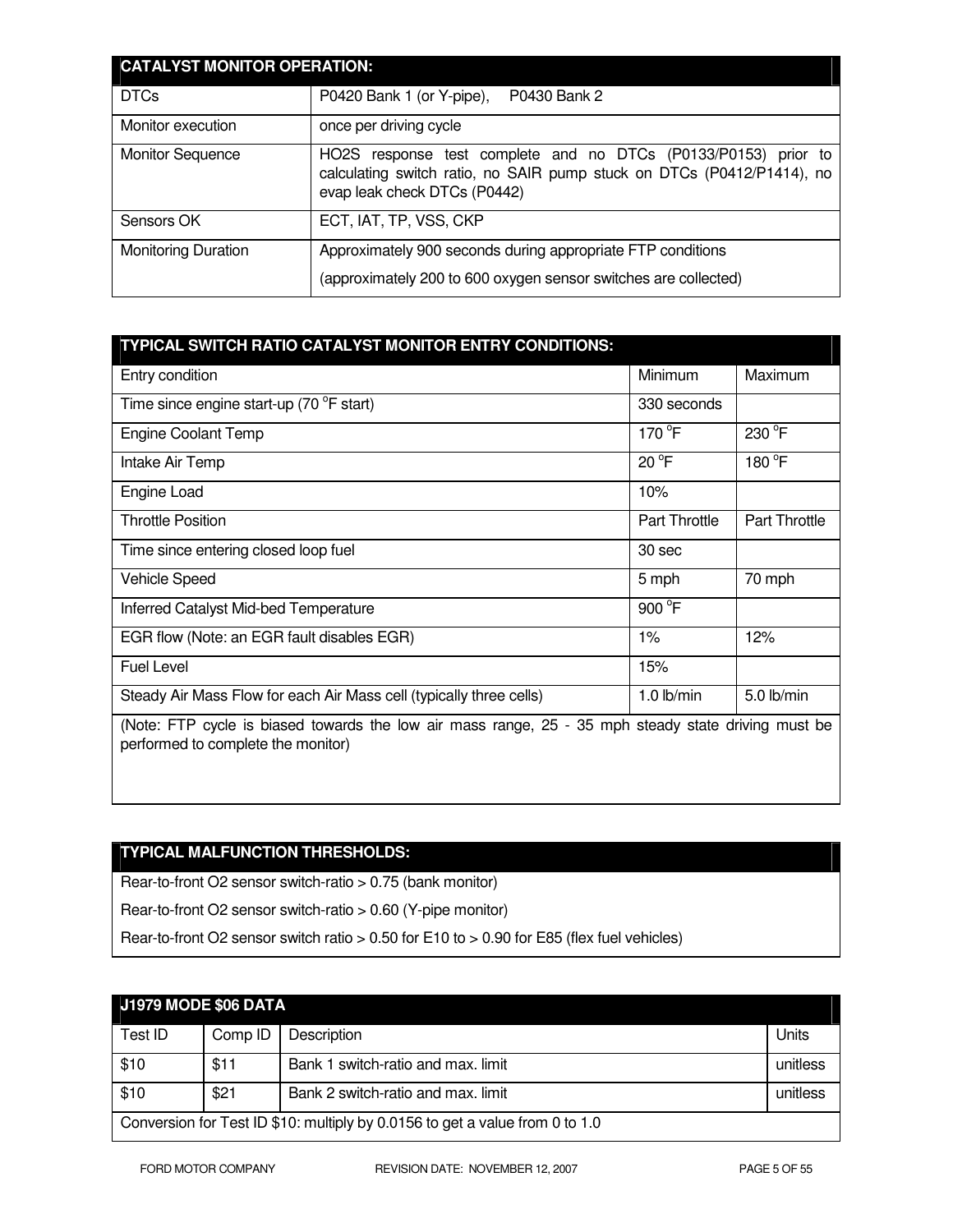| CATALYST MONITOR OPERATION: | |
| --- | --- |
| DTCs | P0420 Bank 1 (or Y-pipe), P0430 Bank 2 |
| Monitor execution | once per driving cycle |
| Monitor Sequence | HO2S response test complete and no DTCs (P0133/P0153) prior to calculating switch ratio, no SAIR pump stuck on DTCs (P0412/P1414), no evap leak check DTCs (P0442) |
| Sensors OK | ECT, IAT, TP, VSS, CKP |
| Monitoring Duration | Approximately 900 seconds during appropriate FTP conditions<br>(approximately 200 to 600 oxygen sensor switches are collected) |

| TYPICAL SWITCH RATIO CATALYST MONITOR ENTRY CONDITIONS: | | |
| --- | --- | --- |
| Entry condition | Minimum | Maximum |
| Time since engine start-up (70 °F start) | 330 seconds | |
| Engine Coolant Temp | 170 °F | 230 °F |
| Intake Air Temp | 20 °F | 180 °F |
| Engine Load | 10% | |
| Throttle Position | Part Throttle | Part Throttle |
| Time since entering closed loop fuel | 30 sec | |
| Vehicle Speed | 5 mph | 70 mph |
| Inferred Catalyst Mid-bed Temperature | 900 °F | |
| EGR flow (Note: an EGR fault disables EGR) | 1% | 12% |
| Fuel Level | 15% | |
| Steady Air Mass Flow for each Air Mass cell (typically three cells) | 1.0 lb/min | 5.0 lb/min |
| (Note: FTP cycle is biased towards the low air mass range, 25 - 35 mph steady state driving must be performed to complete the monitor) | | |

| TYPICAL MALFUNCTION THRESHOLDS: |
| --- |
| Rear-to-front O2 sensor switch-ratio > 0.75 (bank monitor) |
| Rear-to-front O2 sensor switch-ratio > 0.60 (Y-pipe monitor) |
| Rear-to-front O2 sensor switch ratio > 0.50 for E10 to > 0.90 for E85 (flex fuel vehicles) |

| J1979 MODE $06 DATA | | | |
| --- | --- | --- | --- |
| Test ID | Comp ID | Description | Units |
| $10 | $11 | Bank 1 switch-ratio and max. limit | unitless |
| $10 | $21 | Bank 2 switch-ratio and max. limit | unitless |
| Conversion for Test ID $10: multiply by 0.0156 to get a value from 0 to 1.0 | | | |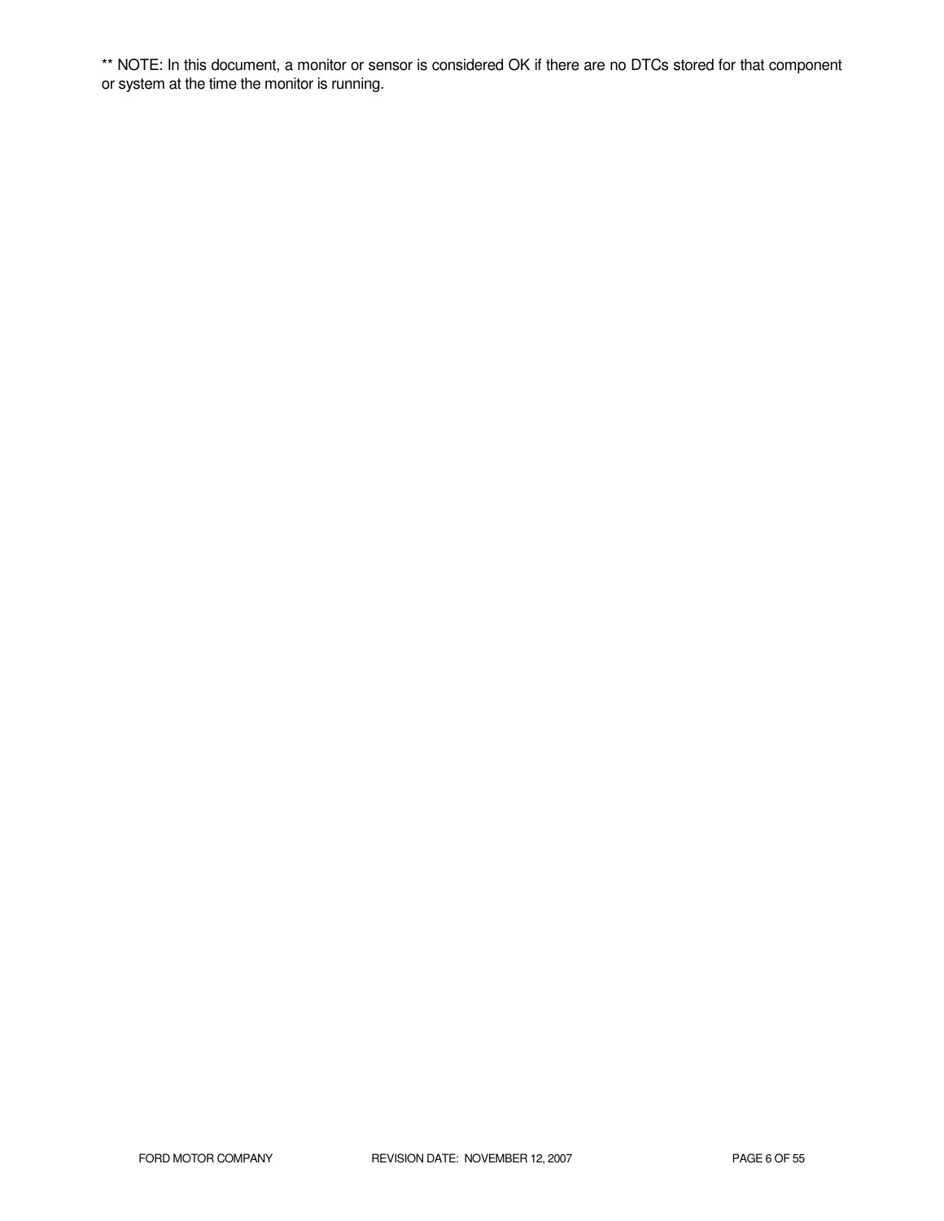** NOTE: In this document, a monitor or sensor is considered OK if there are no DTCs stored for that component or system at the time the monitor is running.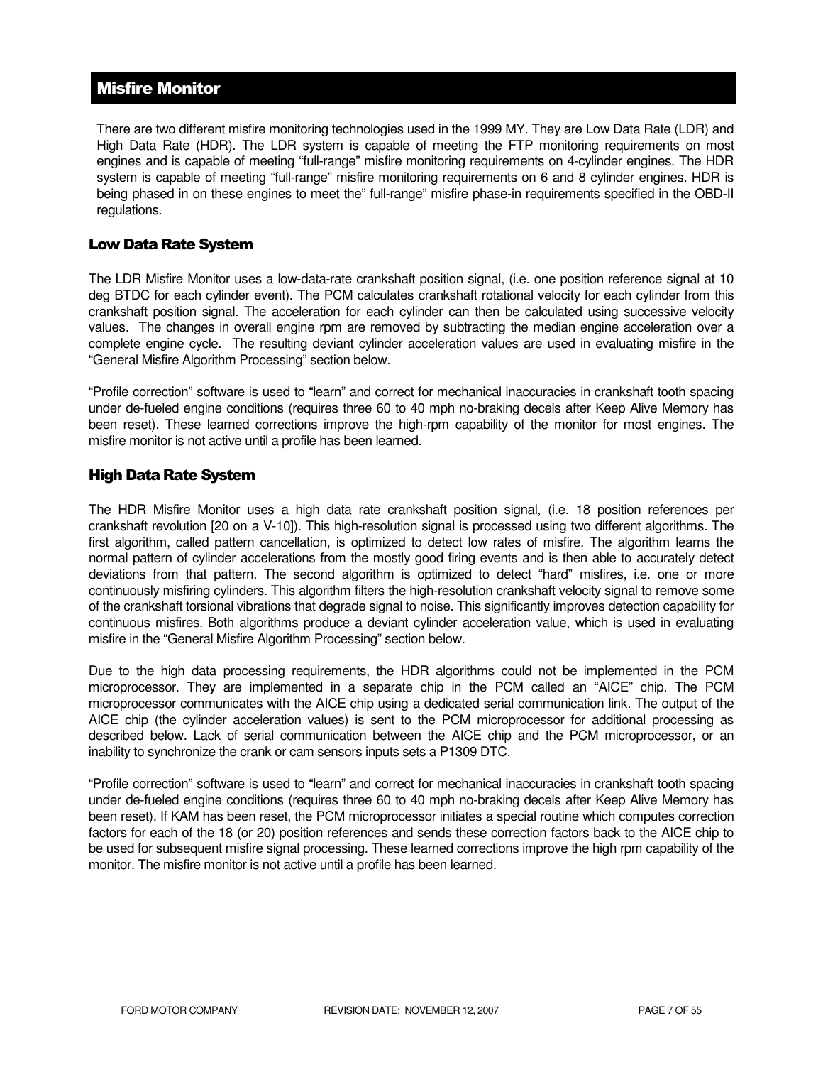## Misfire Monitor

There are two different misfire monitoring technologies used in the 1999 MY. They are Low Data Rate (LDR) and High Data Rate (HDR). The LDR system is capable of meeting the FTP monitoring requirements on most engines and is capable of meeting “full-range” misfire monitoring requirements on 4-cylinder engines. The HDR system is capable of meeting “full-range” misfire monitoring requirements on 6 and 8 cylinder engines. HDR is being phased in on these engines to meet the” full-range” misfire phase-in requirements specified in the OBD-II regulations.

### Low Data Rate System

The LDR Misfire Monitor uses a low-data-rate crankshaft position signal, (i.e. one position reference signal at 10 deg BTDC for each cylinder event). The PCM calculates crankshaft rotational velocity for each cylinder from this crankshaft position signal. The acceleration for each cylinder can then be calculated using successive velocity values. The changes in overall engine rpm are removed by subtracting the median engine acceleration over a complete engine cycle. The resulting deviant cylinder acceleration values are used in evaluating misfire in the “General Misfire Algorithm Processing” section below.

“Profile correction” software is used to “learn” and correct for mechanical inaccuracies in crankshaft tooth spacing under de-fueled engine conditions (requires three 60 to 40 mph no-braking decels after Keep Alive Memory has been reset). These learned corrections improve the high-rpm capability of the monitor for most engines. The misfire monitor is not active until a profile has been learned.

### High Data Rate System

The HDR Misfire Monitor uses a high data rate crankshaft position signal, (i.e. 18 position references per crankshaft revolution [20 on a V-10]). This high-resolution signal is processed using two different algorithms. The first algorithm, called pattern cancellation, is optimized to detect low rates of misfire. The algorithm learns the normal pattern of cylinder accelerations from the mostly good firing events and is then able to accurately detect deviations from that pattern. The second algorithm is optimized to detect “hard” misfires, i.e. one or more continuously misfiring cylinders. This algorithm filters the high-resolution crankshaft velocity signal to remove some of the crankshaft torsional vibrations that degrade signal to noise. This significantly improves detection capability for continuous misfires. Both algorithms produce a deviant cylinder acceleration value, which is used in evaluating misfire in the “General Misfire Algorithm Processing” section below.

Due to the high data processing requirements, the HDR algorithms could not be implemented in the PCM microprocessor. They are implemented in a separate chip in the PCM called an “AICE” chip. The PCM microprocessor communicates with the AICE chip using a dedicated serial communication link. The output of the AICE chip (the cylinder acceleration values) is sent to the PCM microprocessor for additional processing as described below. Lack of serial communication between the AICE chip and the PCM microprocessor, or an inability to synchronize the crank or cam sensors inputs sets a P1309 DTC.

“Profile correction” software is used to “learn” and correct for mechanical inaccuracies in crankshaft tooth spacing under de-fueled engine conditions (requires three 60 to 40 mph no-braking decels after Keep Alive Memory has been reset). If KAM has been reset, the PCM microprocessor initiates a special routine which computes correction factors for each of the 18 (or 20) position references and sends these correction factors back to the AICE chip to be used for subsequent misfire signal processing. These learned corrections improve the high rpm capability of the monitor. The misfire monitor is not active until a profile has been learned.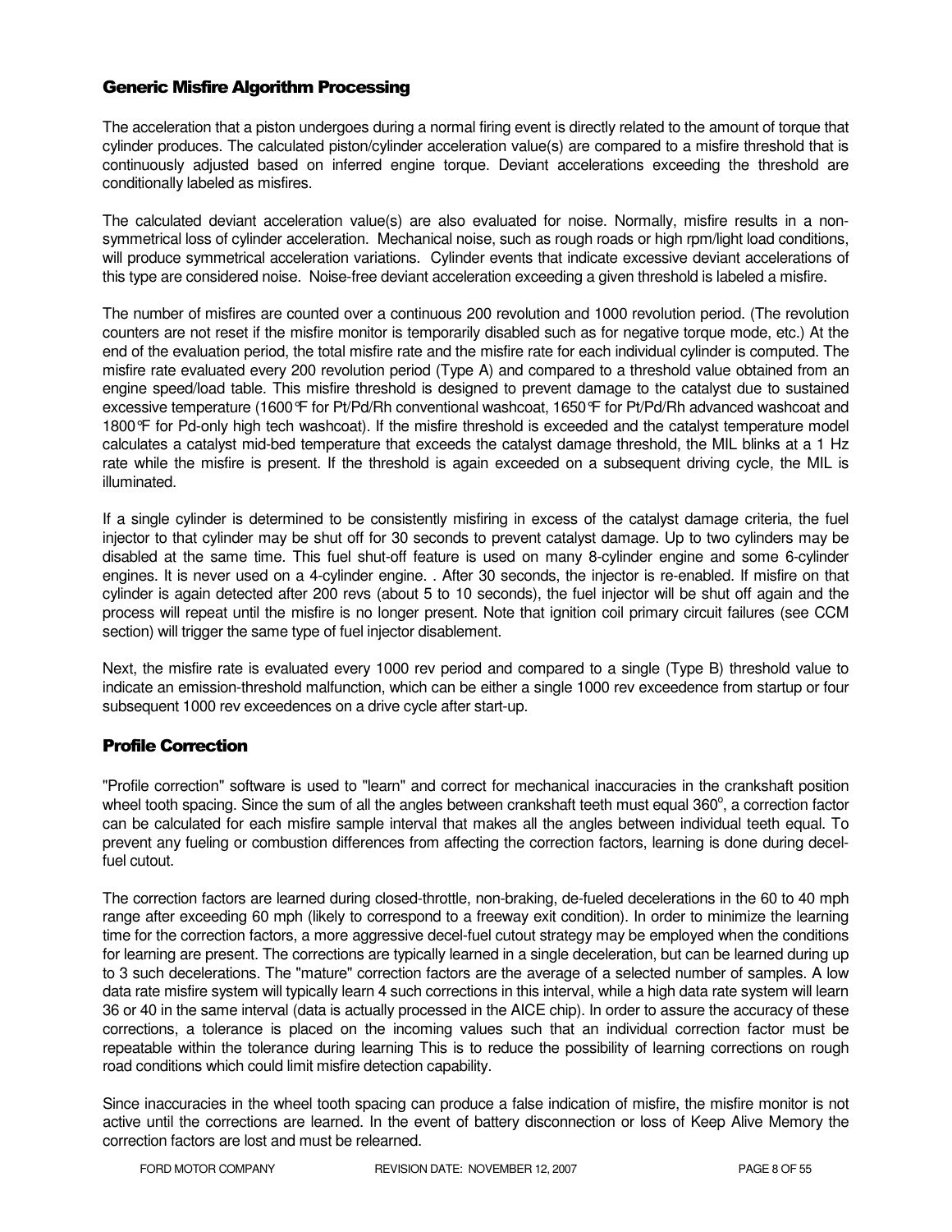## Generic Misfire Algorithm Processing

The acceleration that a piston undergoes during a normal firing event is directly related to the amount of torque that cylinder produces. The calculated piston/cylinder acceleration value(s) are compared to a misfire threshold that is continuously adjusted based on inferred engine torque. Deviant accelerations exceeding the threshold are conditionally labeled as misfires.

The calculated deviant acceleration value(s) are also evaluated for noise. Normally, misfire results in a non-symmetrical loss of cylinder acceleration. Mechanical noise, such as rough roads or high rpm/light load conditions, will produce symmetrical acceleration variations. Cylinder events that indicate excessive deviant accelerations of this type are considered noise. Noise-free deviant acceleration exceeding a given threshold is labeled a misfire.

The number of misfires are counted over a continuous 200 revolution and 1000 revolution period. (The revolution counters are not reset if the misfire monitor is temporarily disabled such as for negative torque mode, etc.) At the end of the evaluation period, the total misfire rate and the misfire rate for each individual cylinder is computed. The misfire rate evaluated every 200 revolution period (Type A) and compared to a threshold value obtained from an engine speed/load table. This misfire threshold is designed to prevent damage to the catalyst due to sustained excessive temperature (1600°F for Pt/Pd/Rh conventional washcoat, 1650°F for Pt/Pd/Rh advanced washcoat and 1800°F for Pd-only high tech washcoat). If the misfire threshold is exceeded and the catalyst temperature model calculates a catalyst mid-bed temperature that exceeds the catalyst damage threshold, the MIL blinks at a 1 Hz rate while the misfire is present. If the threshold is again exceeded on a subsequent driving cycle, the MIL is illuminated.

If a single cylinder is determined to be consistently misfiring in excess of the catalyst damage criteria, the fuel injector to that cylinder may be shut off for 30 seconds to prevent catalyst damage. Up to two cylinders may be disabled at the same time. This fuel shut-off feature is used on many 8-cylinder engine and some 6-cylinder engines. It is never used on a 4-cylinder engine. . After 30 seconds, the injector is re-enabled. If misfire on that cylinder is again detected after 200 revs (about 5 to 10 seconds), the fuel injector will be shut off again and the process will repeat until the misfire is no longer present. Note that ignition coil primary circuit failures (see CCM section) will trigger the same type of fuel injector disablement.

Next, the misfire rate is evaluated every 1000 rev period and compared to a single (Type B) threshold value to indicate an emission-threshold malfunction, which can be either a single 1000 rev exceedence from startup or four subsequent 1000 rev exceedences on a drive cycle after start-up.

## Profile Correction

"Profile correction" software is used to "learn" and correct for mechanical inaccuracies in the crankshaft position wheel tooth spacing. Since the sum of all the angles between crankshaft teeth must equal 360°, a correction factor can be calculated for each misfire sample interval that makes all the angles between individual teeth equal. To prevent any fueling or combustion differences from affecting the correction factors, learning is done during decel-fuel cutout.

The correction factors are learned during closed-throttle, non-braking, de-fueled decelerations in the 60 to 40 mph range after exceeding 60 mph (likely to correspond to a freeway exit condition). In order to minimize the learning time for the correction factors, a more aggressive decel-fuel cutout strategy may be employed when the conditions for learning are present. The corrections are typically learned in a single deceleration, but can be learned during up to 3 such decelerations. The "mature" correction factors are the average of a selected number of samples. A low data rate misfire system will typically learn 4 such corrections in this interval, while a high data rate system will learn 36 or 40 in the same interval (data is actually processed in the AICE chip). In order to assure the accuracy of these corrections, a tolerance is placed on the incoming values such that an individual correction factor must be repeatable within the tolerance during learning This is to reduce the possibility of learning corrections on rough road conditions which could limit misfire detection capability.

Since inaccuracies in the wheel tooth spacing can produce a false indication of misfire, the misfire monitor is not active until the corrections are learned. In the event of battery disconnection or loss of Keep Alive Memory the correction factors are lost and must be relearned.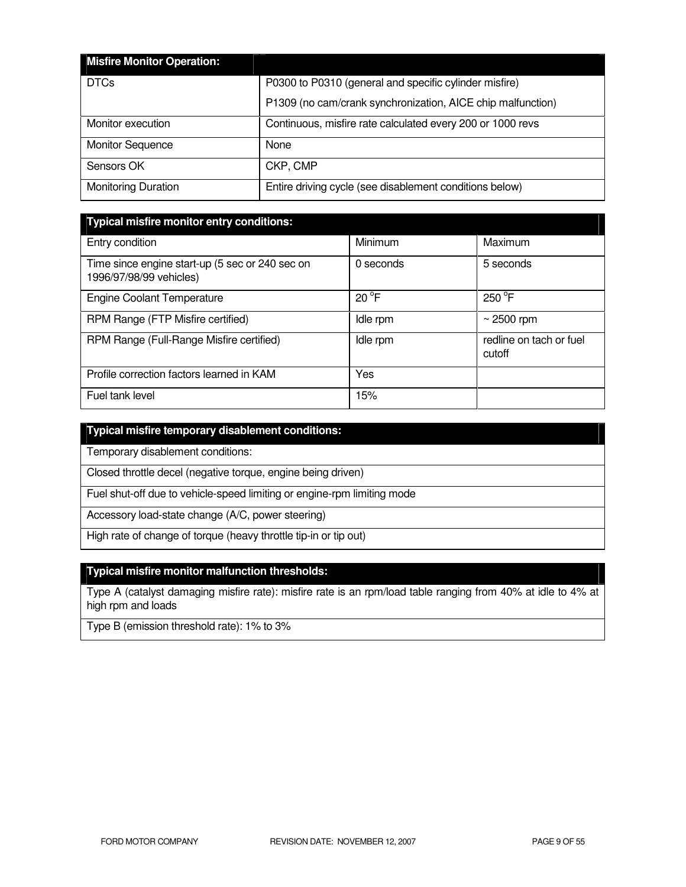| Misfire Monitor Operation: | |
|---|---|
| DTCs | P0300 to P0310 (general and specific cylinder misfire)<br>P1309 (no cam/crank synchronization, AICE chip malfunction) |
| Monitor execution | Continuous, misfire rate calculated every 200 or 1000 revs |
| Monitor Sequence | None |
| Sensors OK | CKP, CMP |
| Monitoring Duration | Entire driving cycle (see disablement conditions below) |

| Typical misfire monitor entry conditions: | | |
|---|---|---|
| Entry condition | Minimum | Maximum |
| Time since engine start-up (5 sec or 240 sec on 1996/97/98/99 vehicles) | 0 seconds | 5 seconds |
| Engine Coolant Temperature | 20 °F | 250 °F |
| RPM Range (FTP Misfire certified) | Idle rpm | ~ 2500 rpm |
| RPM Range (Full-Range Misfire certified) | Idle rpm | redline on tach or fuel cutoff |
| Profile correction factors learned in KAM | Yes | |
| Fuel tank level | 15% | |

| Typical misfire temporary disablement conditions: |
|---|
| Temporary disablement conditions: |
| Closed throttle decel (negative torque, engine being driven) |
| Fuel shut-off due to vehicle-speed limiting or engine-rpm limiting mode |
| Accessory load-state change (A/C, power steering) |
| High rate of change of torque (heavy throttle tip-in or tip out) |

| Typical misfire monitor malfunction thresholds: |
|---|
| Type A (catalyst damaging misfire rate): misfire rate is an rpm/load table ranging from 40% at idle to 4% at high rpm and loads |
| Type B (emission threshold rate): 1% to 3% |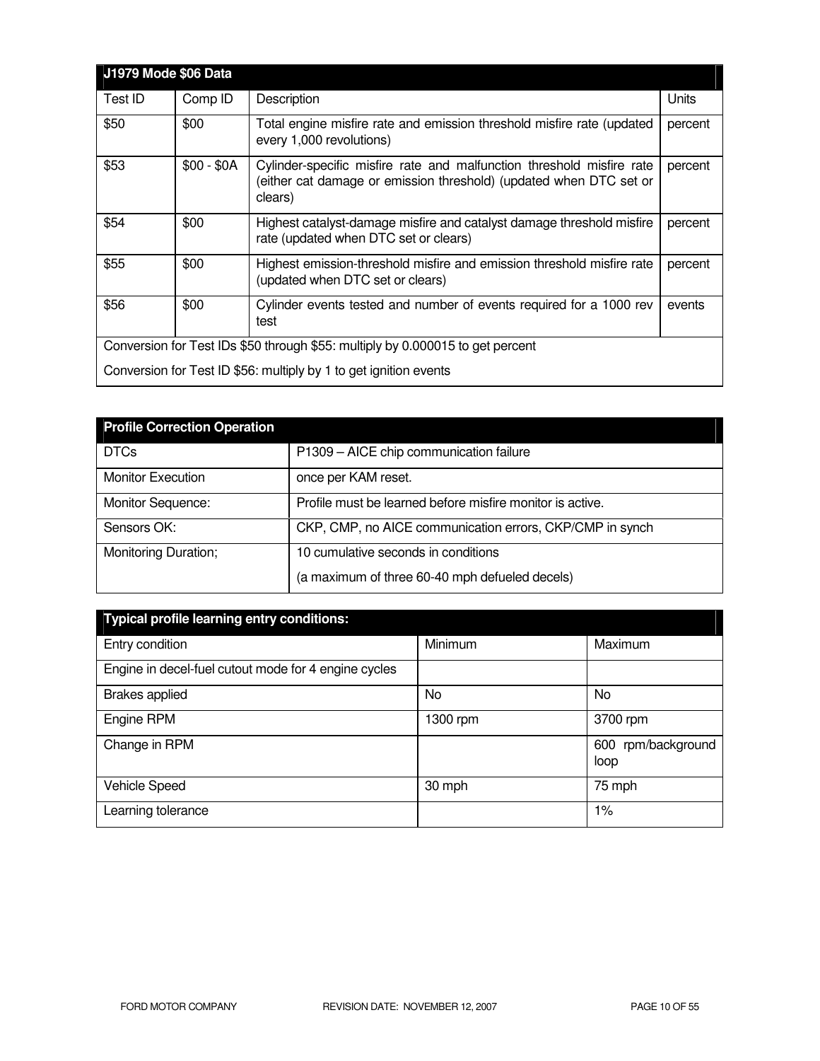| J1979 Mode $06 Data | | | |
|---|---|---|---|
| Test ID | Comp ID | Description | Units |
| $50 | $00 | Total engine misfire rate and emission threshold misfire rate (updated every 1,000 revolutions) | percent |
| $53 | $00 - $0A | Cylinder-specific misfire rate and malfunction threshold misfire rate (either cat damage or emission threshold) (updated when DTC set or clears) | percent |
| $54 | $00 | Highest catalyst-damage misfire and catalyst damage threshold misfire rate (updated when DTC set or clears) | percent |
| $55 | $00 | Highest emission-threshold misfire and emission threshold misfire rate (updated when DTC set or clears) | percent |
| $56 | $00 | Cylinder events tested and number of events required for a 1000 rev test | events |
| Conversion for Test IDs $50 through $55: multiply by 0.000015 to get percent<br>Conversion for Test ID $56: multiply by 1 to get ignition events | | | |

| Profile Correction Operation | |
|---|---|
| DTCs | P1309 – AICE chip communication failure |
| Monitor Execution | once per KAM reset. |
| Monitor Sequence: | Profile must be learned before misfire monitor is active. |
| Sensors OK: | CKP, CMP, no AICE communication errors, CKP/CMP in synch |
| Monitoring Duration; | 10 cumulative seconds in conditions<br>(a maximum of three 60-40 mph defueled decels) |

| Typical profile learning entry conditions: | | |
|---|---|---|
| Entry condition | Minimum | Maximum |
| Engine in decel-fuel cutout mode for 4 engine cycles | | |
| Brakes applied | No | No |
| Engine RPM | 1300 rpm | 3700 rpm |
| Change in RPM | | 600 rpm/background loop |
| Vehicle Speed | 30 mph | 75 mph |
| Learning tolerance | | 1% |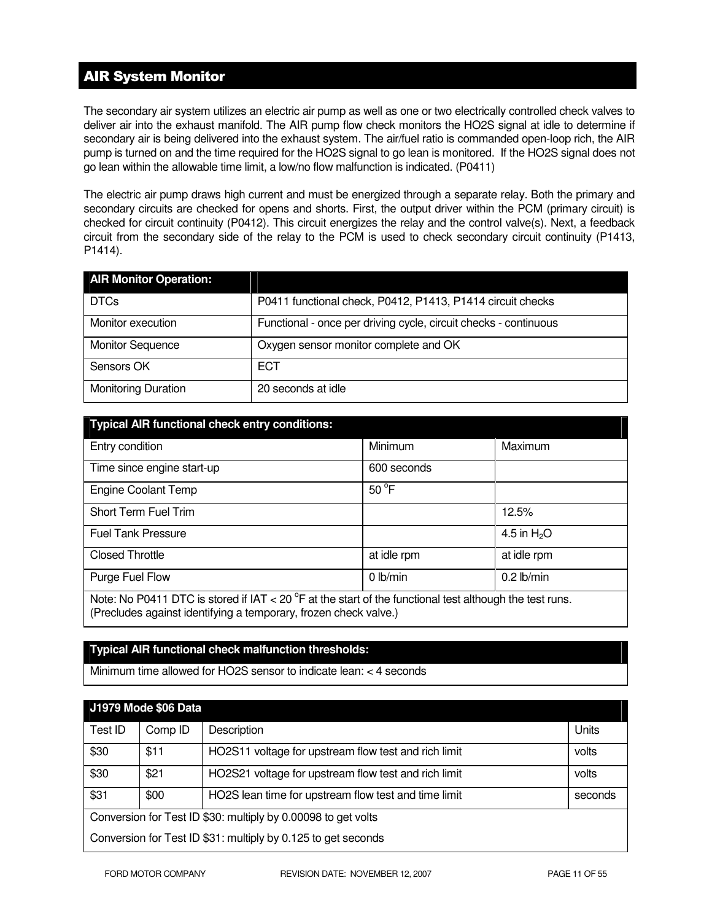## AIR System Monitor

The secondary air system utilizes an electric air pump as well as one or two electrically controlled check valves to deliver air into the exhaust manifold. The AIR pump flow check monitors the HO2S signal at idle to determine if secondary air is being delivered into the exhaust system. The air/fuel ratio is commanded open-loop rich, the AIR pump is turned on and the time required for the HO2S signal to go lean is monitored. If the HO2S signal does not go lean within the allowable time limit, a low/no flow malfunction is indicated. (P0411)

The electric air pump draws high current and must be energized through a separate relay. Both the primary and secondary circuits are checked for opens and shorts. First, the output driver within the PCM (primary circuit) is checked for circuit continuity (P0412). This circuit energizes the relay and the control valve(s). Next, a feedback circuit from the secondary side of the relay to the PCM is used to check secondary circuit continuity (P1413, P1414).

| AIR Monitor Operation: | |
|---|---|
| DTCs | P0411 functional check, P0412, P1413, P1414 circuit checks |
| Monitor execution | Functional - once per driving cycle, circuit checks - continuous |
| Monitor Sequence | Oxygen sensor monitor complete and OK |
| Sensors OK | ECT |
| Monitoring Duration | 20 seconds at idle |

| Typical AIR functional check entry conditions: | | |
|---|---|---|
| Entry condition | Minimum | Maximum |
| Time since engine start-up | 600 seconds | |
| Engine Coolant Temp | 50 °F | |
| Short Term Fuel Trim | | 12.5% |
| Fuel Tank Pressure | | 4.5 in $H_2O$ |
| Closed Throttle | at idle rpm | at idle rpm |
| Purge Fuel Flow | 0 lb/min | 0.2 lb/min |
| Note: No P0411 DTC is stored if IAT < 20 °F at the start of the functional test although the test runs. (Precludes against identifying a temporary, frozen check valve.) | | |

| Typical AIR functional check malfunction thresholds: |
|---|
| Minimum time allowed for HO2S sensor to indicate lean: < 4 seconds |

| J1979 Mode $06 Data | | | |
|---|---|---|---|
| Test ID | Comp ID | Description | Units |
| $30 | $11 | HO2S11 voltage for upstream flow test and rich limit | volts |
| $30 | $21 | HO2S21 voltage for upstream flow test and rich limit | volts |
| $31 | $00 | HO2S lean time for upstream flow test and time limit | seconds |
| Conversion for Test ID $30: multiply by 0.00098 to get volts | | | |
| Conversion for Test ID $31: multiply by 0.125 to get seconds | | | |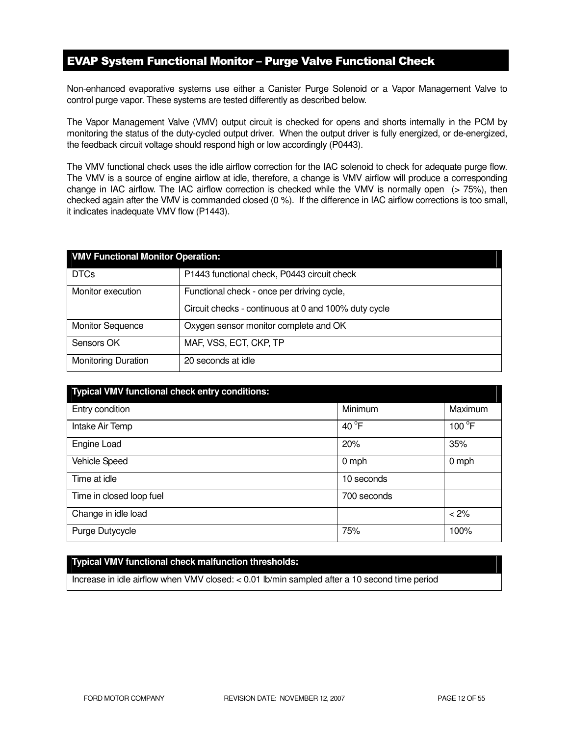## EVAP System Functional Monitor – Purge Valve Functional Check

Non-enhanced evaporative systems use either a Canister Purge Solenoid or a Vapor Management Valve to control purge vapor. These systems are tested differently as described below.

The Vapor Management Valve (VMV) output circuit is checked for opens and shorts internally in the PCM by monitoring the status of the duty-cycled output driver. When the output driver is fully energized, or de-energized, the feedback circuit voltage should respond high or low accordingly (P0443).

The VMV functional check uses the idle airflow correction for the IAC solenoid to check for adequate purge flow. The VMV is a source of engine airflow at idle, therefore, a change is VMV airflow will produce a corresponding change in IAC airflow. The IAC airflow correction is checked while the VMV is normally open (> 75%), then checked again after the VMV is commanded closed (0 %). If the difference in IAC airflow corrections is too small, it indicates inadequate VMV flow (P1443).

| VMV Functional Monitor Operation: | |
|---|---|
| DTCs | P1443 functional check, P0443 circuit check |
| Monitor execution | Functional check - once per driving cycle,<br>Circuit checks - continuous at 0 and 100% duty cycle |
| Monitor Sequence | Oxygen sensor monitor complete and OK |
| Sensors OK | MAF, VSS, ECT, CKP, TP |
| Monitoring Duration | 20 seconds at idle |

| Typical VMV functional check entry conditions: | | |
|---|---|---|
| Entry condition | Minimum | Maximum |
| Intake Air Temp | 40 °F | 100 °F |
| Engine Load | 20% | 35% |
| Vehicle Speed | 0 mph | 0 mph |
| Time at idle | 10 seconds | |
| Time in closed loop fuel | 700 seconds | |
| Change in idle load | | < 2% |
| Purge Dutycycle | 75% | 100% |

| Typical VMV functional check malfunction thresholds: |
|---|
| Increase in idle airflow when VMV closed: < 0.01 lb/min sampled after a 10 second time period |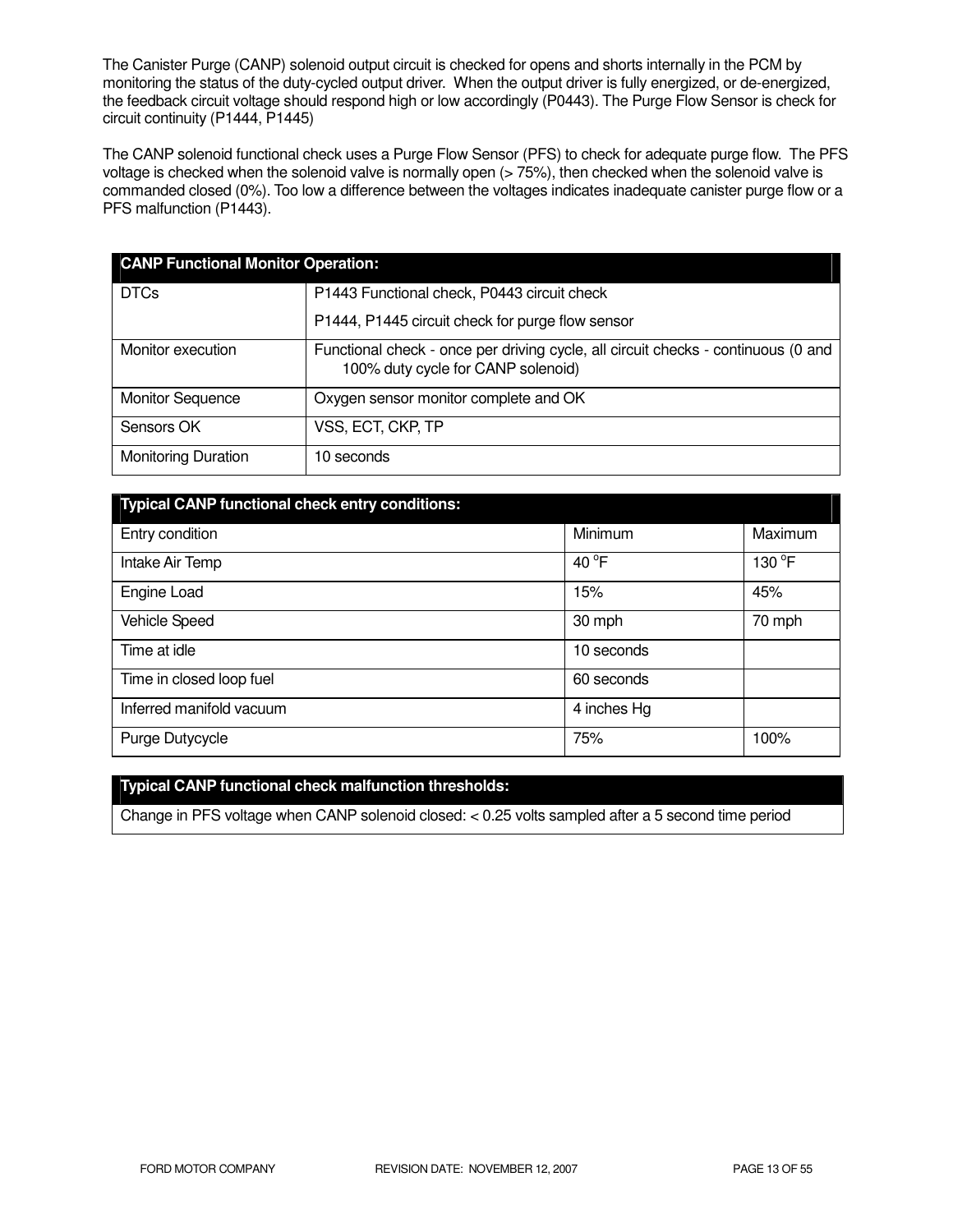The Canister Purge (CANP) solenoid output circuit is checked for opens and shorts internally in the PCM by monitoring the status of the duty-cycled output driver. When the output driver is fully energized, or de-energized, the feedback circuit voltage should respond high or low accordingly (P0443). The Purge Flow Sensor is check for circuit continuity (P1444, P1445)

The CANP solenoid functional check uses a Purge Flow Sensor (PFS) to check for adequate purge flow. The PFS voltage is checked when the solenoid valve is normally open (> 75%), then checked when the solenoid valve is commanded closed (0%). Too low a difference between the voltages indicates inadequate canister purge flow or a PFS malfunction (P1443).

| **CANP Functional Monitor Operation:** | |
|---|---|
| DTCs | P1443 Functional check, P0443 circuit check<br>P1444, P1445 circuit check for purge flow sensor |
| Monitor execution | Functional check - once per driving cycle, all circuit checks - continuous (0 and 100% duty cycle for CANP solenoid) |
| Monitor Sequence | Oxygen sensor monitor complete and OK |
| Sensors OK | VSS, ECT, CKP, TP |
| Monitoring Duration | 10 seconds |

| **Typical CANP functional check entry conditions:** | | |
|---|---|---|
| Entry condition | Minimum | Maximum |
| Intake Air Temp | 40 °F | 130 °F |
| Engine Load | 15% | 45% |
| Vehicle Speed | 30 mph | 70 mph |
| Time at idle | 10 seconds | |
| Time in closed loop fuel | 60 seconds | |
| Inferred manifold vacuum | 4 inches Hg | |
| Purge Dutycycle | 75% | 100% |

| **Typical CANP functional check malfunction thresholds:** |
|---|
| Change in PFS voltage when CANP solenoid closed: < 0.25 volts sampled after a 5 second time period |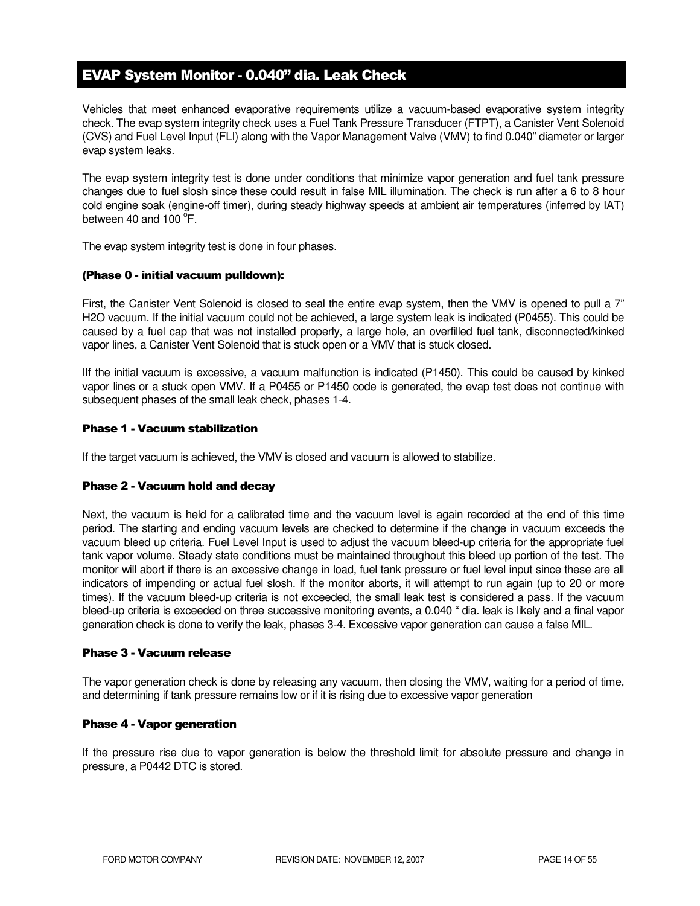## EVAP System Monitor - 0.040" dia. Leak Check

Vehicles that meet enhanced evaporative requirements utilize a vacuum-based evaporative system integrity check. The evap system integrity check uses a Fuel Tank Pressure Transducer (FTPT), a Canister Vent Solenoid (CVS) and Fuel Level Input (FLI) along with the Vapor Management Valve (VMV) to find 0.040" diameter or larger evap system leaks.

The evap system integrity test is done under conditions that minimize vapor generation and fuel tank pressure changes due to fuel slosh since these could result in false MIL illumination. The check is run after a 6 to 8 hour cold engine soak (engine-off timer), during steady highway speeds at ambient air temperatures (inferred by IAT) between 40 and 100 $^{o}$F.

The evap system integrity test is done in four phases.

**(Phase 0 - initial vacuum pulldown):**

First, the Canister Vent Solenoid is closed to seal the entire evap system, then the VMV is opened to pull a 7" H2O vacuum. If the initial vacuum could not be achieved, a large system leak is indicated (P0455). This could be caused by a fuel cap that was not installed properly, a large hole, an overfilled fuel tank, disconnected/kinked vapor lines, a Canister Vent Solenoid that is stuck open or a VMV that is stuck closed.

IIf the initial vacuum is excessive, a vacuum malfunction is indicated (P1450). This could be caused by kinked vapor lines or a stuck open VMV. If a P0455 or P1450 code is generated, the evap test does not continue with subsequent phases of the small leak check, phases 1-4.

**Phase 1 - Vacuum stabilization**

If the target vacuum is achieved, the VMV is closed and vacuum is allowed to stabilize.

**Phase 2 - Vacuum hold and decay**

Next, the vacuum is held for a calibrated time and the vacuum level is again recorded at the end of this time period. The starting and ending vacuum levels are checked to determine if the change in vacuum exceeds the vacuum bleed up criteria. Fuel Level Input is used to adjust the vacuum bleed-up criteria for the appropriate fuel tank vapor volume. Steady state conditions must be maintained throughout this bleed up portion of the test. The monitor will abort if there is an excessive change in load, fuel tank pressure or fuel level input since these are all indicators of impending or actual fuel slosh. If the monitor aborts, it will attempt to run again (up to 20 or more times). If the vacuum bleed-up criteria is not exceeded, the small leak test is considered a pass. If the vacuum bleed-up criteria is exceeded on three successive monitoring events, a 0.040 " dia. leak is likely and a final vapor generation check is done to verify the leak, phases 3-4. Excessive vapor generation can cause a false MIL.

**Phase 3 - Vacuum release**

The vapor generation check is done by releasing any vacuum, then closing the VMV, waiting for a period of time, and determining if tank pressure remains low or if it is rising due to excessive vapor generation

**Phase 4 - Vapor generation**

If the pressure rise due to vapor generation is below the threshold limit for absolute pressure and change in pressure, a P0442 DTC is stored.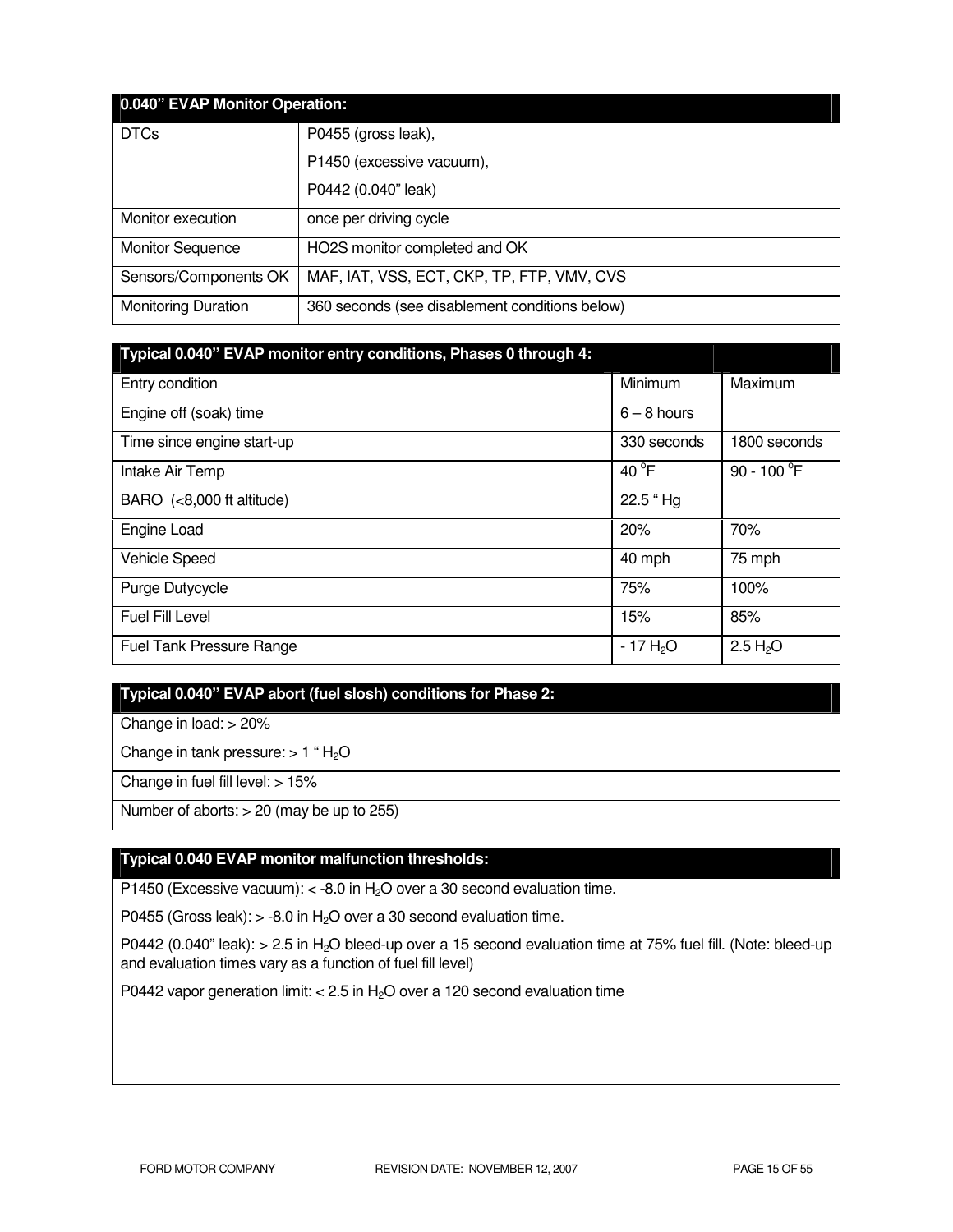| 0.040" EVAP Monitor Operation: | |
|---|---|
| DTCs | P0455 (gross leak),<br>P1450 (excessive vacuum),<br>P0442 (0.040" leak) |
| Monitor execution | once per driving cycle |
| Monitor Sequence | HO2S monitor completed and OK |
| Sensors/Components OK | MAF, IAT, VSS, ECT, CKP, TP, FTP, VMV, CVS |
| Monitoring Duration | 360 seconds (see disablement conditions below) |

| Typical 0.040" EVAP monitor entry conditions, Phases 0 through 4: | | |
|---|---|---|
| Entry condition | Minimum | Maximum |
| Engine off (soak) time | 6 – 8 hours | |
| Time since engine start-up | 330 seconds | 1800 seconds |
| Intake Air Temp | 40 °F | 90 - 100 °F |
| BARO (<8,000 ft altitude) | 22.5 " Hg | |
| Engine Load | 20% | 70% |
| Vehicle Speed | 40 mph | 75 mph |
| Purge Dutycycle | 75% | 100% |
| Fuel Fill Level | 15% | 85% |
| Fuel Tank Pressure Range | - 17 $H_2O$ | 2.5 $H_2O$ |

| Typical 0.040" EVAP abort (fuel slosh) conditions for Phase 2: |
|---|
| Change in load: > 20% |
| Change in tank pressure: > 1 " $H_2O$ |
| Change in fuel fill level: > 15% |
| Number of aborts: > 20 (may be up to 255) |

**Typical 0.040 EVAP monitor malfunction thresholds:**

P1450 (Excessive vacuum): < -8.0 in $H_2O$ over a 30 second evaluation time.

P0455 (Gross leak): > -8.0 in $H_2O$ over a 30 second evaluation time.

P0442 (0.040" leak): > 2.5 in $H_2O$ bleed-up over a 15 second evaluation time at 75% fuel fill. (Note: bleed-up and evaluation times vary as a function of fuel fill level)

P0442 vapor generation limit: < 2.5 in $H_2O$ over a 120 second evaluation time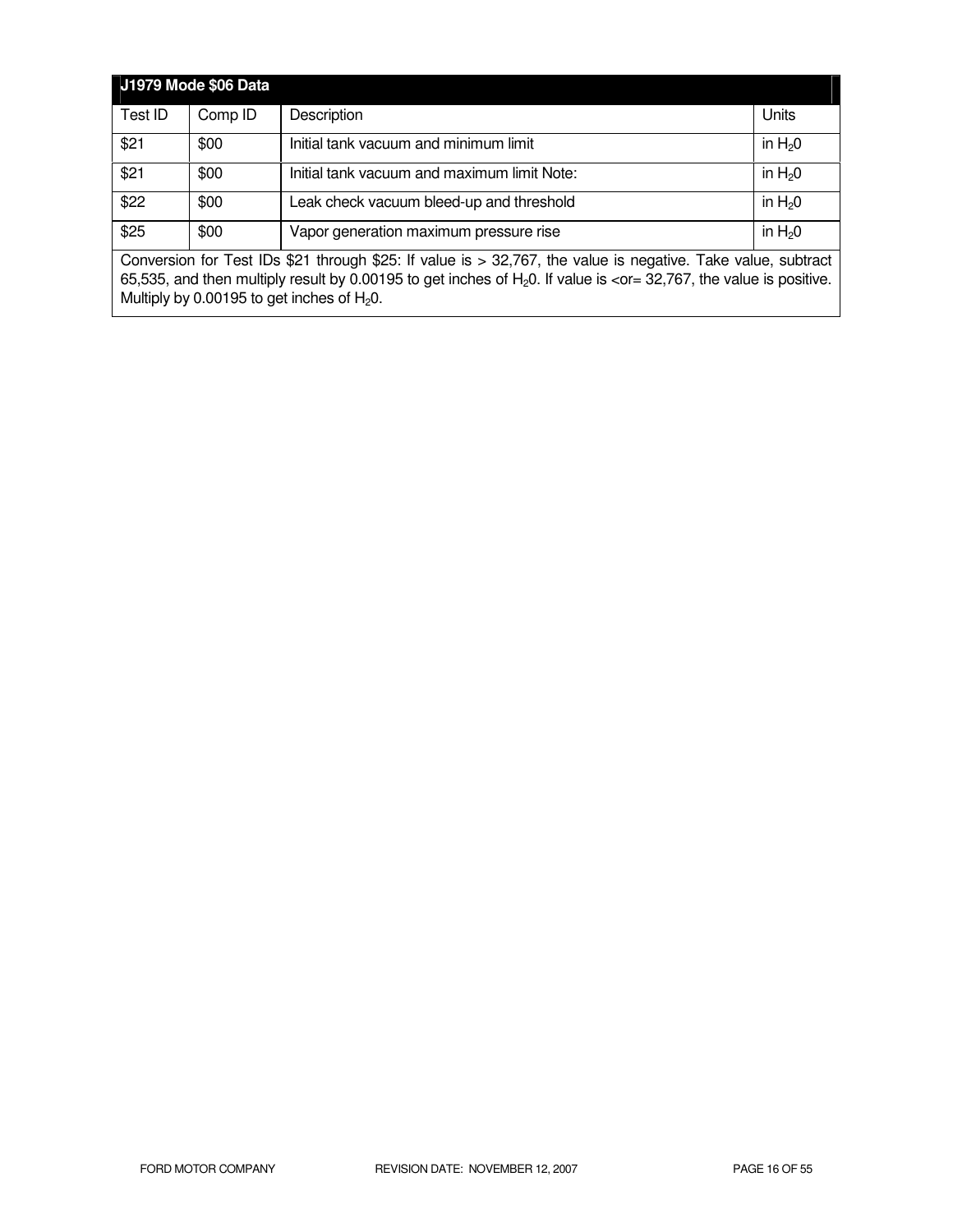| J1979 Mode $06 Data | | | |
|---|---|---|---|
| Test ID | Comp ID | Description | Units |
| $21 | $00 | Initial tank vacuum and minimum limit | in $H_20$ |
| $21 | $00 | Initial tank vacuum and maximum limit Note: | in $H_20$ |
| $22 | $00 | Leak check vacuum bleed-up and threshold | in $H_20$ |
| $25 | $00 | Vapor generation maximum pressure rise | in $H_20$ |
| Conversion for Test IDs $21 through $25: If value is > 32,767, the value is negative. Take value, subtract 65,535, and then multiply result by 0.00195 to get inches of $H_20$. If value is <or= 32,767, the value is positive. Multiply by 0.00195 to get inches of $H_20$. | | | |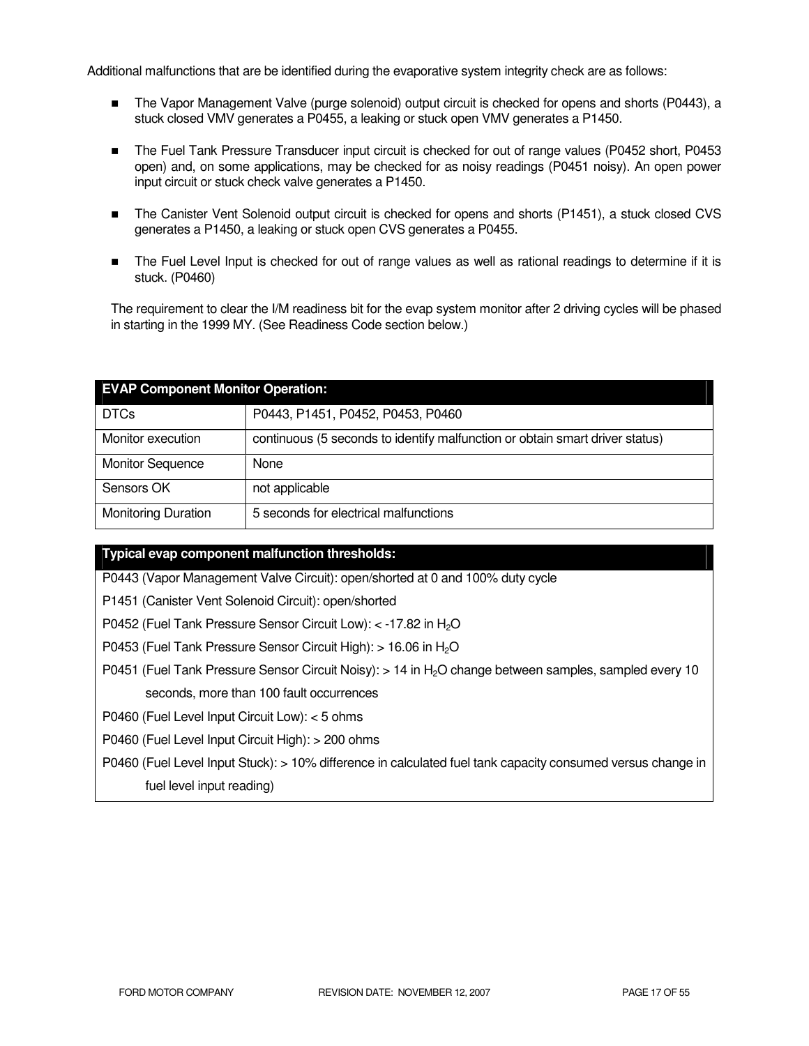Additional malfunctions that are be identified during the evaporative system integrity check are as follows:

- The Vapor Management Valve (purge solenoid) output circuit is checked for opens and shorts (P0443), a stuck closed VMV generates a P0455, a leaking or stuck open VMV generates a P1450.
- The Fuel Tank Pressure Transducer input circuit is checked for out of range values (P0452 short, P0453 open) and, on some applications, may be checked for as noisy readings (P0451 noisy). An open power input circuit or stuck check valve generates a P1450.
- The Canister Vent Solenoid output circuit is checked for opens and shorts (P1451), a stuck closed CVS generates a P1450, a leaking or stuck open CVS generates a P0455.
- The Fuel Level Input is checked for out of range values as well as rational readings to determine if it is stuck. (P0460)

The requirement to clear the I/M readiness bit for the evap system monitor after 2 driving cycles will be phased in starting in the 1999 MY. (See Readiness Code section below.)

| **EVAP Component Monitor Operation:** | |
|---|---|
| DTCs | P0443, P1451, P0452, P0453, P0460 |
| Monitor execution | continuous (5 seconds to identify malfunction or obtain smart driver status) |
| Monitor Sequence | None |
| Sensors OK | not applicable |
| Monitoring Duration | 5 seconds for electrical malfunctions |

| **Typical evap component malfunction thresholds:** |
|---|
| P0443 (Vapor Management Valve Circuit): open/shorted at 0 and 100% duty cycle |
| P1451 (Canister Vent Solenoid Circuit): open/shorted |
| P0452 (Fuel Tank Pressure Sensor Circuit Low): < -17.82 in $H_2O$ |
| P0453 (Fuel Tank Pressure Sensor Circuit High): > 16.06 in $H_2O$ |
| P0451 (Fuel Tank Pressure Sensor Circuit Noisy): > 14 in $H_2O$ change between samples, sampled every 10 seconds, more than 100 fault occurrences |
| P0460 (Fuel Level Input Circuit Low): < 5 ohms |
| P0460 (Fuel Level Input Circuit High): > 200 ohms |
| P0460 (Fuel Level Input Stuck): > 10% difference in calculated fuel tank capacity consumed versus change in fuel level input reading) |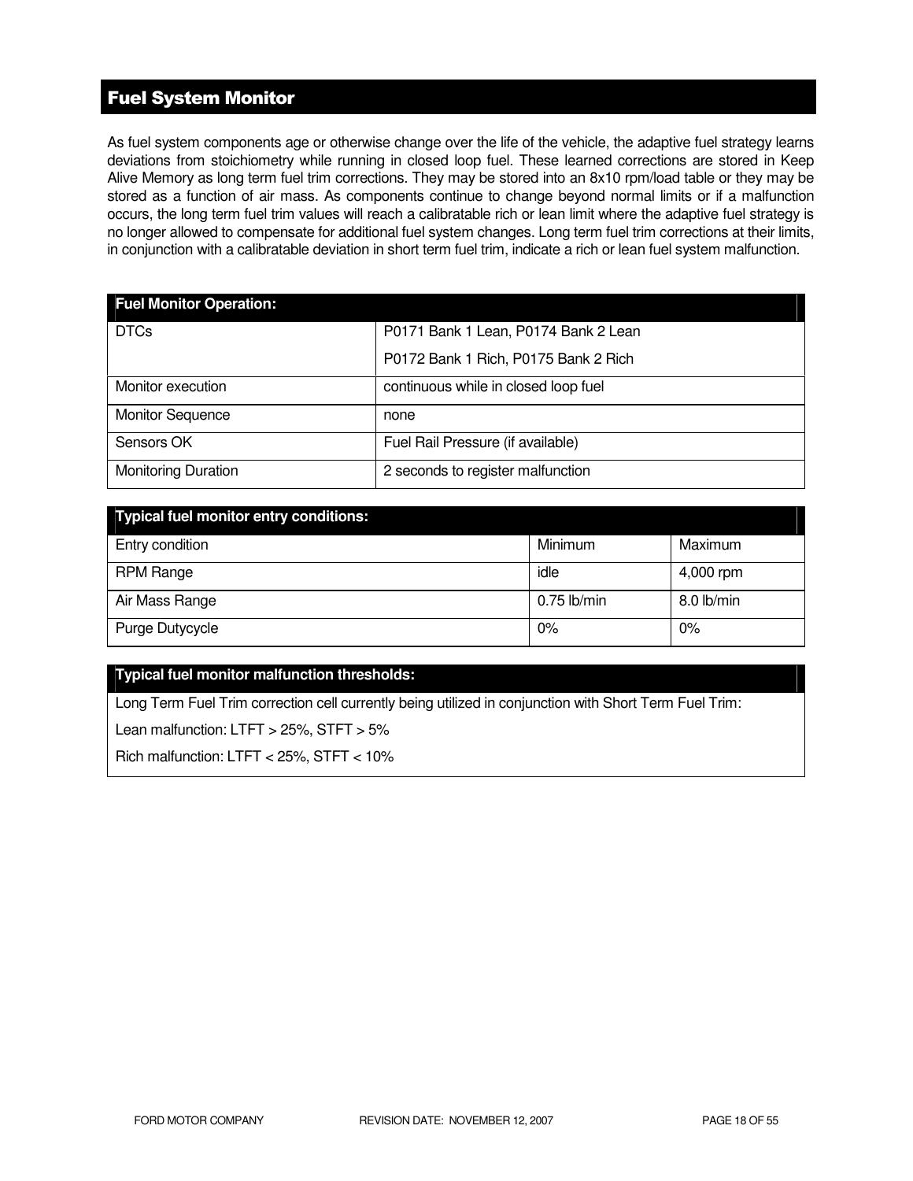## Fuel System Monitor

As fuel system components age or otherwise change over the life of the vehicle, the adaptive fuel strategy learns deviations from stoichiometry while running in closed loop fuel. These learned corrections are stored in Keep Alive Memory as long term fuel trim corrections. They may be stored into an 8x10 rpm/load table or they may be stored as a function of air mass. As components continue to change beyond normal limits or if a malfunction occurs, the long term fuel trim values will reach a calibratable rich or lean limit where the adaptive fuel strategy is no longer allowed to compensate for additional fuel system changes. Long term fuel trim corrections at their limits, in conjunction with a calibratable deviation in short term fuel trim, indicate a rich or lean fuel system malfunction.

| Fuel Monitor Operation: | |
|---|---|
| DTCs | P0171 Bank 1 Lean, P0174 Bank 2 Lean<br>P0172 Bank 1 Rich, P0175 Bank 2 Rich |
| Monitor execution | continuous while in closed loop fuel |
| Monitor Sequence | none |
| Sensors OK | Fuel Rail Pressure (if available) |
| Monitoring Duration | 2 seconds to register malfunction |

| Typical fuel monitor entry conditions: | | |
|---|---|---|
| Entry condition | Minimum | Maximum |
| RPM Range | idle | 4,000 rpm |
| Air Mass Range | 0.75 lb/min | 8.0 lb/min |
| Purge Dutycycle | 0% | 0% |

| Typical fuel monitor malfunction thresholds: |
|---|
| Long Term Fuel Trim correction cell currently being utilized in conjunction with Short Term Fuel Trim:<br>Lean malfunction: LTFT > 25%, STFT > 5%<br>Rich malfunction: LTFT < 25%, STFT < 10% |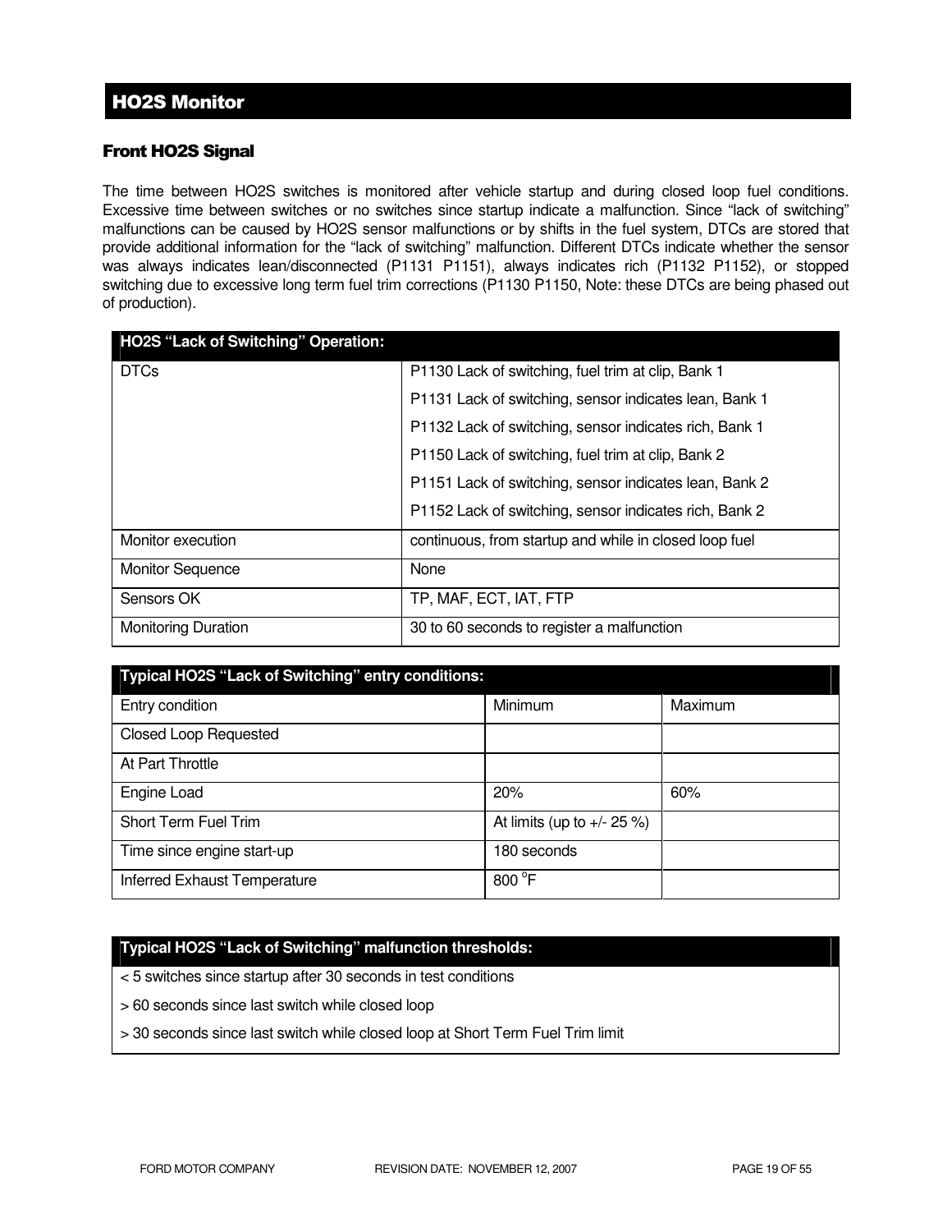## HO2S Monitor

### Front HO2S Signal

The time between HO2S switches is monitored after vehicle startup and during closed loop fuel conditions. Excessive time between switches or no switches since startup indicate a malfunction. Since "lack of switching" malfunctions can be caused by HO2S sensor malfunctions or by shifts in the fuel system, DTCs are stored that provide additional information for the "lack of switching" malfunction. Different DTCs indicate whether the sensor was always indicates lean/disconnected (P1131 P1151), always indicates rich (P1132 P1152), or stopped switching due to excessive long term fuel trim corrections (P1130 P1150, Note: these DTCs are being phased out of production).

| HO2S "Lack of Switching" Operation: | |
|---|---|
| DTCs | P1130 Lack of switching, fuel trim at clip, Bank 1<br>P1131 Lack of switching, sensor indicates lean, Bank 1<br>P1132 Lack of switching, sensor indicates rich, Bank 1<br>P1150 Lack of switching, fuel trim at clip, Bank 2<br>P1151 Lack of switching, sensor indicates lean, Bank 2<br>P1152 Lack of switching, sensor indicates rich, Bank 2 |
| Monitor execution | continuous, from startup and while in closed loop fuel |
| Monitor Sequence | None |
| Sensors OK | TP, MAF, ECT, IAT, FTP |
| Monitoring Duration | 30 to 60 seconds to register a malfunction |

| Typical HO2S "Lack of Switching" entry conditions: | | |
|---|---|---|
| Entry condition | Minimum | Maximum |
| Closed Loop Requested | | |
| At Part Throttle | | |
| Engine Load | 20% | 60% |
| Short Term Fuel Trim | At limits (up to +/- 25 %) | |
| Time since engine start-up | 180 seconds | |
| Inferred Exhaust Temperature | 800 °F | |

| Typical HO2S "Lack of Switching" malfunction thresholds: |
|---|
| < 5 switches since startup after 30 seconds in test conditions |
| > 60 seconds since last switch while closed loop |
| > 30 seconds since last switch while closed loop at Short Term Fuel Trim limit |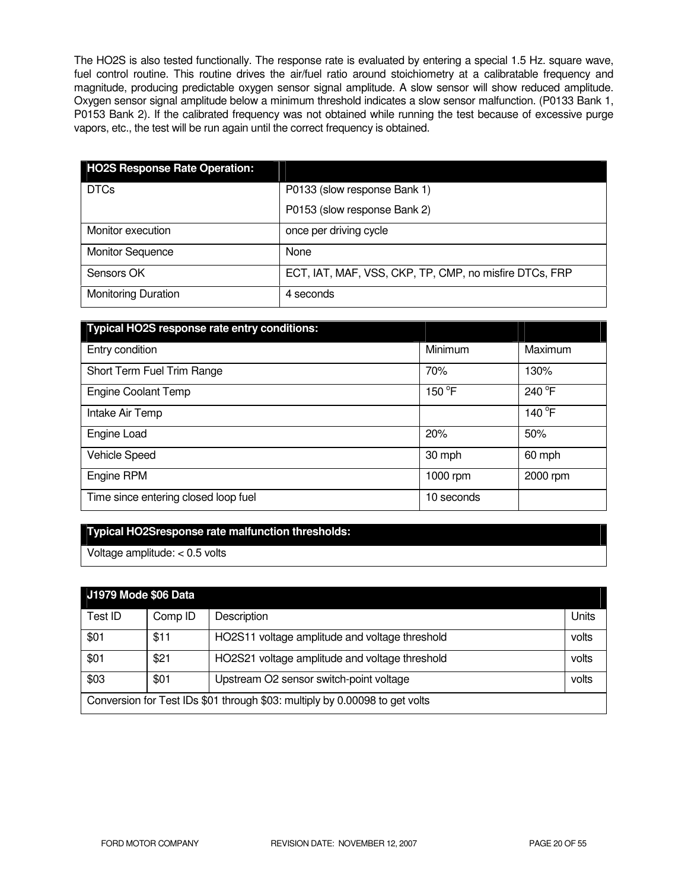The HO2S is also tested functionally. The response rate is evaluated by entering a special 1.5 Hz. square wave, fuel control routine. This routine drives the air/fuel ratio around stoichiometry at a calibratable frequency and magnitude, producing predictable oxygen sensor signal amplitude. A slow sensor will show reduced amplitude. Oxygen sensor signal amplitude below a minimum threshold indicates a slow sensor malfunction. (P0133 Bank 1, P0153 Bank 2). If the calibrated frequency was not obtained while running the test because of excessive purge vapors, etc., the test will be run again until the correct frequency is obtained.

| **HO2S Response Rate Operation:** | |
|---|---|
| DTCs | P0133 (slow response Bank 1)<br>P0153 (slow response Bank 2) |
| Monitor execution | once per driving cycle |
| Monitor Sequence | None |
| Sensors OK | ECT, IAT, MAF, VSS, CKP, TP, CMP, no misfire DTCs, FRP |
| Monitoring Duration | 4 seconds |

| **Typical HO2S response rate entry conditions:** | | |
|---|---|---|
| Entry condition | Minimum | Maximum |
| Short Term Fuel Trim Range | 70% | 130% |
| Engine Coolant Temp | 150 °F | 240 °F |
| Intake Air Temp | | 140 °F |
| Engine Load | 20% | 50% |
| Vehicle Speed | 30 mph | 60 mph |
| Engine RPM | 1000 rpm | 2000 rpm |
| Time since entering closed loop fuel | 10 seconds | |

| **Typical HO2Sresponse rate malfunction thresholds:** |
|---|
| Voltage amplitude: < 0.5 volts |

| **J1979 Mode $06 Data** | | | |
|---|---|---|---|
| Test ID | Comp ID | Description | Units |
| $01 | $11 | HO2S11 voltage amplitude and voltage threshold | volts |
| $01 | $21 | HO2S21 voltage amplitude and voltage threshold | volts |
| $03 | $01 | Upstream O2 sensor switch-point voltage | volts |
| Conversion for Test IDs $01 through $03: multiply by 0.00098 to get volts | | | |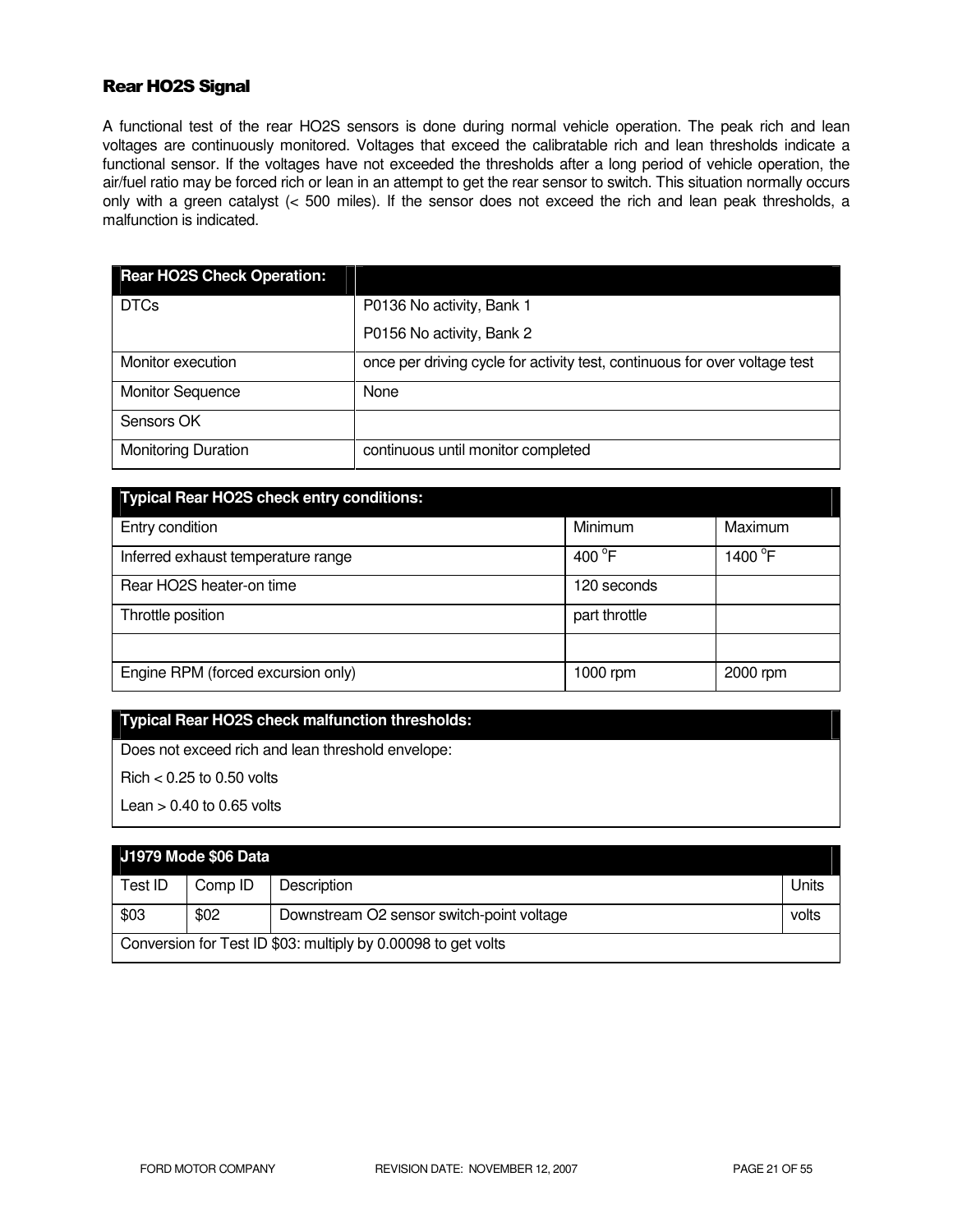## Rear HO2S Signal

A functional test of the rear HO2S sensors is done during normal vehicle operation. The peak rich and lean voltages are continuously monitored. Voltages that exceed the calibratable rich and lean thresholds indicate a functional sensor. If the voltages have not exceeded the thresholds after a long period of vehicle operation, the air/fuel ratio may be forced rich or lean in an attempt to get the rear sensor to switch. This situation normally occurs only with a green catalyst (< 500 miles). If the sensor does not exceed the rich and lean peak thresholds, a malfunction is indicated.

| Rear HO2S Check Operation: | |
|---|---|
| DTCs | P0136 No activity, Bank 1<br>P0156 No activity, Bank 2 |
| Monitor execution | once per driving cycle for activity test, continuous for over voltage test |
| Monitor Sequence | None |
| Sensors OK | |
| Monitoring Duration | continuous until monitor completed |

| Typical Rear HO2S check entry conditions: | | |
|---|---|---|
| Entry condition | Minimum | Maximum |
| Inferred exhaust temperature range | 400 °F | 1400 °F |
| Rear HO2S heater-on time | 120 seconds | |
| Throttle position | part throttle | |
| | | |
| Engine RPM (forced excursion only) | 1000 rpm | 2000 rpm |

| Typical Rear HO2S check malfunction thresholds: |
|---|
| Does not exceed rich and lean threshold envelope:<br>Rich < 0.25 to 0.50 volts<br>Lean > 0.40 to 0.65 volts |

| J1979 Mode $06 Data | | | |
|---|---|---|---|
| Test ID | Comp ID | Description | Units |
| $03 | $02 | Downstream O2 sensor switch-point voltage | volts |
| Conversion for Test ID $03: multiply by 0.00098 to get volts | | | |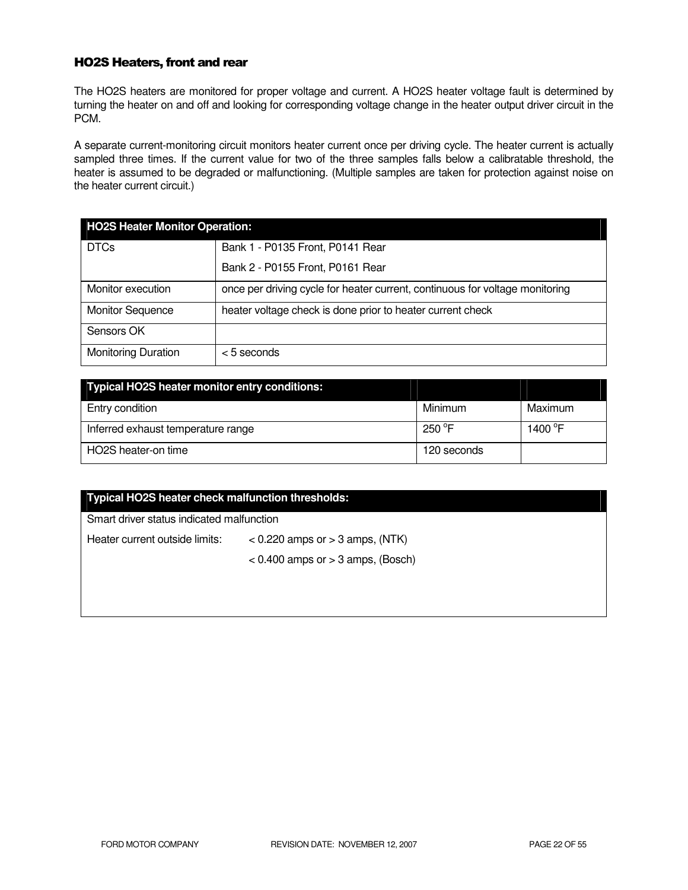### HO2S Heaters, front and rear

The HO2S heaters are monitored for proper voltage and current. A HO2S heater voltage fault is determined by turning the heater on and off and looking for corresponding voltage change in the heater output driver circuit in the PCM.

A separate current-monitoring circuit monitors heater current once per driving cycle. The heater current is actually sampled three times. If the current value for two of the three samples falls below a calibratable threshold, the heater is assumed to be degraded or malfunctioning. (Multiple samples are taken for protection against noise on the heater current circuit.)

| HO2S Heater Monitor Operation: | |
|---|---|
| DTCs | Bank 1 - P0135 Front, P0141 Rear<br>Bank 2 - P0155 Front, P0161 Rear |
| Monitor execution | once per driving cycle for heater current, continuous for voltage monitoring |
| Monitor Sequence | heater voltage check is done prior to heater current check |
| Sensors OK | |
| Monitoring Duration | < 5 seconds |

| Typical HO2S heater monitor entry conditions: | | |
|---|---|---|
| Entry condition | Minimum | Maximum |
| Inferred exhaust temperature range | 250 °F | 1400 °F |
| HO2S heater-on time | 120 seconds | |

| Typical HO2S heater check malfunction thresholds: |
|---|
| Smart driver status indicated malfunction<br>Heater current outside limits: < 0.220 amps or > 3 amps, (NTK)<br>< 0.400 amps or > 3 amps, (Bosch) |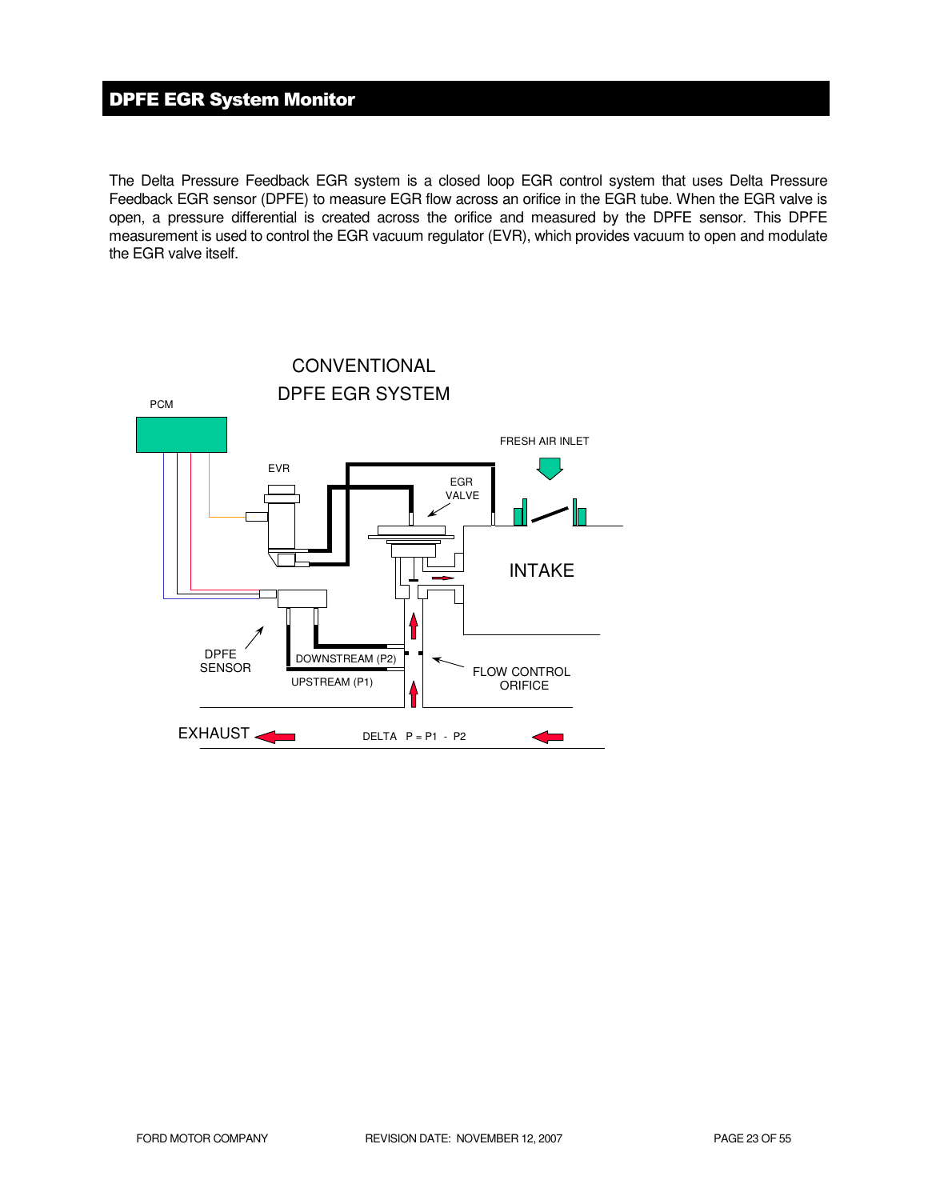## DPFE EGR System Monitor

The Delta Pressure Feedback EGR system is a closed loop EGR control system that uses Delta Pressure Feedback EGR sensor (DPFE) to measure EGR flow across an orifice in the EGR tube. When the EGR valve is open, a pressure differential is created across the orifice and measured by the DPFE sensor. This DPFE measurement is used to control the EGR vacuum regulator (EVR), which provides vacuum to open and modulate the EGR valve itself.

CONVENTIONAL DPFE EGR SYSTEM

PCM

EVR

EGR VALVE

FRESH AIR INLET

INTAKE

DPFE SENSOR

DOWNSTREAM (P2)

UPSTREAM (P1)

FLOW CONTROL ORIFICE

EXHAUST

DELTA P = P1 - P2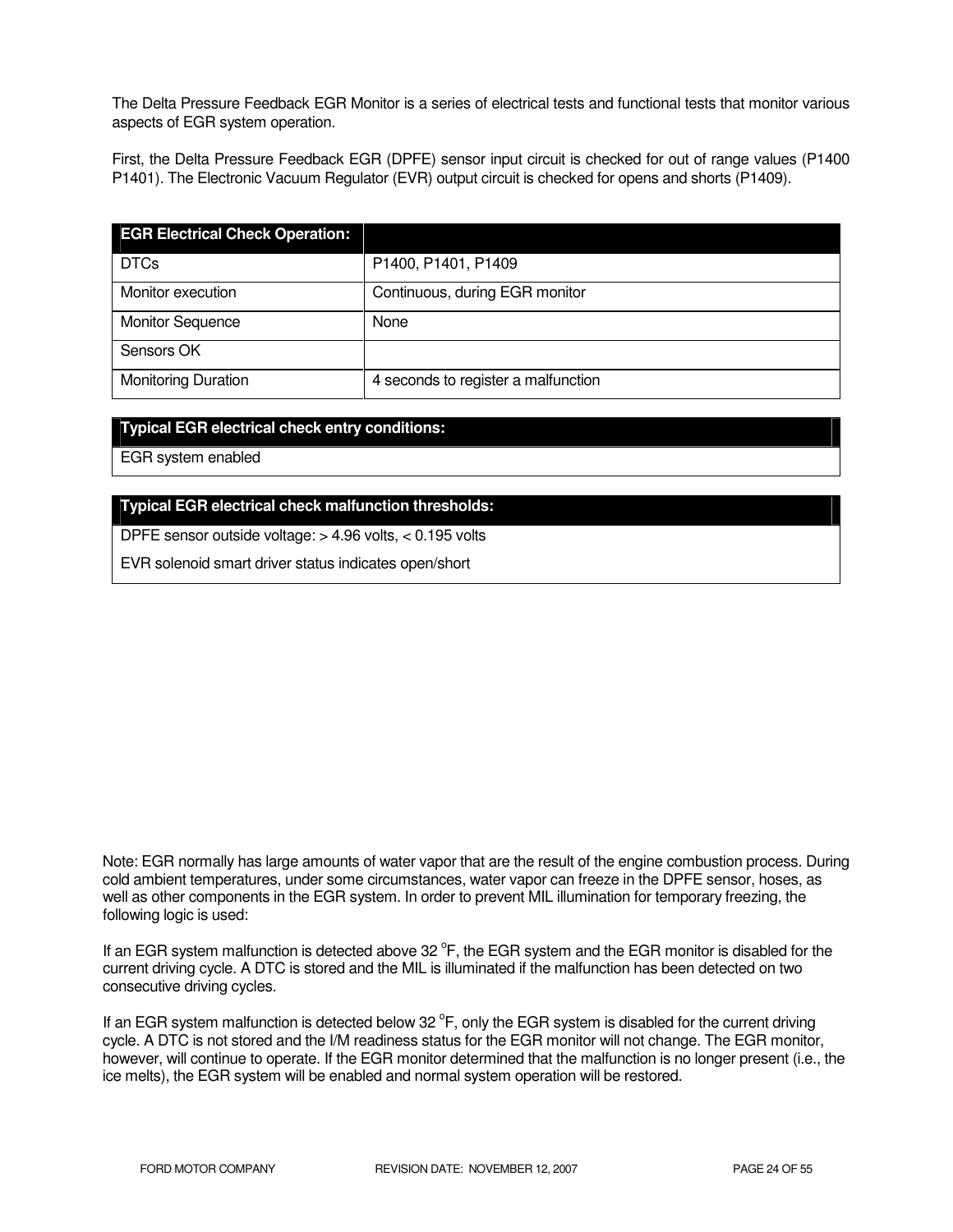The Delta Pressure Feedback EGR Monitor is a series of electrical tests and functional tests that monitor various aspects of EGR system operation.

First, the Delta Pressure Feedback EGR (DPFE) sensor input circuit is checked for out of range values (P1400 P1401). The Electronic Vacuum Regulator (EVR) output circuit is checked for opens and shorts (P1409).

| **EGR Electrical Check Operation:** | |
|---|---|
| DTCs | P1400, P1401, P1409 |
| Monitor execution | Continuous, during EGR monitor |
| Monitor Sequence | None |
| Sensors OK | |
| Monitoring Duration | 4 seconds to register a malfunction |

| **Typical EGR electrical check entry conditions:** |
|---|
| EGR system enabled |

| **Typical EGR electrical check malfunction thresholds:** |
|---|
| DPFE sensor outside voltage: > 4.96 volts, < 0.195 volts |
| EVR solenoid smart driver status indicates open/short |

Note: EGR normally has large amounts of water vapor that are the result of the engine combustion process. During cold ambient temperatures, under some circumstances, water vapor can freeze in the DPFE sensor, hoses, as well as other components in the EGR system. In order to prevent MIL illumination for temporary freezing, the following logic is used:

If an EGR system malfunction is detected above 32 °F, the EGR system and the EGR monitor is disabled for the current driving cycle. A DTC is stored and the MIL is illuminated if the malfunction has been detected on two consecutive driving cycles.

If an EGR system malfunction is detected below 32 °F, only the EGR system is disabled for the current driving cycle. A DTC is not stored and the I/M readiness status for the EGR monitor will not change. The EGR monitor, however, will continue to operate. If the EGR monitor determined that the malfunction is no longer present (i.e., the ice melts), the EGR system will be enabled and normal system operation will be restored.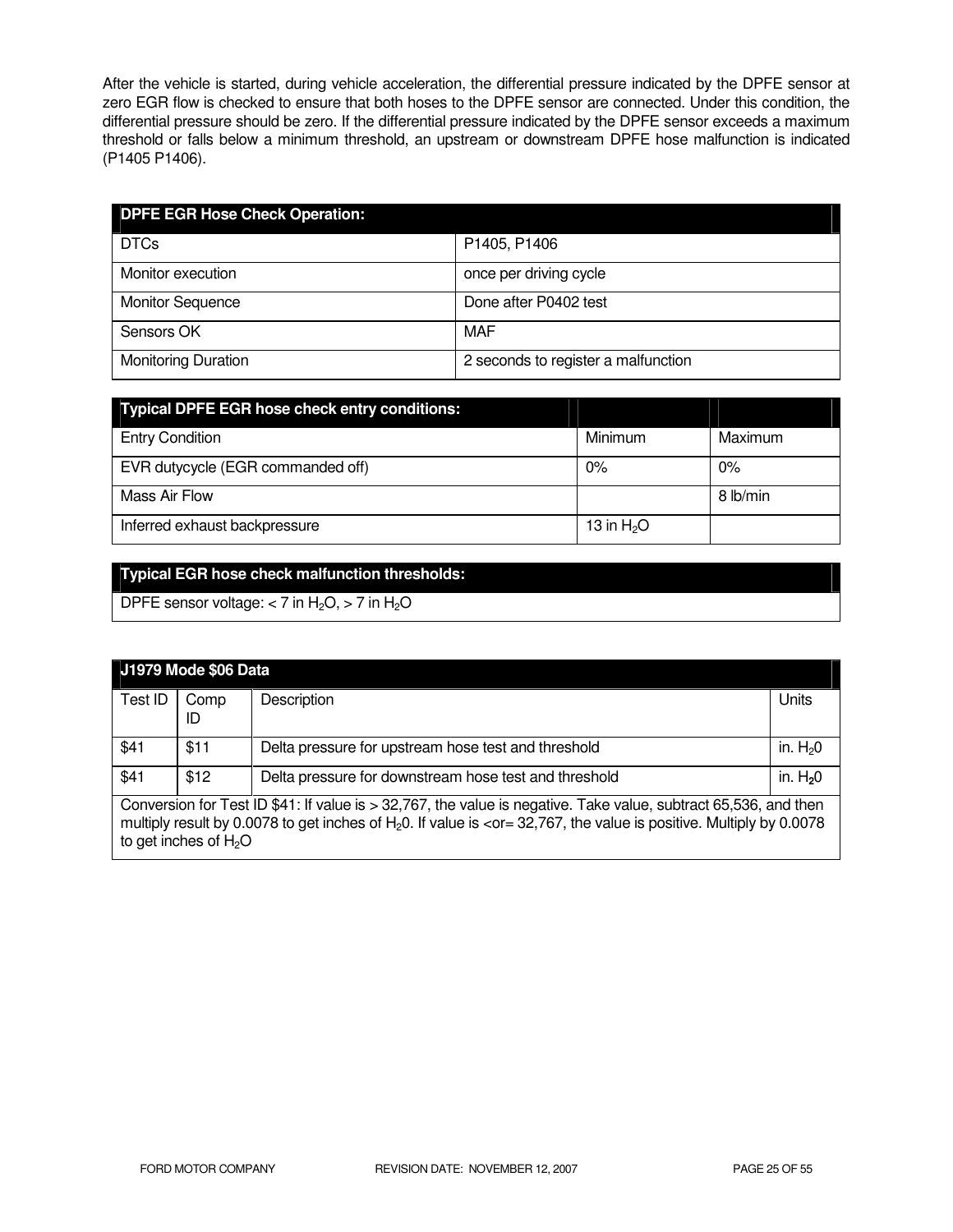After the vehicle is started, during vehicle acceleration, the differential pressure indicated by the DPFE sensor at zero EGR flow is checked to ensure that both hoses to the DPFE sensor are connected. Under this condition, the differential pressure should be zero. If the differential pressure indicated by the DPFE sensor exceeds a maximum threshold or falls below a minimum threshold, an upstream or downstream DPFE hose malfunction is indicated (P1405 P1406).

| DPFE EGR Hose Check Operation: | |
|---|---|
| DTCs | P1405, P1406 |
| Monitor execution | once per driving cycle |
| Monitor Sequence | Done after P0402 test |
| Sensors OK | MAF |
| Monitoring Duration | 2 seconds to register a malfunction |

| Typical DPFE EGR hose check entry conditions: | | |
|---|---|---|
| Entry Condition | Minimum | Maximum |
| EVR dutycycle (EGR commanded off) | 0% | 0% |
| Mass Air Flow | | 8 lb/min |
| Inferred exhaust backpressure | 13 in $H_2O$ | |

| Typical EGR hose check malfunction thresholds: |
|---|
| DPFE sensor voltage: < 7 in $H_2O$, > 7 in $H_2O$ |

| J1979 Mode $06 Data | | | |
|---|---|---|---|
| Test ID | Comp ID | Description | Units |
| $41 | $11 | Delta pressure for upstream hose test and threshold | in. $H_20$ |
| $41 | $12 | Delta pressure for downstream hose test and threshold | in. $H_20$ |
| Conversion for Test ID $41: If value is > 32,767, the value is negative. Take value, subtract 65,536, and then multiply result by 0.0078 to get inches of $H_20$. If value is <or= 32,767, the value is positive. Multiply by 0.0078 to get inches of $H_2O$ | | | |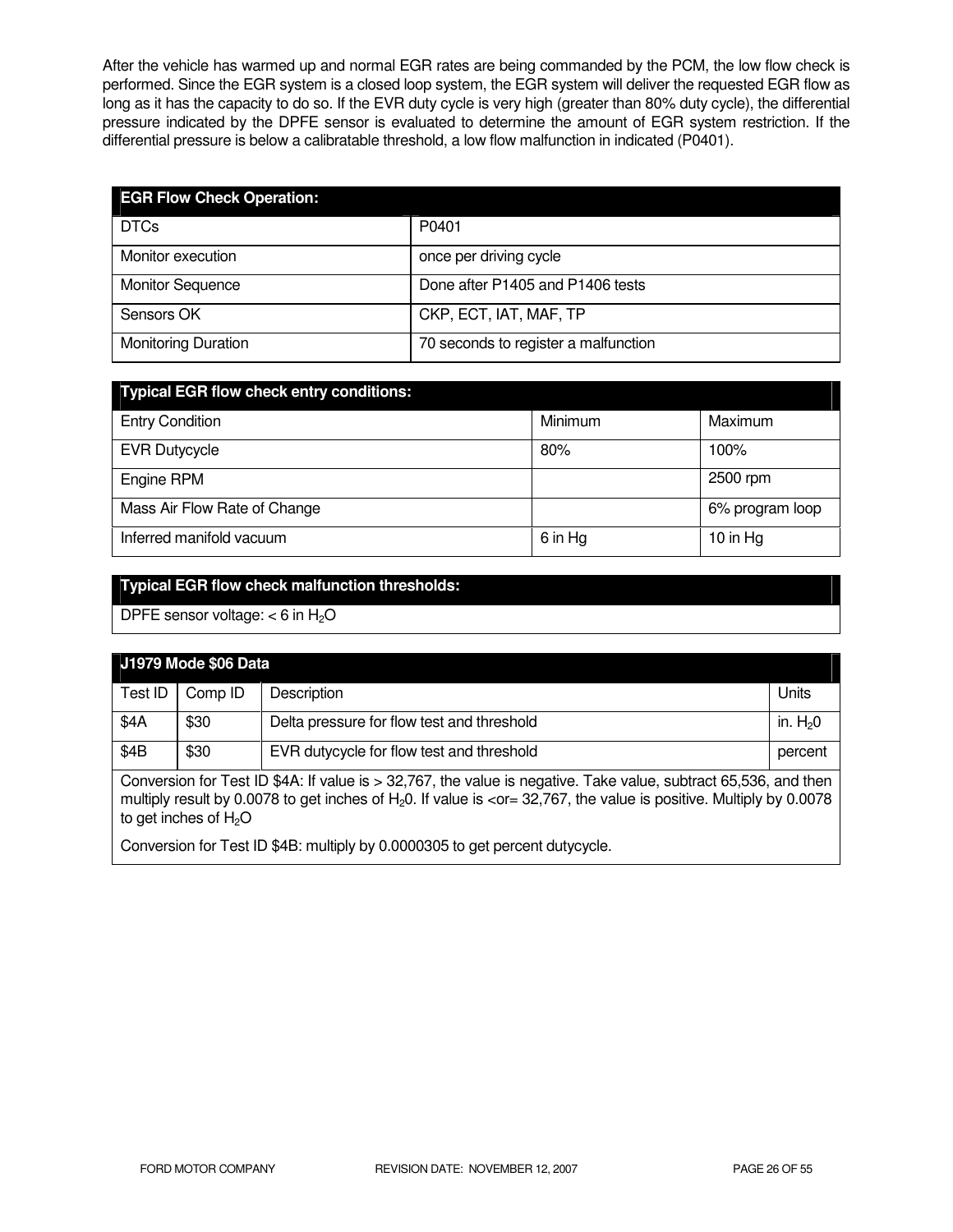After the vehicle has warmed up and normal EGR rates are being commanded by the PCM, the low flow check is performed. Since the EGR system is a closed loop system, the EGR system will deliver the requested EGR flow as long as it has the capacity to do so. If the EVR duty cycle is very high (greater than 80% duty cycle), the differential pressure indicated by the DPFE sensor is evaluated to determine the amount of EGR system restriction. If the differential pressure is below a calibratable threshold, a low flow malfunction in indicated (P0401).

| **EGR Flow Check Operation:** | |
|---|---|
| DTCs | P0401 |
| Monitor execution | once per driving cycle |
| Monitor Sequence | Done after P1405 and P1406 tests |
| Sensors OK | CKP, ECT, IAT, MAF, TP |
| Monitoring Duration | 70 seconds to register a malfunction |

| **Typical EGR flow check entry conditions:** | | |
|---|---|---|
| Entry Condition | Minimum | Maximum |
| EVR Dutycycle | 80% | 100% |
| Engine RPM | | 2500 rpm |
| Mass Air Flow Rate of Change | | 6% program loop |
| Inferred manifold vacuum | 6 in Hg | 10 in Hg |

| **Typical EGR flow check malfunction thresholds:** |
|---|
| DPFE sensor voltage: < 6 in $H_2O$ |

| **J1979 Mode $06 Data** | | | |
|---|---|---|---|
| Test ID | Comp ID | Description | Units |
| $4A | $30 | Delta pressure for flow test and threshold | in. $H_2 0$ |
| $4B | $30 | EVR dutycycle for flow test and threshold | percent |

Conversion for Test ID $4A: If value is > 32,767, the value is negative. Take value, subtract 65,536, and then multiply result by 0.0078 to get inches of $H_2 0$. If value is <or= 32,767, the value is positive. Multiply by 0.0078 to get inches of $H_2O$

Conversion for Test ID $4B: multiply by 0.0000305 to get percent dutycycle.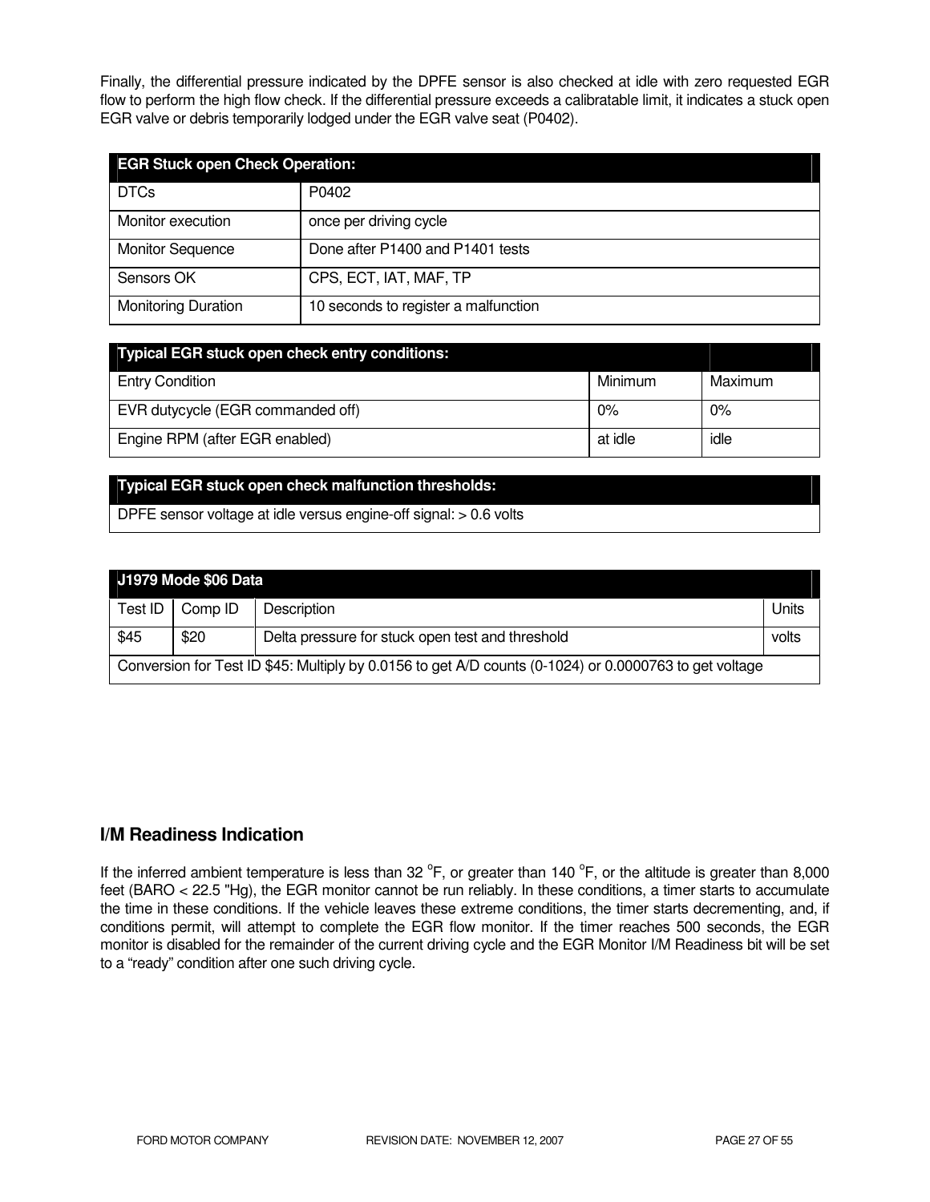Finally, the differential pressure indicated by the DPFE sensor is also checked at idle with zero requested EGR flow to perform the high flow check. If the differential pressure exceeds a calibratable limit, it indicates a stuck open EGR valve or debris temporarily lodged under the EGR valve seat (P0402).

| **EGR Stuck open Check Operation:** | |
|---|---|
| DTCs | P0402 |
| Monitor execution | once per driving cycle |
| Monitor Sequence | Done after P1400 and P1401 tests |
| Sensors OK | CPS, ECT, IAT, MAF, TP |
| Monitoring Duration | 10 seconds to register a malfunction |

| **Typical EGR stuck open check entry conditions:** | | |
|---|---|---|
| Entry Condition | Minimum | Maximum |
| EVR dutycycle (EGR commanded off) | 0% | 0% |
| Engine RPM (after EGR enabled) | at idle | idle |

| **Typical EGR stuck open check malfunction thresholds:** |
|---|
| DPFE sensor voltage at idle versus engine-off signal: > 0.6 volts |

| **J1979 Mode $06 Data** | | | |
|---|---|---|---|
| Test ID | Comp ID | Description | Units |
| $45 | $20 | Delta pressure for stuck open test and threshold | volts |
| Conversion for Test ID $45: Multiply by 0.0156 to get A/D counts (0-1024) or 0.0000763 to get voltage | | | |

## I/M Readiness Indication

If the inferred ambient temperature is less than 32 °F, or greater than 140 °F, or the altitude is greater than 8,000 feet (BARO < 22.5 "Hg), the EGR monitor cannot be run reliably. In these conditions, a timer starts to accumulate the time in these conditions. If the vehicle leaves these extreme conditions, the timer starts decrementing, and, if conditions permit, will attempt to complete the EGR flow monitor. If the timer reaches 500 seconds, the EGR monitor is disabled for the remainder of the current driving cycle and the EGR Monitor I/M Readiness bit will be set to a "ready" condition after one such driving cycle.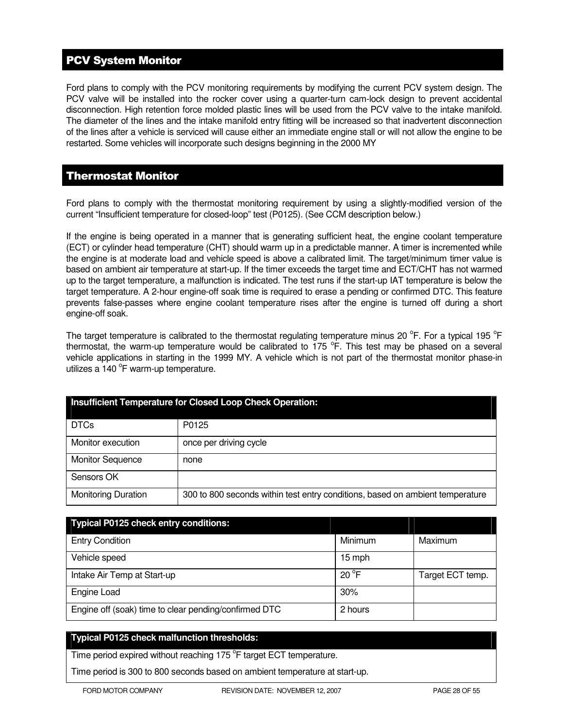## PCV System Monitor

Ford plans to comply with the PCV monitoring requirements by modifying the current PCV system design. The PCV valve will be installed into the rocker cover using a quarter-turn cam-lock design to prevent accidental disconnection. High retention force molded plastic lines will be used from the PCV valve to the intake manifold. The diameter of the lines and the intake manifold entry fitting will be increased so that inadvertent disconnection of the lines after a vehicle is serviced will cause either an immediate engine stall or will not allow the engine to be restarted. Some vehicles will incorporate such designs beginning in the 2000 MY

## Thermostat Monitor

Ford plans to comply with the thermostat monitoring requirement by using a slightly-modified version of the current "Insufficient temperature for closed-loop" test (P0125). (See CCM description below.)

If the engine is being operated in a manner that is generating sufficient heat, the engine coolant temperature (ECT) or cylinder head temperature (CHT) should warm up in a predictable manner. A timer is incremented while the engine is at moderate load and vehicle speed is above a calibrated limit. The target/minimum timer value is based on ambient air temperature at start-up. If the timer exceeds the target time and ECT/CHT has not warmed up to the target temperature, a malfunction is indicated. The test runs if the start-up IAT temperature is below the target temperature. A 2-hour engine-off soak time is required to erase a pending or confirmed DTC. This feature prevents false-passes where engine coolant temperature rises after the engine is turned off during a short engine-off soak.

The target temperature is calibrated to the thermostat regulating temperature minus 20 $^{o}$F. For a typical 195 $^{o}$F thermostat, the warm-up temperature would be calibrated to 175 $^{o}$F. This test may be phased on a several vehicle applications in starting in the 1999 MY. A vehicle which is not part of the thermostat monitor phase-in utilizes a 140 $^{o}$F warm-up temperature.

| Insufficient Temperature for Closed Loop Check Operation: | |
|---|---|
| DTCs | P0125 |
| Monitor execution | once per driving cycle |
| Monitor Sequence | none |
| Sensors OK | |
| Monitoring Duration | 300 to 800 seconds within test entry conditions, based on ambient temperature |

| Typical P0125 check entry conditions: | | |
|---|---|---|
| Entry Condition | Minimum | Maximum |
| Vehicle speed | 15 mph | |
| Intake Air Temp at Start-up | 20 $^{o}$F | Target ECT temp. |
| Engine Load | 30% | |
| Engine off (soak) time to clear pending/confirmed DTC | 2 hours | |

| Typical P0125 check malfunction thresholds: |
|---|
| Time period expired without reaching 175 $^{o}$F target ECT temperature.<br>Time period is 300 to 800 seconds based on ambient temperature at start-up. |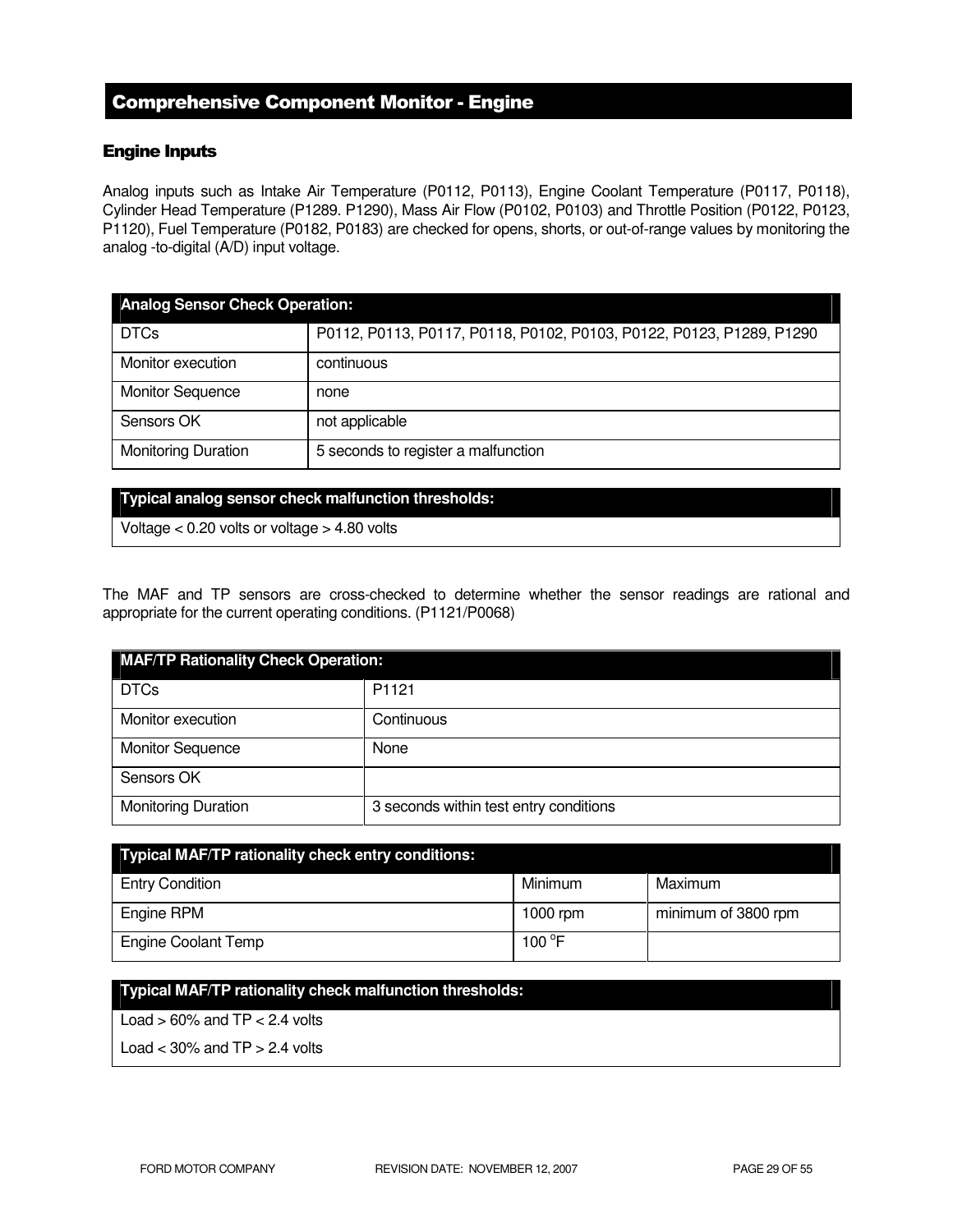## Comprehensive Component Monitor - Engine

### Engine Inputs

Analog inputs such as Intake Air Temperature (P0112, P0113), Engine Coolant Temperature (P0117, P0118), Cylinder Head Temperature (P1289. P1290), Mass Air Flow (P0102, P0103) and Throttle Position (P0122, P0123, P1120), Fuel Temperature (P0182, P0183) are checked for opens, shorts, or out-of-range values by monitoring the analog -to-digital (A/D) input voltage.

| Analog Sensor Check Operation: | |
|---|---|
| DTCs | P0112, P0113, P0117, P0118, P0102, P0103, P0122, P0123, P1289, P1290 |
| Monitor execution | continuous |
| Monitor Sequence | none |
| Sensors OK | not applicable |
| Monitoring Duration | 5 seconds to register a malfunction |

| Typical analog sensor check malfunction thresholds: |
|---|
| Voltage < 0.20 volts or voltage > 4.80 volts |

The MAF and TP sensors are cross-checked to determine whether the sensor readings are rational and appropriate for the current operating conditions. (P1121/P0068)

| MAF/TP Rationality Check Operation: | |
|---|---|
| DTCs | P1121 |
| Monitor execution | Continuous |
| Monitor Sequence | None |
| Sensors OK | |
| Monitoring Duration | 3 seconds within test entry conditions |

| Typical MAF/TP rationality check entry conditions: | | |
|---|---|---|
| Entry Condition | Minimum | Maximum |
| Engine RPM | 1000 rpm | minimum of 3800 rpm |
| Engine Coolant Temp | 100 °F | |

| Typical MAF/TP rationality check malfunction thresholds: |
|---|
| Load > 60% and TP < 2.4 volts |
| Load < 30% and TP > 2.4 volts |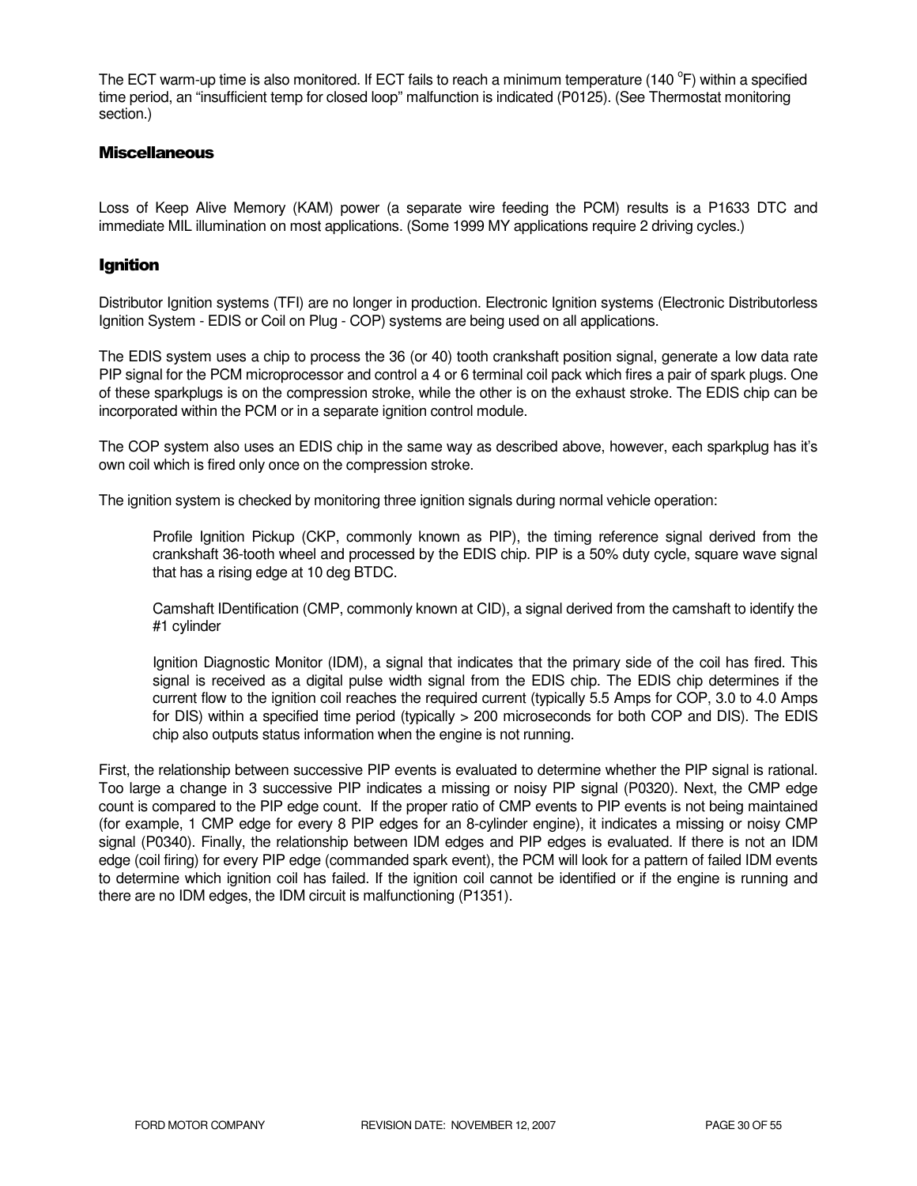The ECT warm-up time is also monitored. If ECT fails to reach a minimum temperature (140 $^{o}$F) within a specified time period, an "insufficient temp for closed loop" malfunction is indicated (P0125). (See Thermostat monitoring section.)

## Miscellaneous

Loss of Keep Alive Memory (KAM) power (a separate wire feeding the PCM) results is a P1633 DTC and immediate MIL illumination on most applications. (Some 1999 MY applications require 2 driving cycles.)

## Ignition

Distributor Ignition systems (TFI) are no longer in production. Electronic Ignition systems (Electronic Distributorless Ignition System - EDIS or Coil on Plug - COP) systems are being used on all applications.

The EDIS system uses a chip to process the 36 (or 40) tooth crankshaft position signal, generate a low data rate PIP signal for the PCM microprocessor and control a 4 or 6 terminal coil pack which fires a pair of spark plugs. One of these sparkplugs is on the compression stroke, while the other is on the exhaust stroke. The EDIS chip can be incorporated within the PCM or in a separate ignition control module.

The COP system also uses an EDIS chip in the same way as described above, however, each sparkplug has it's own coil which is fired only once on the compression stroke.

The ignition system is checked by monitoring three ignition signals during normal vehicle operation:

> Profile Ignition Pickup (CKP, commonly known as PIP), the timing reference signal derived from the crankshaft 36-tooth wheel and processed by the EDIS chip. PIP is a 50% duty cycle, square wave signal that has a rising edge at 10 deg BTDC.
>
> Camshaft IDentification (CMP, commonly known at CID), a signal derived from the camshaft to identify the #1 cylinder
>
> Ignition Diagnostic Monitor (IDM), a signal that indicates that the primary side of the coil has fired. This signal is received as a digital pulse width signal from the EDIS chip. The EDIS chip determines if the current flow to the ignition coil reaches the required current (typically 5.5 Amps for COP, 3.0 to 4.0 Amps for DIS) within a specified time period (typically > 200 microseconds for both COP and DIS). The EDIS chip also outputs status information when the engine is not running.

First, the relationship between successive PIP events is evaluated to determine whether the PIP signal is rational. Too large a change in 3 successive PIP indicates a missing or noisy PIP signal (P0320). Next, the CMP edge count is compared to the PIP edge count. If the proper ratio of CMP events to PIP events is not being maintained (for example, 1 CMP edge for every 8 PIP edges for an 8-cylinder engine), it indicates a missing or noisy CMP signal (P0340). Finally, the relationship between IDM edges and PIP edges is evaluated. If there is not an IDM edge (coil firing) for every PIP edge (commanded spark event), the PCM will look for a pattern of failed IDM events to determine which ignition coil has failed. If the ignition coil cannot be identified or if the engine is running and there are no IDM edges, the IDM circuit is malfunctioning (P1351).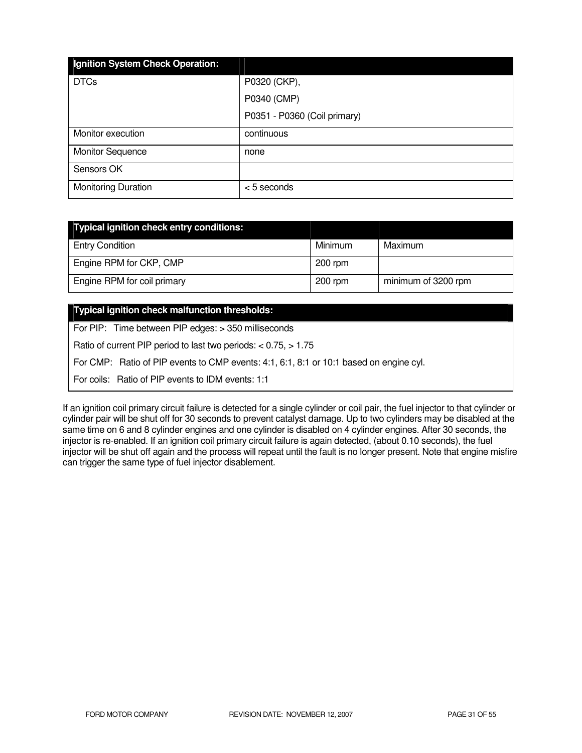| Ignition System Check Operation: | |
|---|---|
| DTCs | P0320 (CKP),<br>P0340 (CMP)<br>P0351 - P0360 (Coil primary) |
| Monitor execution | continuous |
| Monitor Sequence | none |
| Sensors OK | |
| Monitoring Duration | < 5 seconds |

| Typical ignition check entry conditions: | | |
|---|---|---|
| Entry Condition | Minimum | Maximum |
| Engine RPM for CKP, CMP | 200 rpm | |
| Engine RPM for coil primary | 200 rpm | minimum of 3200 rpm |

| Typical ignition check malfunction thresholds: |
|---|
| For PIP: Time between PIP edges: > 350 milliseconds |
| Ratio of current PIP period to last two periods: < 0.75, > 1.75 |
| For CMP: Ratio of PIP events to CMP events: 4:1, 6:1, 8:1 or 10:1 based on engine cyl. |
| For coils: Ratio of PIP events to IDM events: 1:1 |

If an ignition coil primary circuit failure is detected for a single cylinder or coil pair, the fuel injector to that cylinder or cylinder pair will be shut off for 30 seconds to prevent catalyst damage. Up to two cylinders may be disabled at the same time on 6 and 8 cylinder engines and one cylinder is disabled on 4 cylinder engines. After 30 seconds, the injector is re-enabled. If an ignition coil primary circuit failure is again detected, (about 0.10 seconds), the fuel injector will be shut off again and the process will repeat until the fault is no longer present. Note that engine misfire can trigger the same type of fuel injector disablement.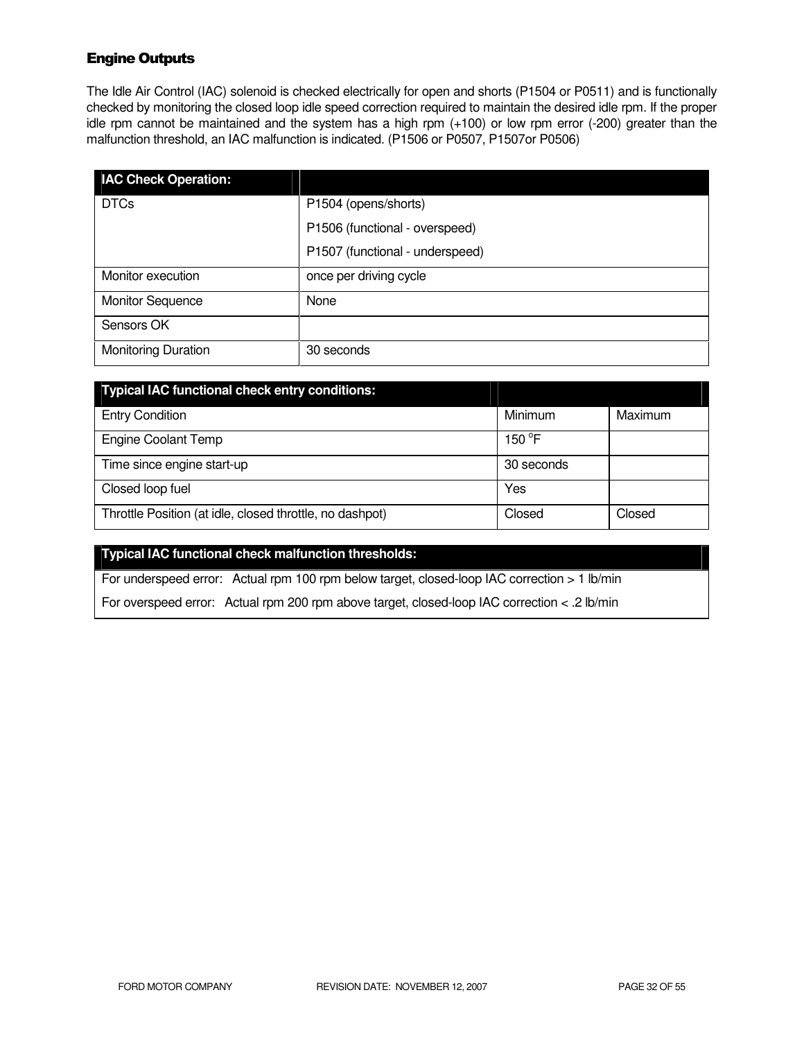## Engine Outputs

The Idle Air Control (IAC) solenoid is checked electrically for open and shorts (P1504 or P0511) and is functionally checked by monitoring the closed loop idle speed correction required to maintain the desired idle rpm. If the proper idle rpm cannot be maintained and the system has a high rpm (+100) or low rpm error (-200) greater than the malfunction threshold, an IAC malfunction is indicated. (P1506 or P0507, P1507or P0506)

| IAC Check Operation: | |
|---|---|
| DTCs | P1504 (opens/shorts)<br>P1506 (functional - overspeed)<br>P1507 (functional - underspeed) |
| Monitor execution | once per driving cycle |
| Monitor Sequence | None |
| Sensors OK | |
| Monitoring Duration | 30 seconds |

| Typical IAC functional check entry conditions: | | |
|---|---|---|
| Entry Condition | Minimum | Maximum |
| Engine Coolant Temp | 150 °F | |
| Time since engine start-up | 30 seconds | |
| Closed loop fuel | Yes | |
| Throttle Position (at idle, closed throttle, no dashpot) | Closed | Closed |

| Typical IAC functional check malfunction thresholds: |
|---|
| For underspeed error: Actual rpm 100 rpm below target, closed-loop IAC correction > 1 lb/min |
| For overspeed error: Actual rpm 200 rpm above target, closed-loop IAC correction < .2 lb/min |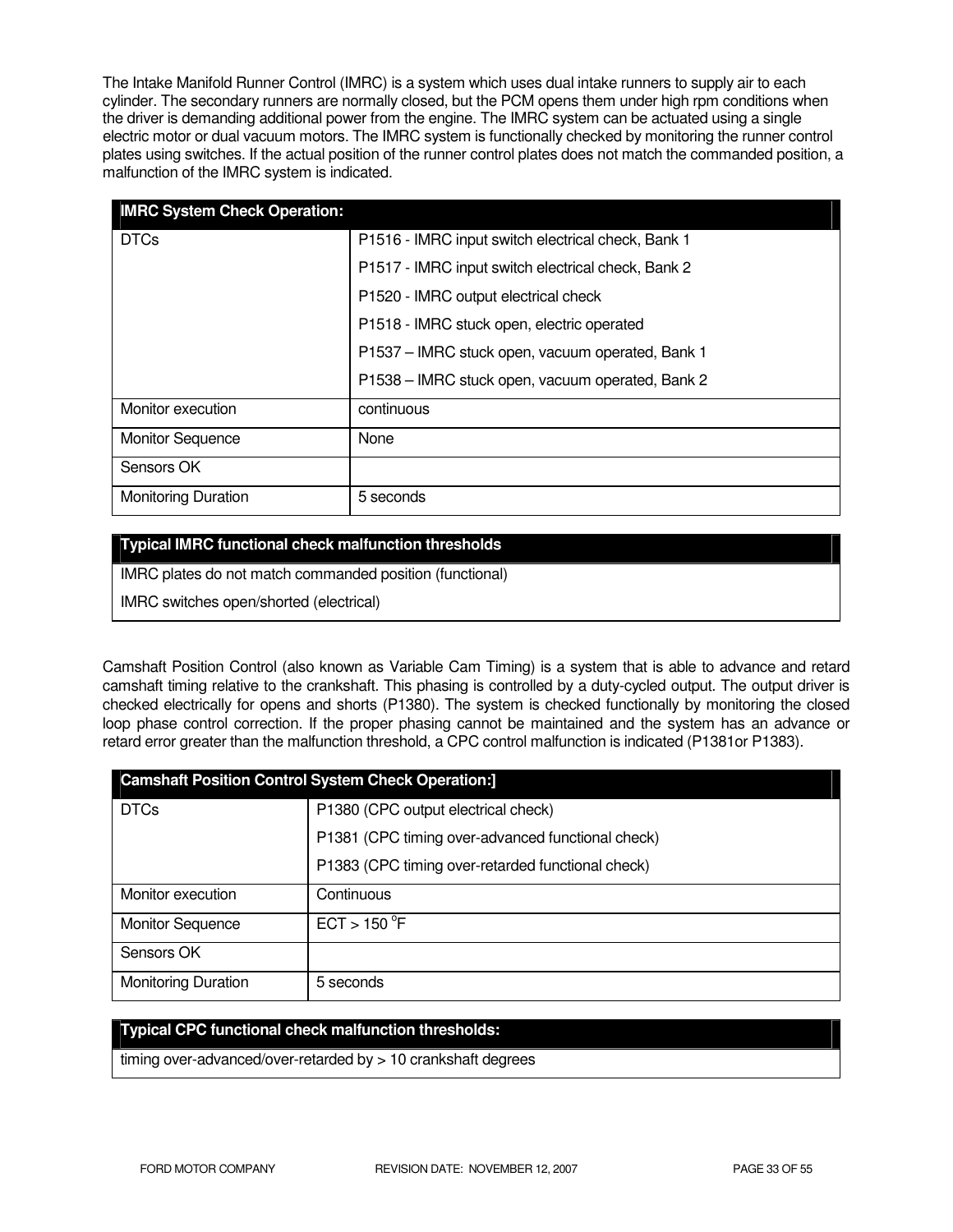The Intake Manifold Runner Control (IMRC) is a system which uses dual intake runners to supply air to each cylinder. The secondary runners are normally closed, but the PCM opens them under high rpm conditions when the driver is demanding additional power from the engine. The IMRC system can be actuated using a single electric motor or dual vacuum motors. The IMRC system is functionally checked by monitoring the runner control plates using switches. If the actual position of the runner control plates does not match the commanded position, a malfunction of the IMRC system is indicated.

| IMRC System Check Operation: | |
|---|---|
| DTCs | P1516 - IMRC input switch electrical check, Bank 1<br>P1517 - IMRC input switch electrical check, Bank 2<br>P1520 - IMRC output electrical check<br>P1518 - IMRC stuck open, electric operated<br>P1537 – IMRC stuck open, vacuum operated, Bank 1<br>P1538 – IMRC stuck open, vacuum operated, Bank 2 |
| Monitor execution | continuous |
| Monitor Sequence | None |
| Sensors OK | |
| Monitoring Duration | 5 seconds |

| Typical IMRC functional check malfunction thresholds |
|---|
| IMRC plates do not match commanded position (functional)<br>IMRC switches open/shorted (electrical) |

Camshaft Position Control (also known as Variable Cam Timing) is a system that is able to advance and retard camshaft timing relative to the crankshaft. This phasing is controlled by a duty-cycled output. The output driver is checked electrically for opens and shorts (P1380). The system is checked functionally by monitoring the closed loop phase control correction. If the proper phasing cannot be maintained and the system has an advance or retard error greater than the malfunction threshold, a CPC control malfunction is indicated (P1381or P1383).

| Camshaft Position Control System Check Operation:] | |
|---|---|
| DTCs | P1380 (CPC output electrical check)<br>P1381 (CPC timing over-advanced functional check)<br>P1383 (CPC timing over-retarded functional check) |
| Monitor execution | Continuous |
| Monitor Sequence | ECT > 150 °F |
| Sensors OK | |
| Monitoring Duration | 5 seconds |

| Typical CPC functional check malfunction thresholds: |
|---|
| timing over-advanced/over-retarded by > 10 crankshaft degrees |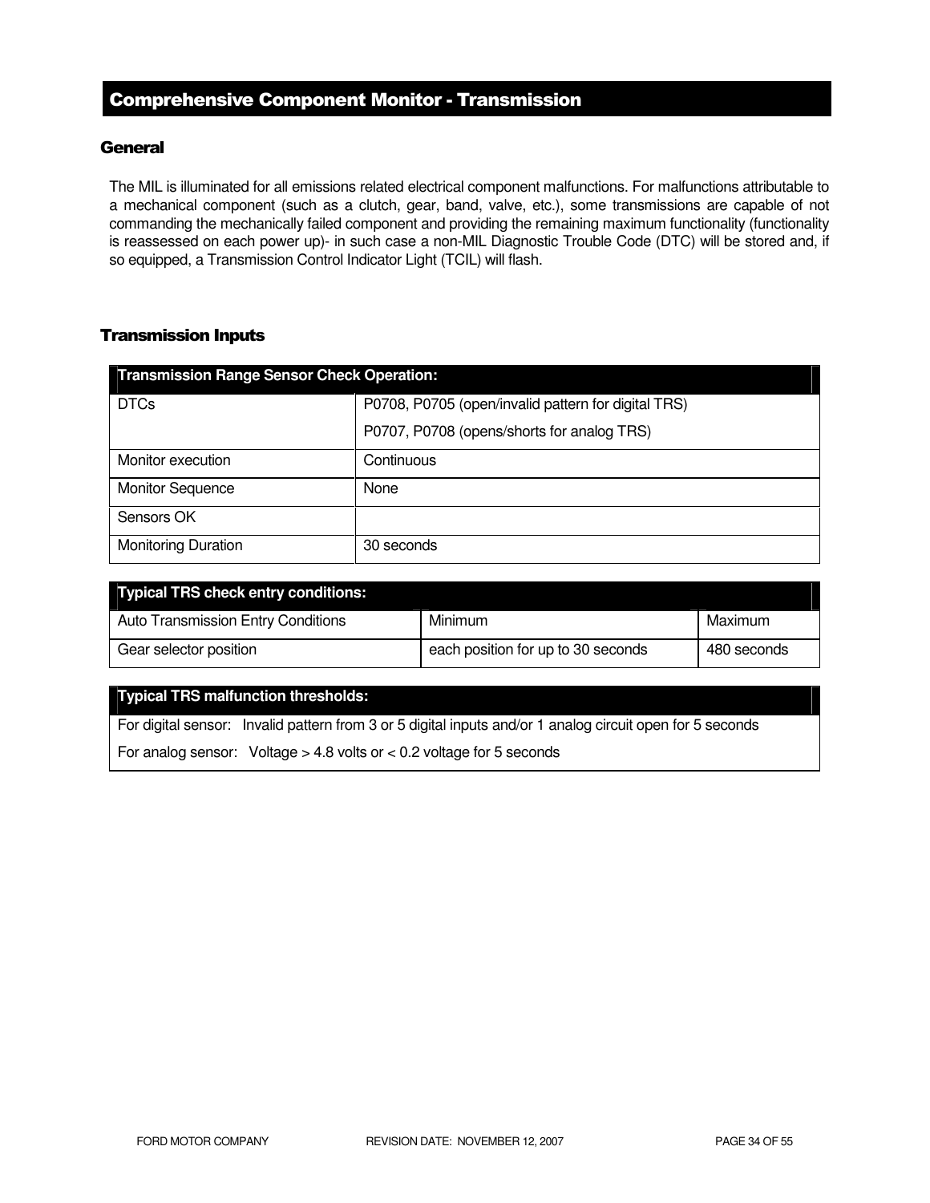## Comprehensive Component Monitor - Transmission

### General

The MIL is illuminated for all emissions related electrical component malfunctions. For malfunctions attributable to a mechanical component (such as a clutch, gear, band, valve, etc.), some transmissions are capable of not commanding the mechanically failed component and providing the remaining maximum functionality (functionality is reassessed on each power up)- in such case a non-MIL Diagnostic Trouble Code (DTC) will be stored and, if so equipped, a Transmission Control Indicator Light (TCIL) will flash.

### Transmission Inputs

| Transmission Range Sensor Check Operation: | |
|---|---|
| DTCs | P0708, P0705 (open/invalid pattern for digital TRS)<br>P0707, P0708 (opens/shorts for analog TRS) |
| Monitor execution | Continuous |
| Monitor Sequence | None |
| Sensors OK | |
| Monitoring Duration | 30 seconds |

| Typical TRS check entry conditions: | | |
|---|---|---|
| Auto Transmission Entry Conditions | Minimum | Maximum |
| Gear selector position | each position for up to 30 seconds | 480 seconds |

| Typical TRS malfunction thresholds: |
|---|
| For digital sensor: Invalid pattern from 3 or 5 digital inputs and/or 1 analog circuit open for 5 seconds<br>For analog sensor: Voltage > 4.8 volts or < 0.2 voltage for 5 seconds |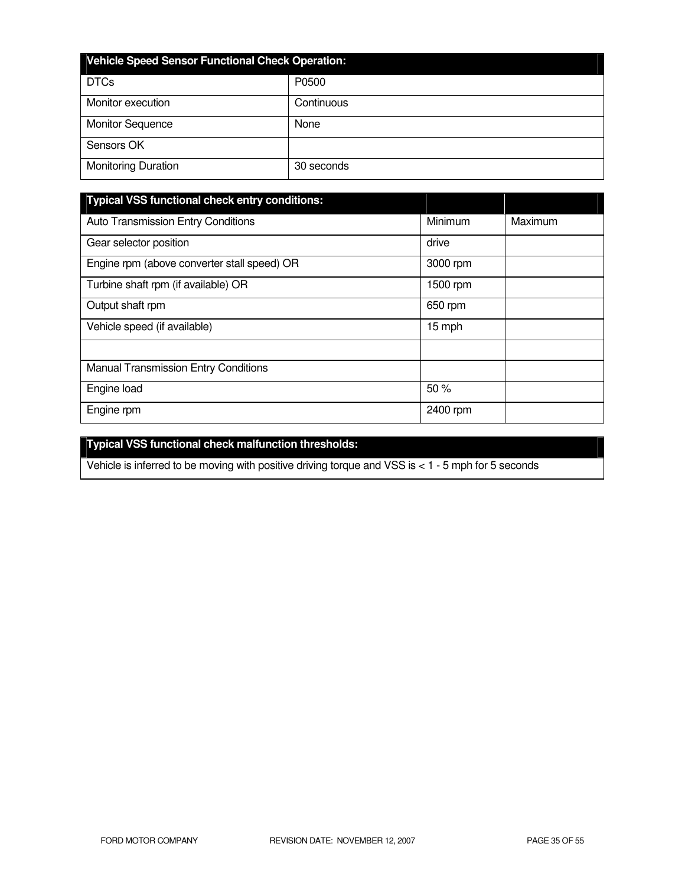| Vehicle Speed Sensor Functional Check Operation: | |
|---|---|
| DTCs | P0500 |
| Monitor execution | Continuous |
| Monitor Sequence | None |
| Sensors OK | |
| Monitoring Duration | 30 seconds |

| Typical VSS functional check entry conditions: | | |
|---|---|---|
| Auto Transmission Entry Conditions | Minimum | Maximum |
| Gear selector position | drive | |
| Engine rpm (above converter stall speed) OR | 3000 rpm | |
| Turbine shaft rpm (if available) OR | 1500 rpm | |
| Output shaft rpm | 650 rpm | |
| Vehicle speed (if available) | 15 mph | |
| | | |
| Manual Transmission Entry Conditions | | |
| Engine load | 50 % | |
| Engine rpm | 2400 rpm | |

| Typical VSS functional check malfunction thresholds: |
|---|
| Vehicle is inferred to be moving with positive driving torque and VSS is < 1 - 5 mph for 5 seconds |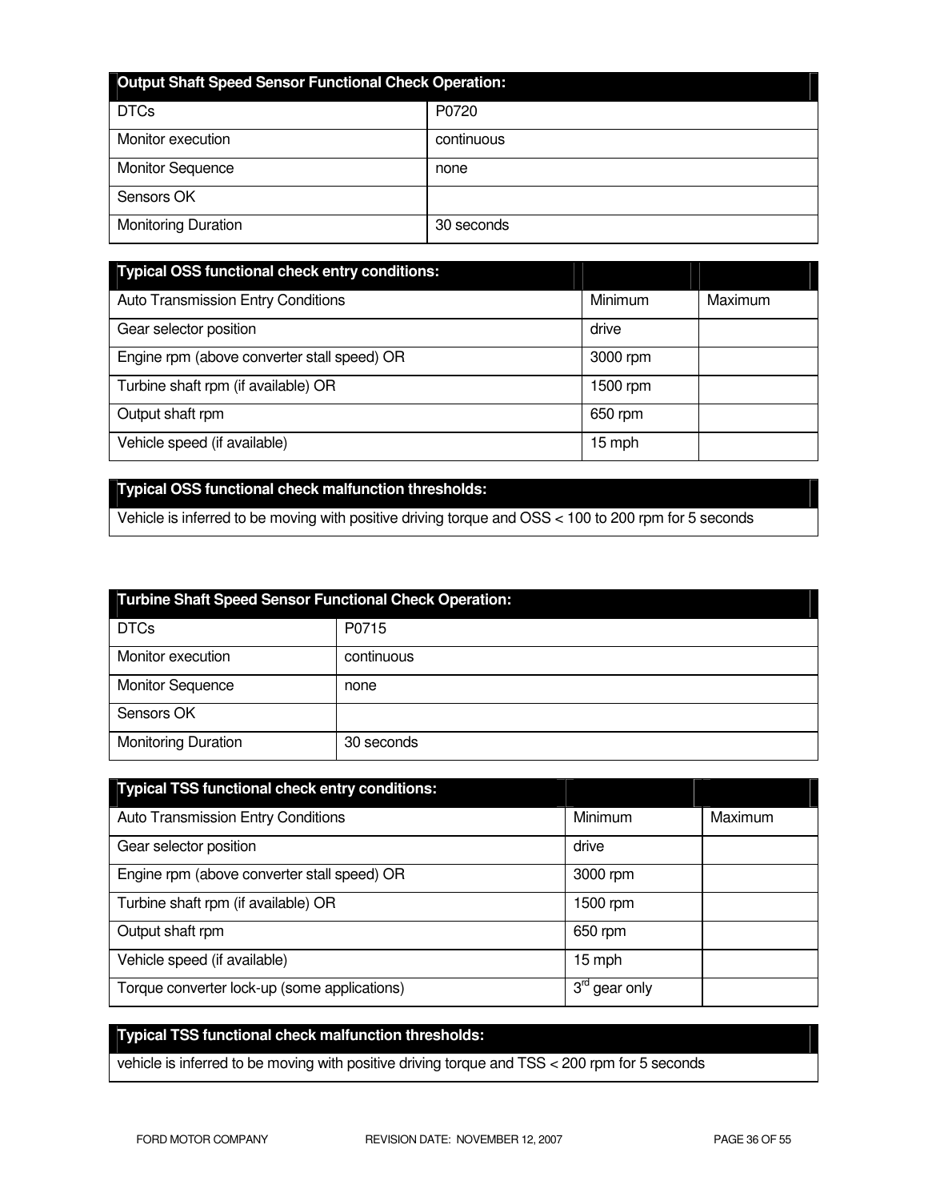| Output Shaft Speed Sensor Functional Check Operation: | |
|---|---|
| DTCs | P0720 |
| Monitor execution | continuous |
| Monitor Sequence | none |
| Sensors OK | |
| Monitoring Duration | 30 seconds |

| Typical OSS functional check entry conditions: | | |
|---|---|---|
| Auto Transmission Entry Conditions | Minimum | Maximum |
| Gear selector position | drive | |
| Engine rpm (above converter stall speed) OR | 3000 rpm | |
| Turbine shaft rpm (if available) OR | 1500 rpm | |
| Output shaft rpm | 650 rpm | |
| Vehicle speed (if available) | 15 mph | |

| Typical OSS functional check malfunction thresholds: |
|---|
| Vehicle is inferred to be moving with positive driving torque and OSS < 100 to 200 rpm for 5 seconds |

| Turbine Shaft Speed Sensor Functional Check Operation: | |
|---|---|
| DTCs | P0715 |
| Monitor execution | continuous |
| Monitor Sequence | none |
| Sensors OK | |
| Monitoring Duration | 30 seconds |

| Typical TSS functional check entry conditions: | | |
|---|---|---|
| Auto Transmission Entry Conditions | Minimum | Maximum |
| Gear selector position | drive | |
| Engine rpm (above converter stall speed) OR | 3000 rpm | |
| Turbine shaft rpm (if available) OR | 1500 rpm | |
| Output shaft rpm | 650 rpm | |
| Vehicle speed (if available) | 15 mph | |
| Torque converter lock-up (some applications) | 3rd gear only | |

| Typical TSS functional check malfunction thresholds: |
|---|
| vehicle is inferred to be moving with positive driving torque and TSS < 200 rpm for 5 seconds |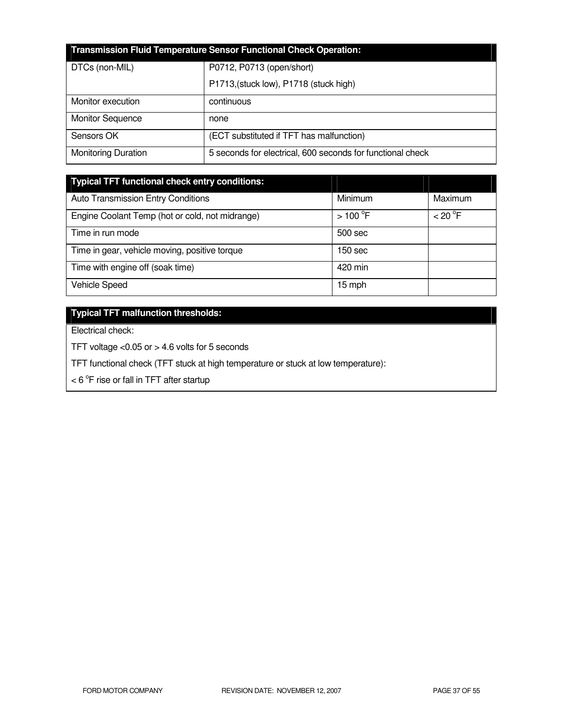| Transmission Fluid Temperature Sensor Functional Check Operation: | |
|---|---|
| DTCs (non-MIL) | P0712, P0713 (open/short)<br>P1713,(stuck low), P1718 (stuck high) |
| Monitor execution | continuous |
| Monitor Sequence | none |
| Sensors OK | (ECT substituted if TFT has malfunction) |
| Monitoring Duration | 5 seconds for electrical, 600 seconds for functional check |

| Typical TFT functional check entry conditions: | | |
|---|---|---|
| Auto Transmission Entry Conditions | Minimum | Maximum |
| Engine Coolant Temp (hot or cold, not midrange) | > 100 °F | < 20 °F |
| Time in run mode | 500 sec | |
| Time in gear, vehicle moving, positive torque | 150 sec | |
| Time with engine off (soak time) | 420 min | |
| Vehicle Speed | 15 mph | |

| Typical TFT malfunction thresholds: |
|---|
| Electrical check:<br>TFT voltage <0.05 or > 4.6 volts for 5 seconds<br>TFT functional check (TFT stuck at high temperature or stuck at low temperature):<br>< 6 °F rise or fall in TFT after startup |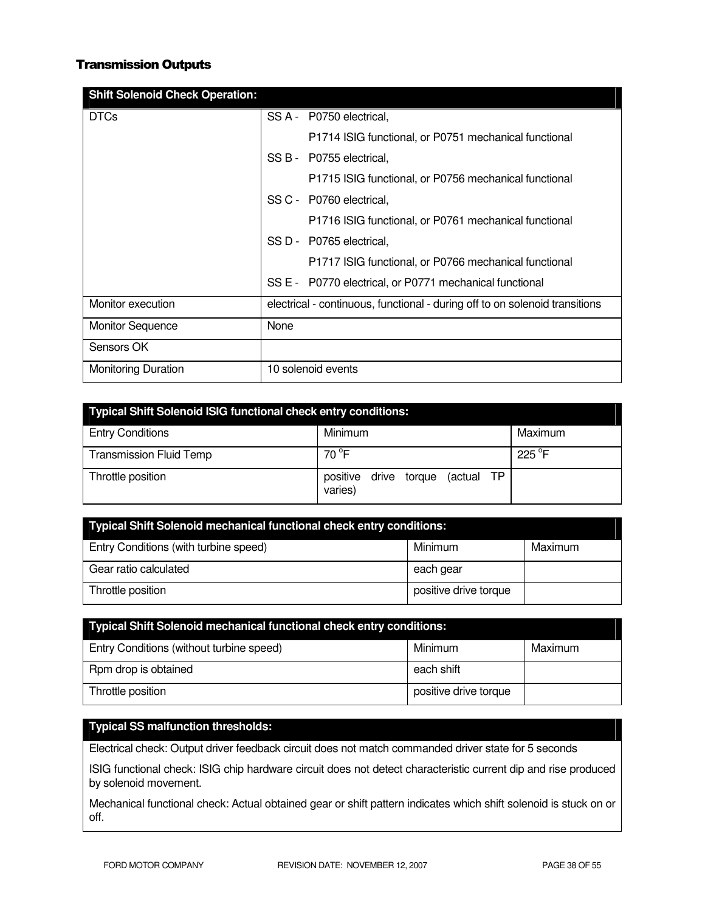## Transmission Outputs

| Shift Solenoid Check Operation: | |
|---|---|
| DTCs | SS A - P0750 electrical,<br>P1714 ISIG functional, or P0751 mechanical functional<br>SS B - P0755 electrical,<br>P1715 ISIG functional, or P0756 mechanical functional<br>SS C - P0760 electrical,<br>P1716 ISIG functional, or P0761 mechanical functional<br>SS D - P0765 electrical,<br>P1717 ISIG functional, or P0766 mechanical functional<br>SS E - P0770 electrical, or P0771 mechanical functional |
| Monitor execution | electrical - continuous, functional - during off to on solenoid transitions |
| Monitor Sequence | None |
| Sensors OK | |
| Monitoring Duration | 10 solenoid events |

| Typical Shift Solenoid ISIG functional check entry conditions: | | |
|---|---|---|
| Entry Conditions | Minimum | Maximum |
| Transmission Fluid Temp | 70 °F | 225 °F |
| Throttle position | positive drive torque (actual TP varies) | |

| Typical Shift Solenoid mechanical functional check entry conditions: | | |
|---|---|---|
| Entry Conditions (with turbine speed) | Minimum | Maximum |
| Gear ratio calculated | each gear | |
| Throttle position | positive drive torque | |

| Typical Shift Solenoid mechanical functional check entry conditions: | | |
|---|---|---|
| Entry Conditions (without turbine speed) | Minimum | Maximum |
| Rpm drop is obtained | each shift | |
| Throttle position | positive drive torque | |

| Typical SS malfunction thresholds: |
|---|
| Electrical check: Output driver feedback circuit does not match commanded driver state for 5 seconds |
| ISIG functional check: ISIG chip hardware circuit does not detect characteristic current dip and rise produced by solenoid movement. |
| Mechanical functional check: Actual obtained gear or shift pattern indicates which shift solenoid is stuck on or off. |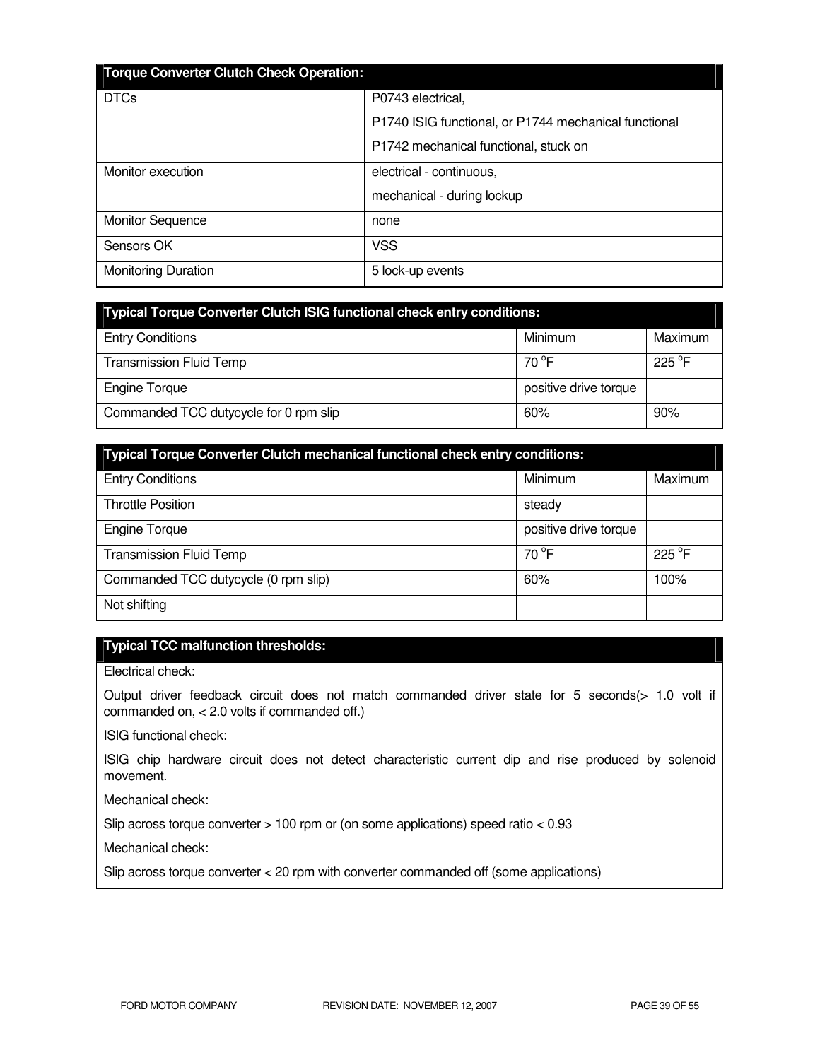| Torque Converter Clutch Check Operation: | |
|---|---|
| DTCs | P0743 electrical,<br>P1740 ISIG functional, or P1744 mechanical functional<br>P1742 mechanical functional, stuck on |
| Monitor execution | electrical - continuous,<br>mechanical - during lockup |
| Monitor Sequence | none |
| Sensors OK | VSS |
| Monitoring Duration | 5 lock-up events |

| Typical Torque Converter Clutch ISIG functional check entry conditions: | | |
|---|---|---|
| Entry Conditions | Minimum | Maximum |
| Transmission Fluid Temp | 70 °F | 225 °F |
| Engine Torque | positive drive torque | |
| Commanded TCC dutycycle for 0 rpm slip | 60% | 90% |

| Typical Torque Converter Clutch mechanical functional check entry conditions: | | |
|---|---|---|
| Entry Conditions | Minimum | Maximum |
| Throttle Position | steady | |
| Engine Torque | positive drive torque | |
| Transmission Fluid Temp | 70 °F | 225 °F |
| Commanded TCC dutycycle (0 rpm slip) | 60% | 100% |
| Not shifting | | |

| Typical TCC malfunction thresholds: |
|---|
| Electrical check:<br>Output driver feedback circuit does not match commanded driver state for 5 seconds(> 1.0 volt if commanded on, < 2.0 volts if commanded off.)<br>ISIG functional check:<br>ISIG chip hardware circuit does not detect characteristic current dip and rise produced by solenoid movement.<br>Mechanical check:<br>Slip across torque converter > 100 rpm or (on some applications) speed ratio < 0.93<br>Mechanical check:<br>Slip across torque converter < 20 rpm with converter commanded off (some applications) |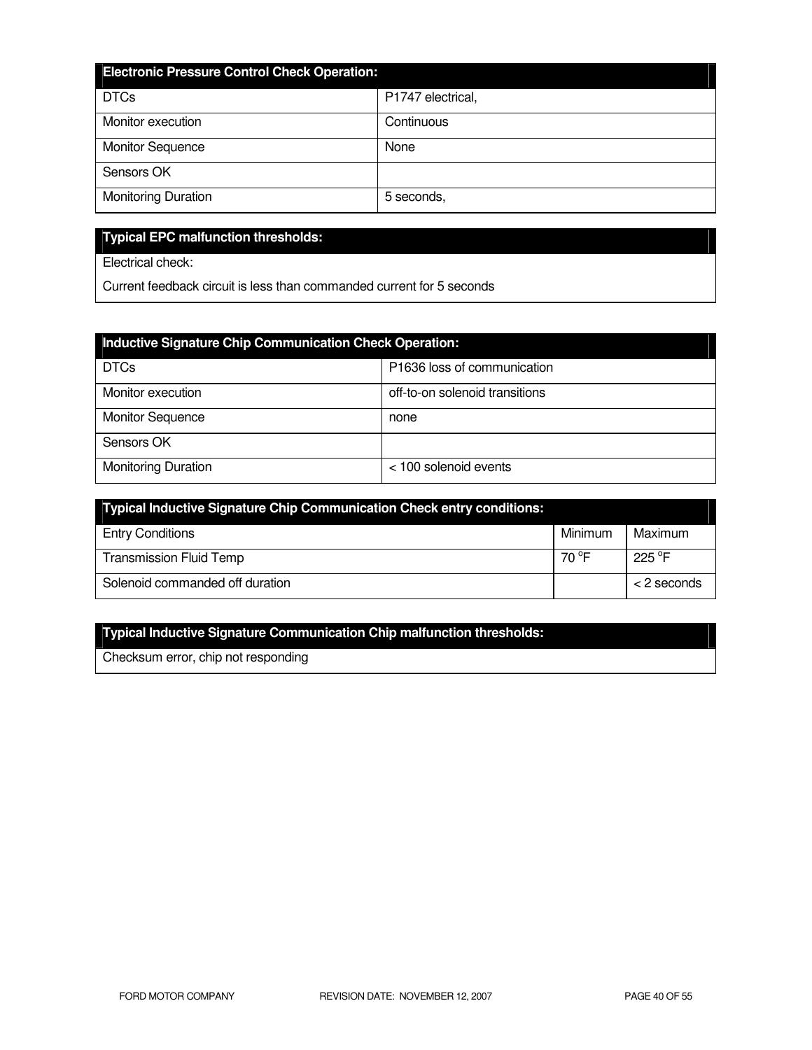| Electronic Pressure Control Check Operation: | |
|---|---|
| DTCs | P1747 electrical, |
| Monitor execution | Continuous |
| Monitor Sequence | None |
| Sensors OK | |
| Monitoring Duration | 5 seconds, |

| Typical EPC malfunction thresholds: |
|---|
| Electrical check:<br>Current feedback circuit is less than commanded current for 5 seconds |

| Inductive Signature Chip Communication Check Operation: | |
|---|---|
| DTCs | P1636 loss of communication |
| Monitor execution | off-to-on solenoid transitions |
| Monitor Sequence | none |
| Sensors OK | |
| Monitoring Duration | < 100 solenoid events |

| Typical Inductive Signature Chip Communication Check entry conditions: | | |
|---|---|---|
| Entry Conditions | Minimum | Maximum |
| Transmission Fluid Temp | 70 °F | 225 °F |
| Solenoid commanded off duration | | < 2 seconds |

| Typical Inductive Signature Communication Chip malfunction thresholds: |
|---|
| Checksum error, chip not responding |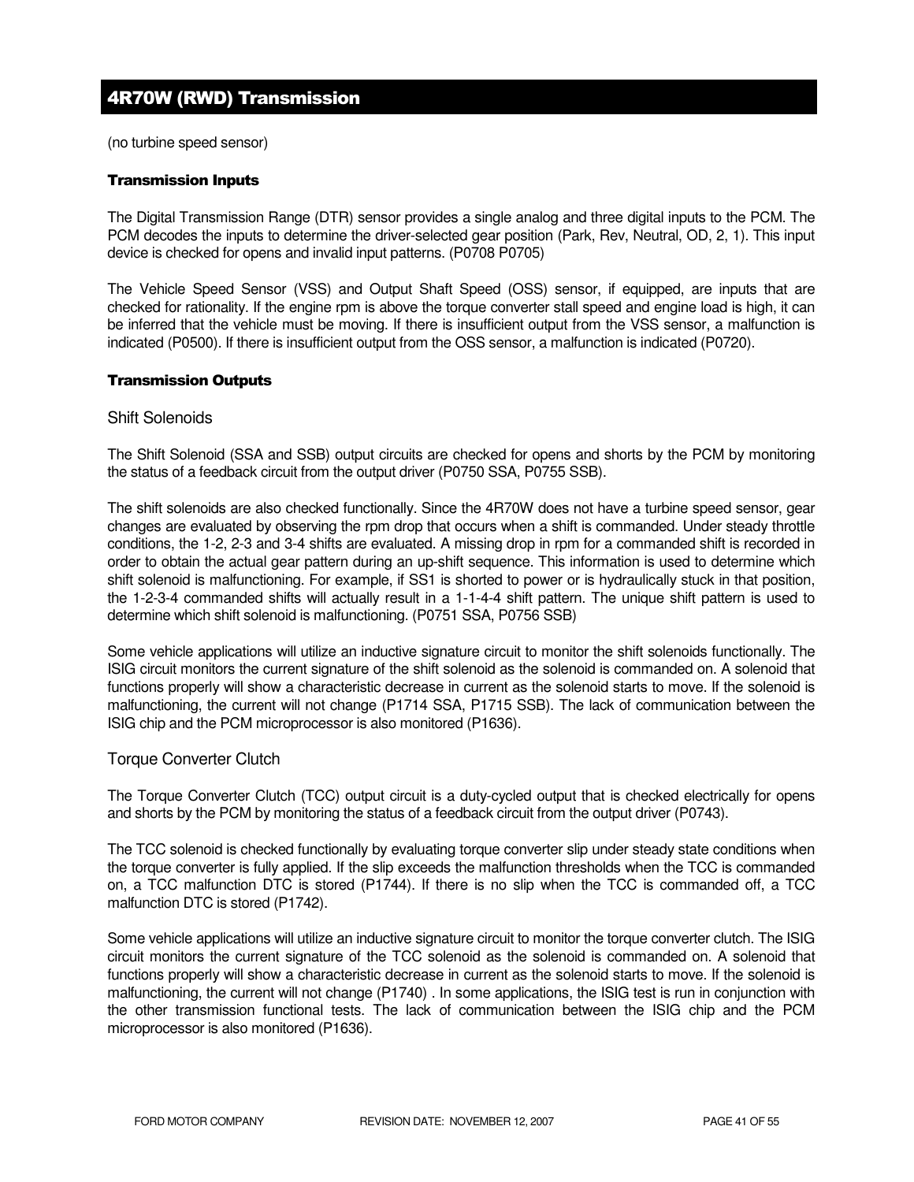## 4R70W (RWD) Transmission

(no turbine speed sensor)

#### Transmission Inputs

The Digital Transmission Range (DTR) sensor provides a single analog and three digital inputs to the PCM. The PCM decodes the inputs to determine the driver-selected gear position (Park, Rev, Neutral, OD, 2, 1). This input device is checked for opens and invalid input patterns. (P0708 P0705)

The Vehicle Speed Sensor (VSS) and Output Shaft Speed (OSS) sensor, if equipped, are inputs that are checked for rationality. If the engine rpm is above the torque converter stall speed and engine load is high, it can be inferred that the vehicle must be moving. If there is insufficient output from the VSS sensor, a malfunction is indicated (P0500). If there is insufficient output from the OSS sensor, a malfunction is indicated (P0720).

#### Transmission Outputs

### Shift Solenoids

The Shift Solenoid (SSA and SSB) output circuits are checked for opens and shorts by the PCM by monitoring the status of a feedback circuit from the output driver (P0750 SSA, P0755 SSB).

The shift solenoids are also checked functionally. Since the 4R70W does not have a turbine speed sensor, gear changes are evaluated by observing the rpm drop that occurs when a shift is commanded. Under steady throttle conditions, the 1-2, 2-3 and 3-4 shifts are evaluated. A missing drop in rpm for a commanded shift is recorded in order to obtain the actual gear pattern during an up-shift sequence. This information is used to determine which shift solenoid is malfunctioning. For example, if SS1 is shorted to power or is hydraulically stuck in that position, the 1-2-3-4 commanded shifts will actually result in a 1-1-4-4 shift pattern. The unique shift pattern is used to determine which shift solenoid is malfunctioning. (P0751 SSA, P0756 SSB)

Some vehicle applications will utilize an inductive signature circuit to monitor the shift solenoids functionally. The ISIG circuit monitors the current signature of the shift solenoid as the solenoid is commanded on. A solenoid that functions properly will show a characteristic decrease in current as the solenoid starts to move. If the solenoid is malfunctioning, the current will not change (P1714 SSA, P1715 SSB). The lack of communication between the ISIG chip and the PCM microprocessor is also monitored (P1636).

### Torque Converter Clutch

The Torque Converter Clutch (TCC) output circuit is a duty-cycled output that is checked electrically for opens and shorts by the PCM by monitoring the status of a feedback circuit from the output driver (P0743).

The TCC solenoid is checked functionally by evaluating torque converter slip under steady state conditions when the torque converter is fully applied. If the slip exceeds the malfunction thresholds when the TCC is commanded on, a TCC malfunction DTC is stored (P1744). If there is no slip when the TCC is commanded off, a TCC malfunction DTC is stored (P1742).

Some vehicle applications will utilize an inductive signature circuit to monitor the torque converter clutch. The ISIG circuit monitors the current signature of the TCC solenoid as the solenoid is commanded on. A solenoid that functions properly will show a characteristic decrease in current as the solenoid starts to move. If the solenoid is malfunctioning, the current will not change (P1740) . In some applications, the ISIG test is run in conjunction with the other transmission functional tests. The lack of communication between the ISIG chip and the PCM microprocessor is also monitored (P1636).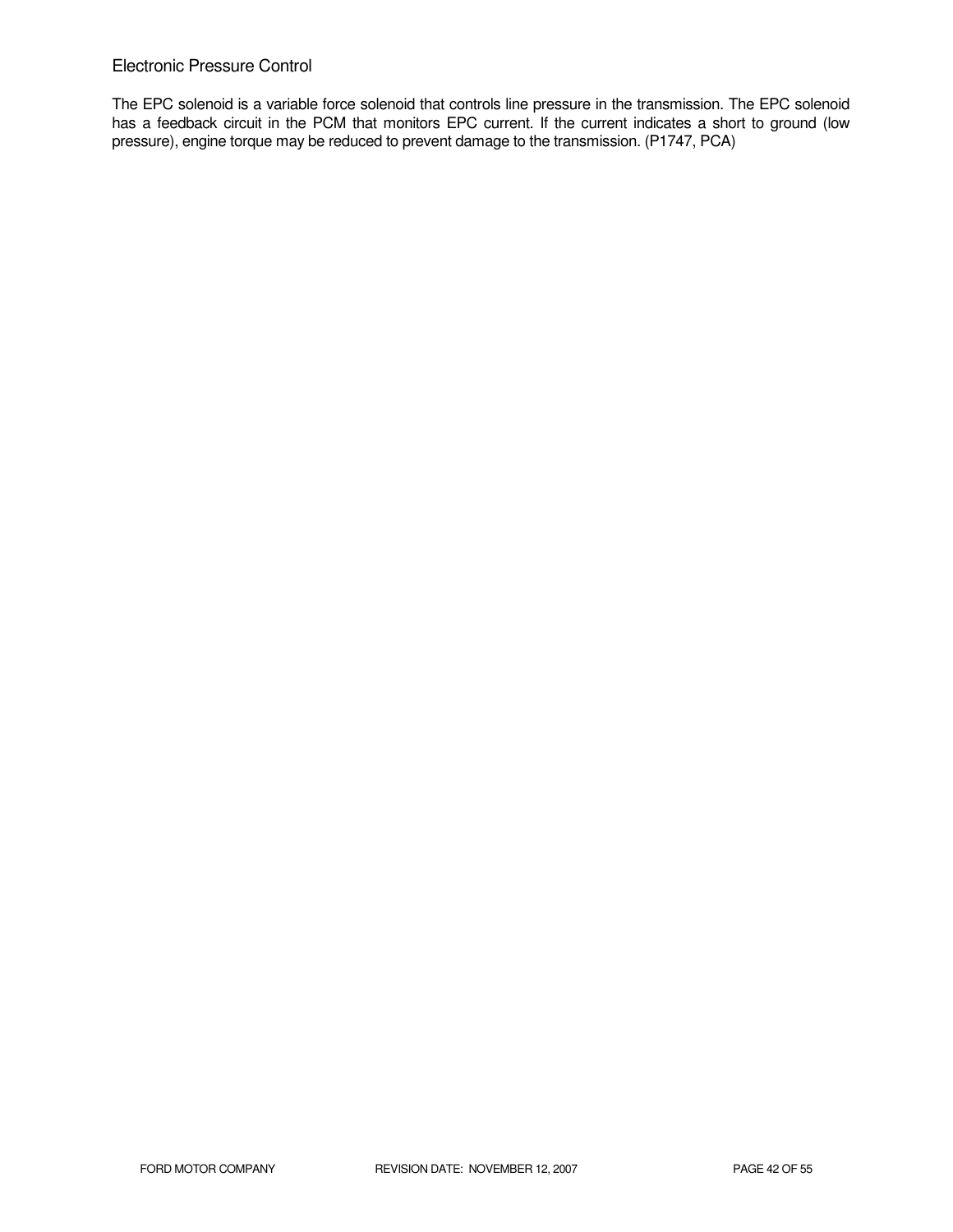## Electronic Pressure Control

The EPC solenoid is a variable force solenoid that controls line pressure in the transmission. The EPC solenoid has a feedback circuit in the PCM that monitors EPC current. If the current indicates a short to ground (low pressure), engine torque may be reduced to prevent damage to the transmission. (P1747, PCA)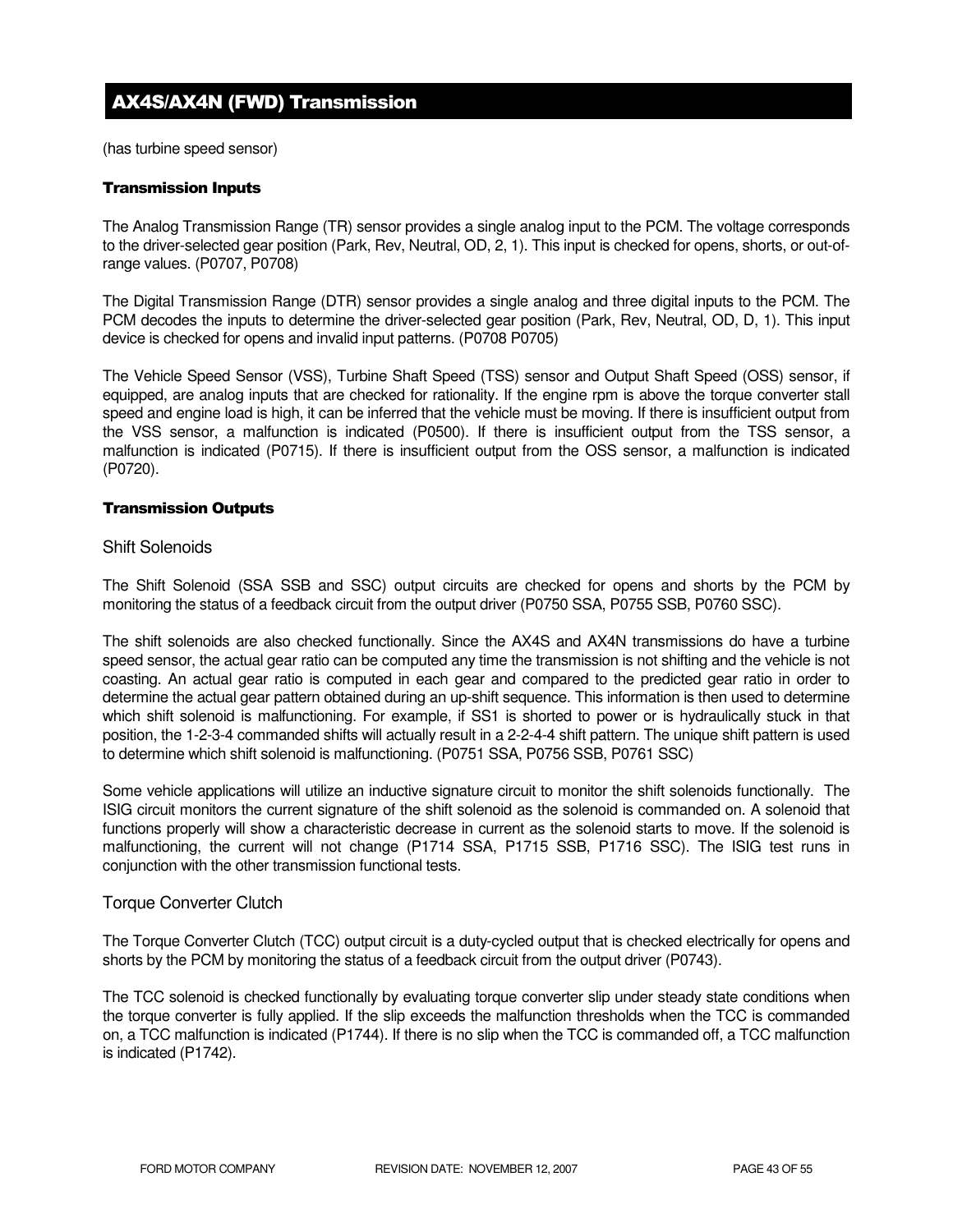## AX4S/AX4N (FWD) Transmission

(has turbine speed sensor)

### Transmission Inputs

The Analog Transmission Range (TR) sensor provides a single analog input to the PCM. The voltage corresponds to the driver-selected gear position (Park, Rev, Neutral, OD, 2, 1). This input is checked for opens, shorts, or out-of-range values. (P0707, P0708)

The Digital Transmission Range (DTR) sensor provides a single analog and three digital inputs to the PCM. The PCM decodes the inputs to determine the driver-selected gear position (Park, Rev, Neutral, OD, D, 1). This input device is checked for opens and invalid input patterns. (P0708 P0705)

The Vehicle Speed Sensor (VSS), Turbine Shaft Speed (TSS) sensor and Output Shaft Speed (OSS) sensor, if equipped, are analog inputs that are checked for rationality. If the engine rpm is above the torque converter stall speed and engine load is high, it can be inferred that the vehicle must be moving. If there is insufficient output from the VSS sensor, a malfunction is indicated (P0500). If there is insufficient output from the TSS sensor, a malfunction is indicated (P0715). If there is insufficient output from the OSS sensor, a malfunction is indicated (P0720).

### Transmission Outputs

#### Shift Solenoids

The Shift Solenoid (SSA SSB and SSC) output circuits are checked for opens and shorts by the PCM by monitoring the status of a feedback circuit from the output driver (P0750 SSA, P0755 SSB, P0760 SSC).

The shift solenoids are also checked functionally. Since the AX4S and AX4N transmissions do have a turbine speed sensor, the actual gear ratio can be computed any time the transmission is not shifting and the vehicle is not coasting. An actual gear ratio is computed in each gear and compared to the predicted gear ratio in order to determine the actual gear pattern obtained during an up-shift sequence. This information is then used to determine which shift solenoid is malfunctioning. For example, if SS1 is shorted to power or is hydraulically stuck in that position, the 1-2-3-4 commanded shifts will actually result in a 2-2-4-4 shift pattern. The unique shift pattern is used to determine which shift solenoid is malfunctioning. (P0751 SSA, P0756 SSB, P0761 SSC)

Some vehicle applications will utilize an inductive signature circuit to monitor the shift solenoids functionally. The ISIG circuit monitors the current signature of the shift solenoid as the solenoid is commanded on. A solenoid that functions properly will show a characteristic decrease in current as the solenoid starts to move. If the solenoid is malfunctioning, the current will not change (P1714 SSA, P1715 SSB, P1716 SSC). The ISIG test runs in conjunction with the other transmission functional tests.

#### Torque Converter Clutch

The Torque Converter Clutch (TCC) output circuit is a duty-cycled output that is checked electrically for opens and shorts by the PCM by monitoring the status of a feedback circuit from the output driver (P0743).

The TCC solenoid is checked functionally by evaluating torque converter slip under steady state conditions when the torque converter is fully applied. If the slip exceeds the malfunction thresholds when the TCC is commanded on, a TCC malfunction is indicated (P1744). If there is no slip when the TCC is commanded off, a TCC malfunction is indicated (P1742).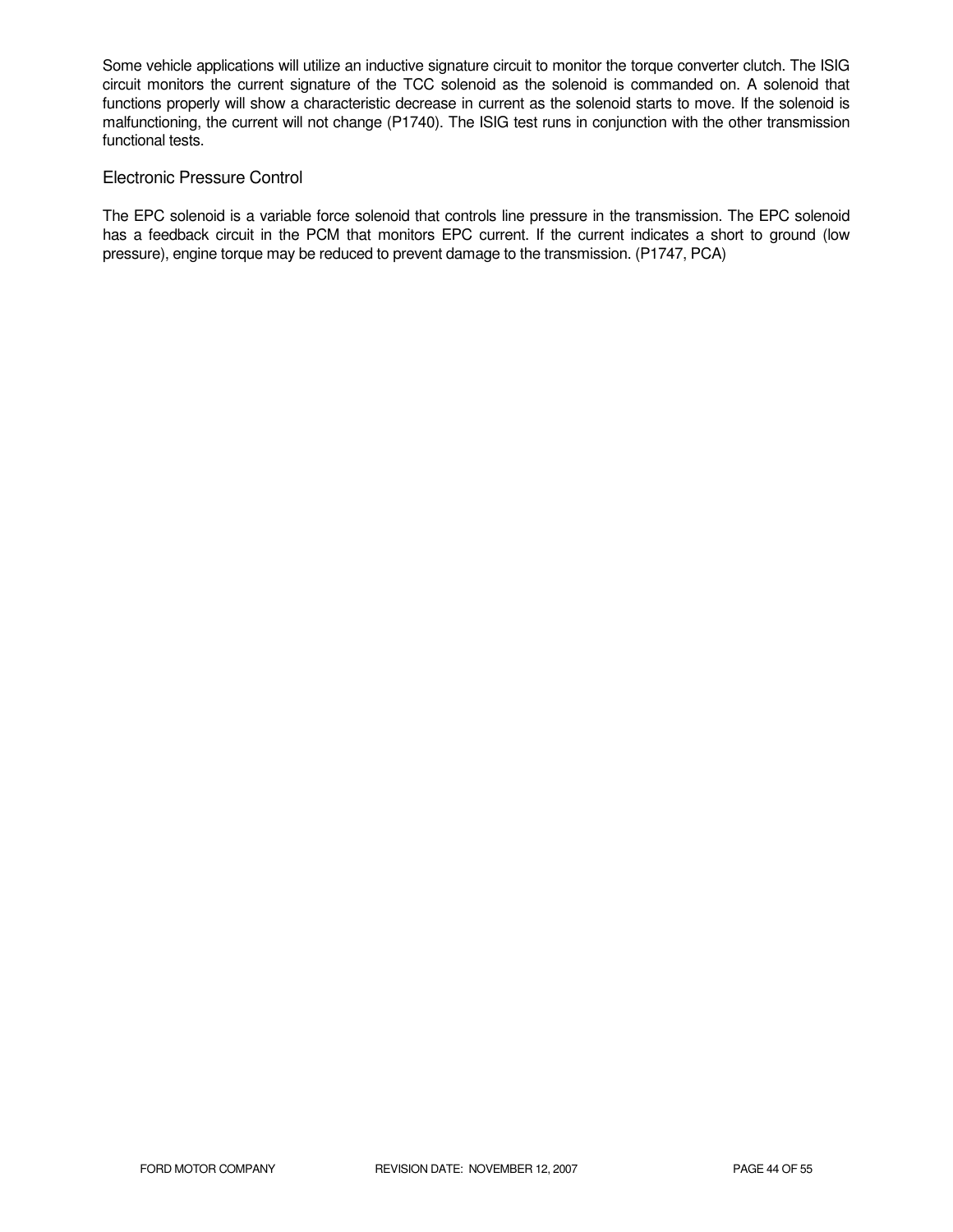Some vehicle applications will utilize an inductive signature circuit to monitor the torque converter clutch. The ISIG circuit monitors the current signature of the TCC solenoid as the solenoid is commanded on. A solenoid that functions properly will show a characteristic decrease in current as the solenoid starts to move. If the solenoid is malfunctioning, the current will not change (P1740). The ISIG test runs in conjunction with the other transmission functional tests.

### Electronic Pressure Control

The EPC solenoid is a variable force solenoid that controls line pressure in the transmission. The EPC solenoid has a feedback circuit in the PCM that monitors EPC current. If the current indicates a short to ground (low pressure), engine torque may be reduced to prevent damage to the transmission. (P1747, PCA)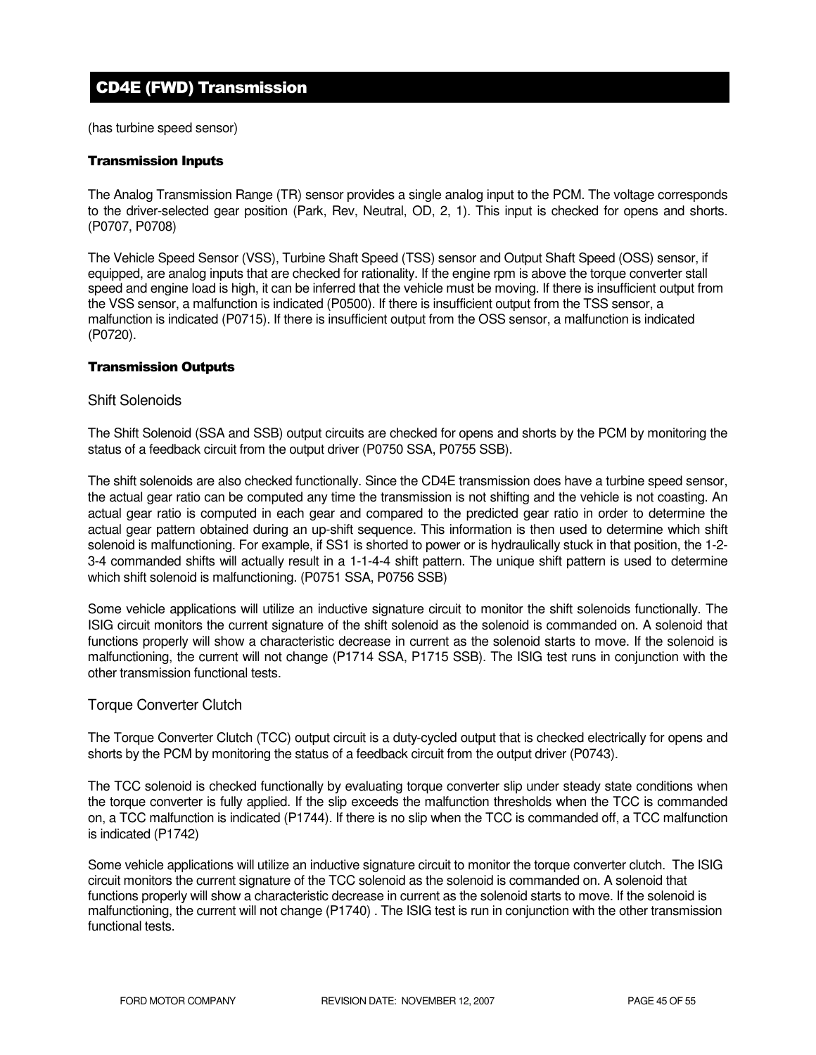## CD4E (FWD) Transmission

(has turbine speed sensor)

#### Transmission Inputs

The Analog Transmission Range (TR) sensor provides a single analog input to the PCM. The voltage corresponds to the driver-selected gear position (Park, Rev, Neutral, OD, 2, 1). This input is checked for opens and shorts. (P0707, P0708)

The Vehicle Speed Sensor (VSS), Turbine Shaft Speed (TSS) sensor and Output Shaft Speed (OSS) sensor, if equipped, are analog inputs that are checked for rationality. If the engine rpm is above the torque converter stall speed and engine load is high, it can be inferred that the vehicle must be moving. If there is insufficient output from the VSS sensor, a malfunction is indicated (P0500). If there is insufficient output from the TSS sensor, a malfunction is indicated (P0715). If there is insufficient output from the OSS sensor, a malfunction is indicated (P0720).

#### Transmission Outputs

### Shift Solenoids

The Shift Solenoid (SSA and SSB) output circuits are checked for opens and shorts by the PCM by monitoring the status of a feedback circuit from the output driver (P0750 SSA, P0755 SSB).

The shift solenoids are also checked functionally. Since the CD4E transmission does have a turbine speed sensor, the actual gear ratio can be computed any time the transmission is not shifting and the vehicle is not coasting. An actual gear ratio is computed in each gear and compared to the predicted gear ratio in order to determine the actual gear pattern obtained during an up-shift sequence. This information is then used to determine which shift solenoid is malfunctioning. For example, if SS1 is shorted to power or is hydraulically stuck in that position, the 1-2-3-4 commanded shifts will actually result in a 1-1-4-4 shift pattern. The unique shift pattern is used to determine which shift solenoid is malfunctioning. (P0751 SSA, P0756 SSB)

Some vehicle applications will utilize an inductive signature circuit to monitor the shift solenoids functionally. The ISIG circuit monitors the current signature of the shift solenoid as the solenoid is commanded on. A solenoid that functions properly will show a characteristic decrease in current as the solenoid starts to move. If the solenoid is malfunctioning, the current will not change (P1714 SSA, P1715 SSB). The ISIG test runs in conjunction with the other transmission functional tests.

### Torque Converter Clutch

The Torque Converter Clutch (TCC) output circuit is a duty-cycled output that is checked electrically for opens and shorts by the PCM by monitoring the status of a feedback circuit from the output driver (P0743).

The TCC solenoid is checked functionally by evaluating torque converter slip under steady state conditions when the torque converter is fully applied. If the slip exceeds the malfunction thresholds when the TCC is commanded on, a TCC malfunction is indicated (P1744). If there is no slip when the TCC is commanded off, a TCC malfunction is indicated (P1742)

Some vehicle applications will utilize an inductive signature circuit to monitor the torque converter clutch. The ISIG circuit monitors the current signature of the TCC solenoid as the solenoid is commanded on. A solenoid that functions properly will show a characteristic decrease in current as the solenoid starts to move. If the solenoid is malfunctioning, the current will not change (P1740) . The ISIG test is run in conjunction with the other transmission functional tests.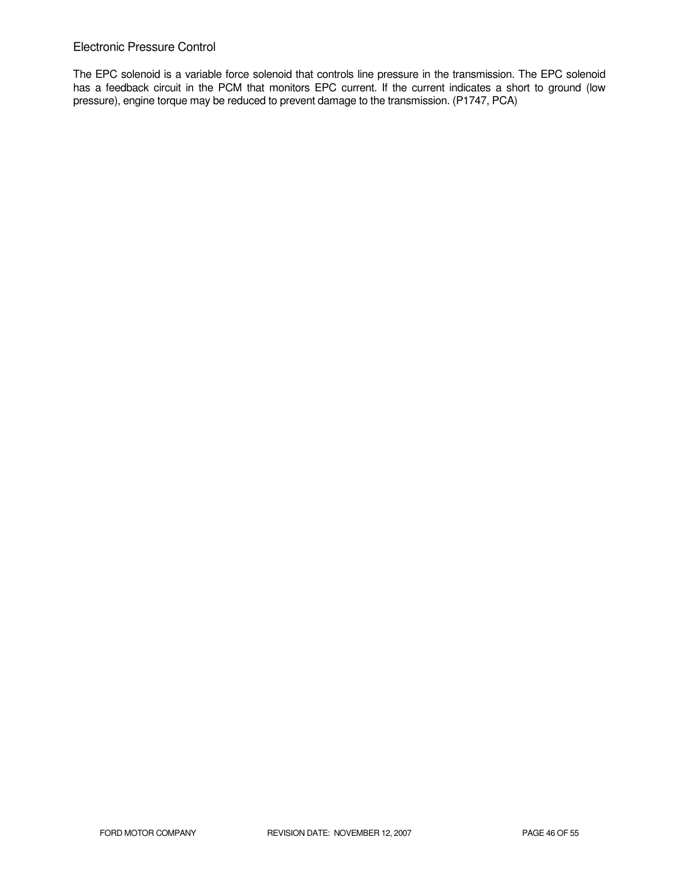### Electronic Pressure Control

The EPC solenoid is a variable force solenoid that controls line pressure in the transmission. The EPC solenoid has a feedback circuit in the PCM that monitors EPC current. If the current indicates a short to ground (low pressure), engine torque may be reduced to prevent damage to the transmission. (P1747, PCA)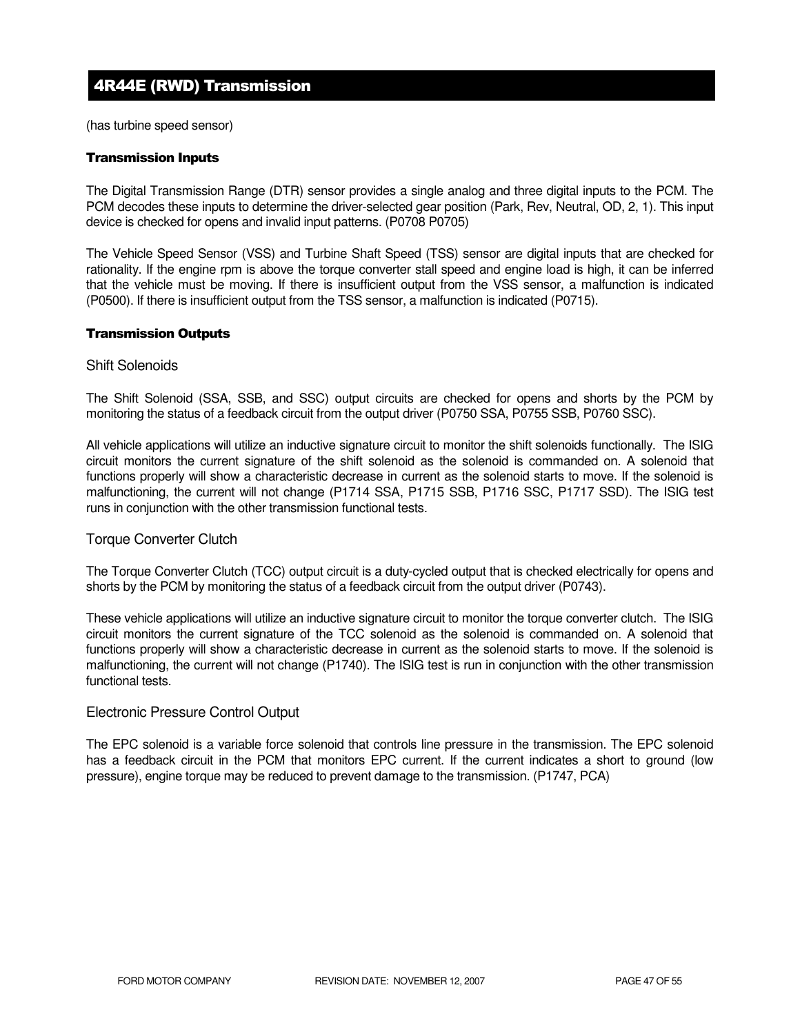# 4R44E (RWD) Transmission

(has turbine speed sensor)

### Transmission Inputs

The Digital Transmission Range (DTR) sensor provides a single analog and three digital inputs to the PCM. The PCM decodes these inputs to determine the driver-selected gear position (Park, Rev, Neutral, OD, 2, 1). This input device is checked for opens and invalid input patterns. (P0708 P0705)

The Vehicle Speed Sensor (VSS) and Turbine Shaft Speed (TSS) sensor are digital inputs that are checked for rationality. If the engine rpm is above the torque converter stall speed and engine load is high, it can be inferred that the vehicle must be moving. If there is insufficient output from the VSS sensor, a malfunction is indicated (P0500). If there is insufficient output from the TSS sensor, a malfunction is indicated (P0715).

### Transmission Outputs

#### Shift Solenoids

The Shift Solenoid (SSA, SSB, and SSC) output circuits are checked for opens and shorts by the PCM by monitoring the status of a feedback circuit from the output driver (P0750 SSA, P0755 SSB, P0760 SSC).

All vehicle applications will utilize an inductive signature circuit to monitor the shift solenoids functionally. The ISIG circuit monitors the current signature of the shift solenoid as the solenoid is commanded on. A solenoid that functions properly will show a characteristic decrease in current as the solenoid starts to move. If the solenoid is malfunctioning, the current will not change (P1714 SSA, P1715 SSB, P1716 SSC, P1717 SSD). The ISIG test runs in conjunction with the other transmission functional tests.

#### Torque Converter Clutch

The Torque Converter Clutch (TCC) output circuit is a duty-cycled output that is checked electrically for opens and shorts by the PCM by monitoring the status of a feedback circuit from the output driver (P0743).

These vehicle applications will utilize an inductive signature circuit to monitor the torque converter clutch. The ISIG circuit monitors the current signature of the TCC solenoid as the solenoid is commanded on. A solenoid that functions properly will show a characteristic decrease in current as the solenoid starts to move. If the solenoid is malfunctioning, the current will not change (P1740). The ISIG test is run in conjunction with the other transmission functional tests.

#### Electronic Pressure Control Output

The EPC solenoid is a variable force solenoid that controls line pressure in the transmission. The EPC solenoid has a feedback circuit in the PCM that monitors EPC current. If the current indicates a short to ground (low pressure), engine torque may be reduced to prevent damage to the transmission. (P1747, PCA)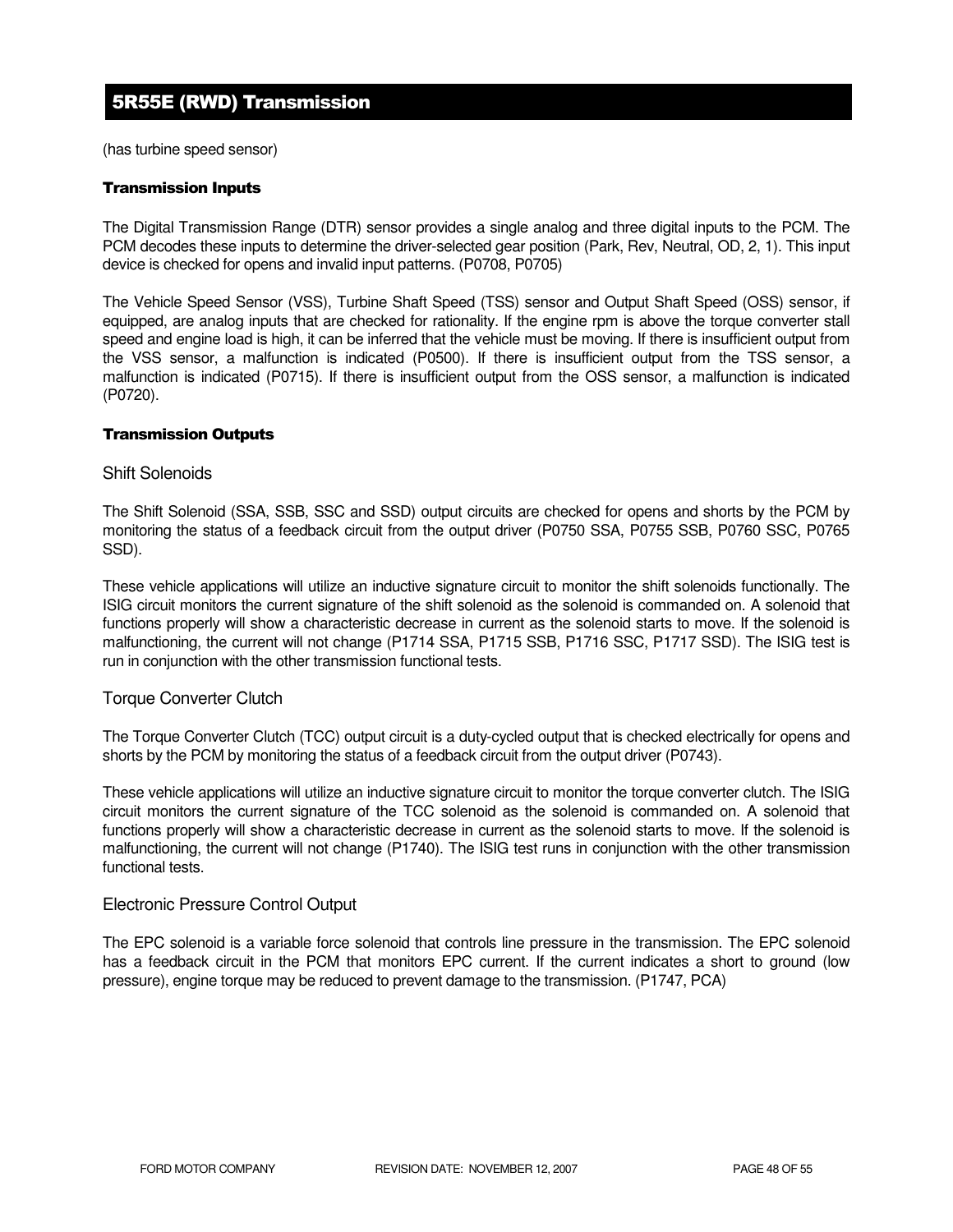# 5R55E (RWD) Transmission

(has turbine speed sensor)

### Transmission Inputs

The Digital Transmission Range (DTR) sensor provides a single analog and three digital inputs to the PCM. The PCM decodes these inputs to determine the driver-selected gear position (Park, Rev, Neutral, OD, 2, 1). This input device is checked for opens and invalid input patterns. (P0708, P0705)

The Vehicle Speed Sensor (VSS), Turbine Shaft Speed (TSS) sensor and Output Shaft Speed (OSS) sensor, if equipped, are analog inputs that are checked for rationality. If the engine rpm is above the torque converter stall speed and engine load is high, it can be inferred that the vehicle must be moving. If there is insufficient output from the VSS sensor, a malfunction is indicated (P0500). If there is insufficient output from the TSS sensor, a malfunction is indicated (P0715). If there is insufficient output from the OSS sensor, a malfunction is indicated (P0720).

### Transmission Outputs

#### Shift Solenoids

The Shift Solenoid (SSA, SSB, SSC and SSD) output circuits are checked for opens and shorts by the PCM by monitoring the status of a feedback circuit from the output driver (P0750 SSA, P0755 SSB, P0760 SSC, P0765 SSD).

These vehicle applications will utilize an inductive signature circuit to monitor the shift solenoids functionally. The ISIG circuit monitors the current signature of the shift solenoid as the solenoid is commanded on. A solenoid that functions properly will show a characteristic decrease in current as the solenoid starts to move. If the solenoid is malfunctioning, the current will not change (P1714 SSA, P1715 SSB, P1716 SSC, P1717 SSD). The ISIG test is run in conjunction with the other transmission functional tests.

#### Torque Converter Clutch

The Torque Converter Clutch (TCC) output circuit is a duty-cycled output that is checked electrically for opens and shorts by the PCM by monitoring the status of a feedback circuit from the output driver (P0743).

These vehicle applications will utilize an inductive signature circuit to monitor the torque converter clutch. The ISIG circuit monitors the current signature of the TCC solenoid as the solenoid is commanded on. A solenoid that functions properly will show a characteristic decrease in current as the solenoid starts to move. If the solenoid is malfunctioning, the current will not change (P1740). The ISIG test runs in conjunction with the other transmission functional tests.

#### Electronic Pressure Control Output

The EPC solenoid is a variable force solenoid that controls line pressure in the transmission. The EPC solenoid has a feedback circuit in the PCM that monitors EPC current. If the current indicates a short to ground (low pressure), engine torque may be reduced to prevent damage to the transmission. (P1747, PCA)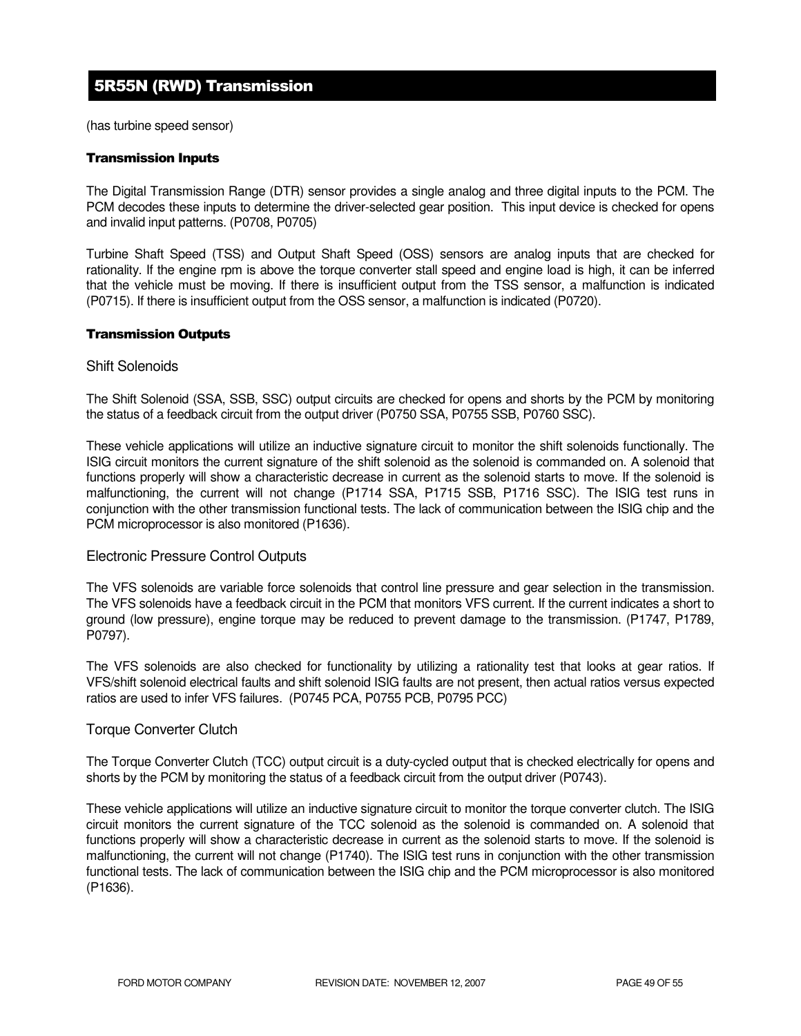# 5R55N (RWD) Transmission

(has turbine speed sensor)

### Transmission Inputs

The Digital Transmission Range (DTR) sensor provides a single analog and three digital inputs to the PCM. The PCM decodes these inputs to determine the driver-selected gear position. This input device is checked for opens and invalid input patterns. (P0708, P0705)

Turbine Shaft Speed (TSS) and Output Shaft Speed (OSS) sensors are analog inputs that are checked for rationality. If the engine rpm is above the torque converter stall speed and engine load is high, it can be inferred that the vehicle must be moving. If there is insufficient output from the TSS sensor, a malfunction is indicated (P0715). If there is insufficient output from the OSS sensor, a malfunction is indicated (P0720).

### Transmission Outputs

#### Shift Solenoids

The Shift Solenoid (SSA, SSB, SSC) output circuits are checked for opens and shorts by the PCM by monitoring the status of a feedback circuit from the output driver (P0750 SSA, P0755 SSB, P0760 SSC).

These vehicle applications will utilize an inductive signature circuit to monitor the shift solenoids functionally. The ISIG circuit monitors the current signature of the shift solenoid as the solenoid is commanded on. A solenoid that functions properly will show a characteristic decrease in current as the solenoid starts to move. If the solenoid is malfunctioning, the current will not change (P1714 SSA, P1715 SSB, P1716 SSC). The ISIG test runs in conjunction with the other transmission functional tests. The lack of communication between the ISIG chip and the PCM microprocessor is also monitored (P1636).

#### Electronic Pressure Control Outputs

The VFS solenoids are variable force solenoids that control line pressure and gear selection in the transmission. The VFS solenoids have a feedback circuit in the PCM that monitors VFS current. If the current indicates a short to ground (low pressure), engine torque may be reduced to prevent damage to the transmission. (P1747, P1789, P0797).

The VFS solenoids are also checked for functionality by utilizing a rationality test that looks at gear ratios. If VFS/shift solenoid electrical faults and shift solenoid ISIG faults are not present, then actual ratios versus expected ratios are used to infer VFS failures. (P0745 PCA, P0755 PCB, P0795 PCC)

#### Torque Converter Clutch

The Torque Converter Clutch (TCC) output circuit is a duty-cycled output that is checked electrically for opens and shorts by the PCM by monitoring the status of a feedback circuit from the output driver (P0743).

These vehicle applications will utilize an inductive signature circuit to monitor the torque converter clutch. The ISIG circuit monitors the current signature of the TCC solenoid as the solenoid is commanded on. A solenoid that functions properly will show a characteristic decrease in current as the solenoid starts to move. If the solenoid is malfunctioning, the current will not change (P1740). The ISIG test runs in conjunction with the other transmission functional tests. The lack of communication between the ISIG chip and the PCM microprocessor is also monitored (P1636).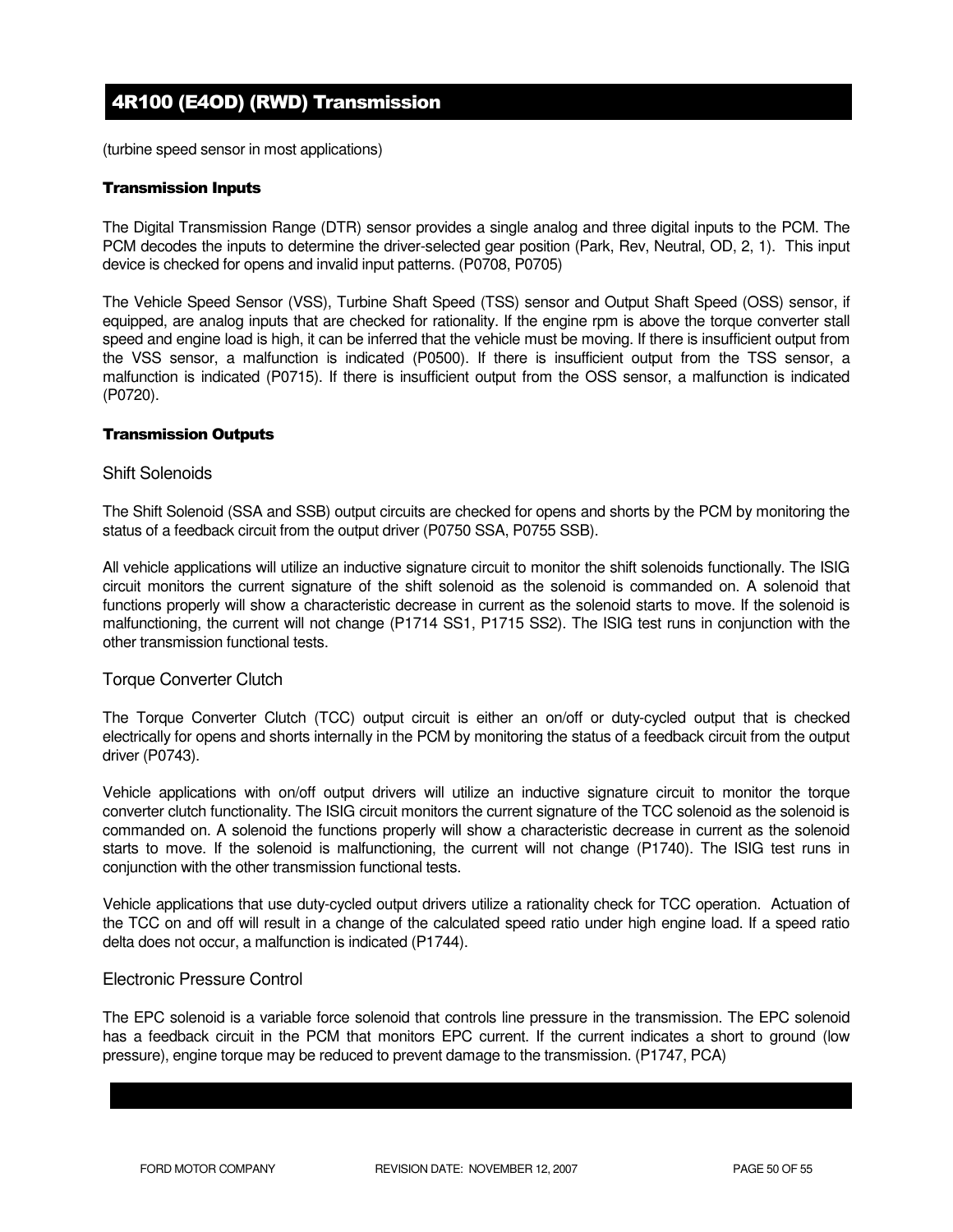# 4R100 (E4OD) (RWD) Transmission

(turbine speed sensor in most applications)

### Transmission Inputs

The Digital Transmission Range (DTR) sensor provides a single analog and three digital inputs to the PCM. The PCM decodes the inputs to determine the driver-selected gear position (Park, Rev, Neutral, OD, 2, 1). This input device is checked for opens and invalid input patterns. (P0708, P0705)

The Vehicle Speed Sensor (VSS), Turbine Shaft Speed (TSS) sensor and Output Shaft Speed (OSS) sensor, if equipped, are analog inputs that are checked for rationality. If the engine rpm is above the torque converter stall speed and engine load is high, it can be inferred that the vehicle must be moving. If there is insufficient output from the VSS sensor, a malfunction is indicated (P0500). If there is insufficient output from the TSS sensor, a malfunction is indicated (P0715). If there is insufficient output from the OSS sensor, a malfunction is indicated (P0720).

### Transmission Outputs

#### Shift Solenoids

The Shift Solenoid (SSA and SSB) output circuits are checked for opens and shorts by the PCM by monitoring the status of a feedback circuit from the output driver (P0750 SSA, P0755 SSB).

All vehicle applications will utilize an inductive signature circuit to monitor the shift solenoids functionally. The ISIG circuit monitors the current signature of the shift solenoid as the solenoid is commanded on. A solenoid that functions properly will show a characteristic decrease in current as the solenoid starts to move. If the solenoid is malfunctioning, the current will not change (P1714 SS1, P1715 SS2). The ISIG test runs in conjunction with the other transmission functional tests.

#### Torque Converter Clutch

The Torque Converter Clutch (TCC) output circuit is either an on/off or duty-cycled output that is checked electrically for opens and shorts internally in the PCM by monitoring the status of a feedback circuit from the output driver (P0743).

Vehicle applications with on/off output drivers will utilize an inductive signature circuit to monitor the torque converter clutch functionality. The ISIG circuit monitors the current signature of the TCC solenoid as the solenoid is commanded on. A solenoid the functions properly will show a characteristic decrease in current as the solenoid starts to move. If the solenoid is malfunctioning, the current will not change (P1740). The ISIG test runs in conjunction with the other transmission functional tests.

Vehicle applications that use duty-cycled output drivers utilize a rationality check for TCC operation. Actuation of the TCC on and off will result in a change of the calculated speed ratio under high engine load. If a speed ratio delta does not occur, a malfunction is indicated (P1744).

#### Electronic Pressure Control

The EPC solenoid is a variable force solenoid that controls line pressure in the transmission. The EPC solenoid has a feedback circuit in the PCM that monitors EPC current. If the current indicates a short to ground (low pressure), engine torque may be reduced to prevent damage to the transmission. (P1747, PCA)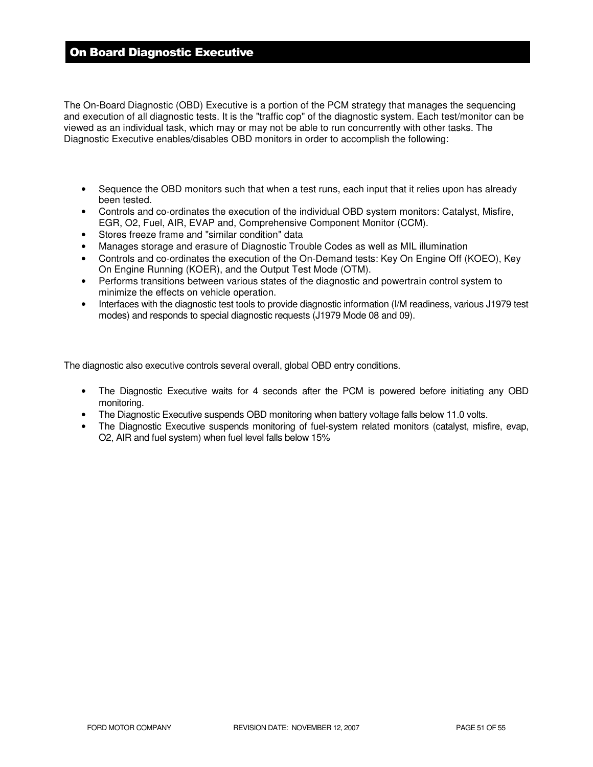# On Board Diagnostic Executive

The On-Board Diagnostic (OBD) Executive is a portion of the PCM strategy that manages the sequencing and execution of all diagnostic tests. It is the "traffic cop" of the diagnostic system. Each test/monitor can be viewed as an individual task, which may or may not be able to run concurrently with other tasks. The Diagnostic Executive enables/disables OBD monitors in order to accomplish the following:

- Sequence the OBD monitors such that when a test runs, each input that it relies upon has already been tested.
- Controls and co-ordinates the execution of the individual OBD system monitors: Catalyst, Misfire, EGR, O2, Fuel, AIR, EVAP and, Comprehensive Component Monitor (CCM).
- Stores freeze frame and "similar condition" data
- Manages storage and erasure of Diagnostic Trouble Codes as well as MIL illumination
- Controls and co-ordinates the execution of the On-Demand tests: Key On Engine Off (KOEO), Key On Engine Running (KOER), and the Output Test Mode (OTM).
- Performs transitions between various states of the diagnostic and powertrain control system to minimize the effects on vehicle operation.
- Interfaces with the diagnostic test tools to provide diagnostic information (I/M readiness, various J1979 test modes) and responds to special diagnostic requests (J1979 Mode 08 and 09).

The diagnostic also executive controls several overall, global OBD entry conditions.

- The Diagnostic Executive waits for 4 seconds after the PCM is powered before initiating any OBD monitoring.
- The Diagnostic Executive suspends OBD monitoring when battery voltage falls below 11.0 volts.
- The Diagnostic Executive suspends monitoring of fuel-system related monitors (catalyst, misfire, evap, O2, AIR and fuel system) when fuel level falls below 15%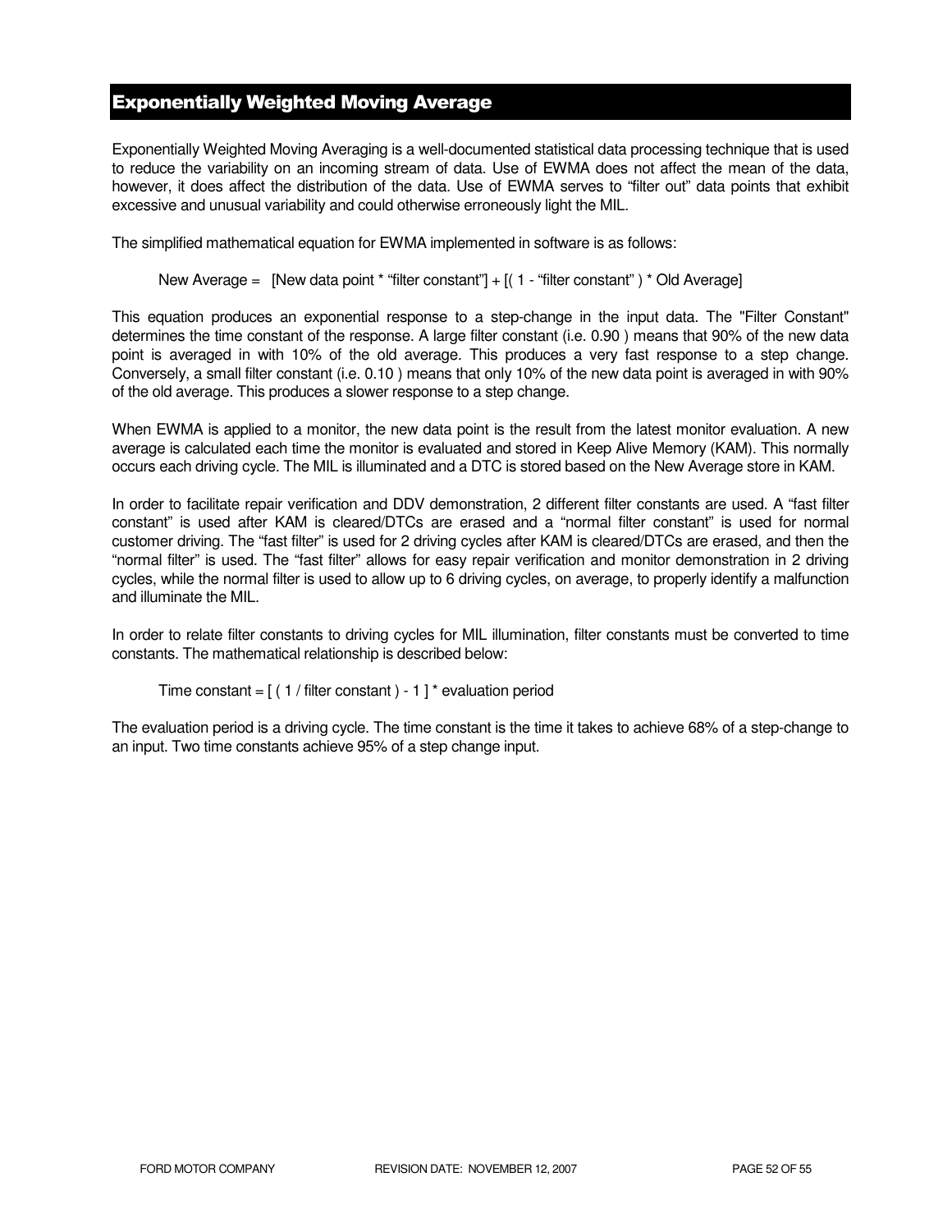## Exponentially Weighted Moving Average

Exponentially Weighted Moving Averaging is a well-documented statistical data processing technique that is used to reduce the variability on an incoming stream of data. Use of EWMA does not affect the mean of the data, however, it does affect the distribution of the data. Use of EWMA serves to "filter out" data points that exhibit excessive and unusual variability and could otherwise erroneously light the MIL.

The simplified mathematical equation for EWMA implemented in software is as follows:

New Average = [New data point * "filter constant"] + [( 1 - "filter constant" ) * Old Average]

This equation produces an exponential response to a step-change in the input data. The "Filter Constant" determines the time constant of the response. A large filter constant (i.e. 0.90 ) means that 90% of the new data point is averaged in with 10% of the old average. This produces a very fast response to a step change. Conversely, a small filter constant (i.e. 0.10 ) means that only 10% of the new data point is averaged in with 90% of the old average. This produces a slower response to a step change.

When EWMA is applied to a monitor, the new data point is the result from the latest monitor evaluation. A new average is calculated each time the monitor is evaluated and stored in Keep Alive Memory (KAM). This normally occurs each driving cycle. The MIL is illuminated and a DTC is stored based on the New Average store in KAM.

In order to facilitate repair verification and DDV demonstration, 2 different filter constants are used. A "fast filter constant" is used after KAM is cleared/DTCs are erased and a "normal filter constant" is used for normal customer driving. The "fast filter" is used for 2 driving cycles after KAM is cleared/DTCs are erased, and then the "normal filter" is used. The "fast filter" allows for easy repair verification and monitor demonstration in 2 driving cycles, while the normal filter is used to allow up to 6 driving cycles, on average, to properly identify a malfunction and illuminate the MIL.

In order to relate filter constants to driving cycles for MIL illumination, filter constants must be converted to time constants. The mathematical relationship is described below:

Time constant = [ ( 1 / filter constant ) - 1 ] * evaluation period

The evaluation period is a driving cycle. The time constant is the time it takes to achieve 68% of a step-change to an input. Two time constants achieve 95% of a step change input.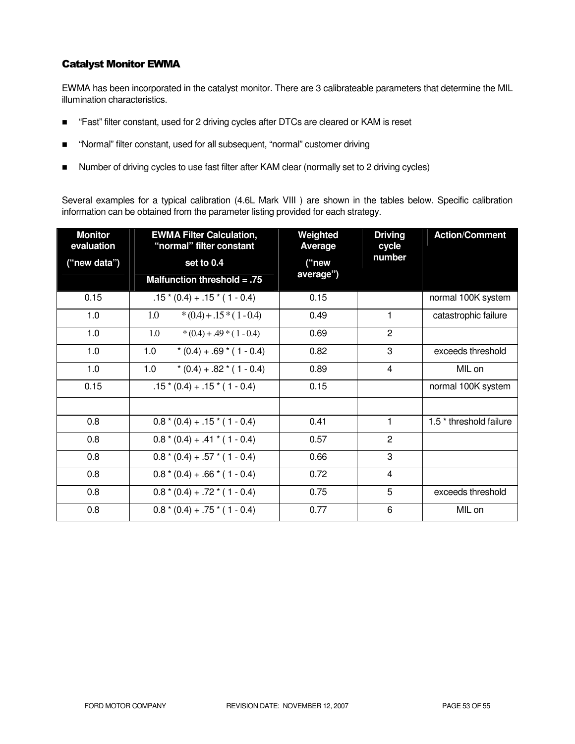### Catalyst Monitor EWMA

EWMA has been incorporated in the catalyst monitor. There are 3 calibrateable parameters that determine the MIL illumination characteristics.

- "Fast" filter constant, used for 2 driving cycles after DTCs are cleared or KAM is reset
- "Normal" filter constant, used for all subsequent, "normal" customer driving
- Number of driving cycles to use fast filter after KAM clear (normally set to 2 driving cycles)

Several examples for a typical calibration (4.6L Mark VIII ) are shown in the tables below. Specific calibration information can be obtained from the parameter listing provided for each strategy.

| Monitor evaluation ("new data") | EWMA Filter Calculation, "normal" filter constant set to 0.4 Malfunction threshold = .75 | Weighted Average ("new average") | Driving cycle number | Action/Comment |
|---|---|---|---|---|
| 0.15 | .15 * (0.4) + .15 * ( 1 - 0.4) | 0.15 | | normal 100K system |
| 1.0 | 1.0 * (0.4) + .15 * ( 1 - 0.4) | 0.49 | 1 | catastrophic failure |
| 1.0 | 1.0 * (0.4) + .49 * ( 1 - 0.4) | 0.69 | 2 | |
| 1.0 | 1.0 * (0.4) + .69 * ( 1 - 0.4) | 0.82 | 3 | exceeds threshold |
| 1.0 | 1.0 * (0.4) + .82 * ( 1 - 0.4) | 0.89 | 4 | MIL on |
| 0.15 | .15 * (0.4) + .15 * ( 1 - 0.4) | 0.15 | | normal 100K system |
| | | | | |
| 0.8 | 0.8 * (0.4) + .15 * ( 1 - 0.4) | 0.41 | 1 | 1.5 * threshold failure |
| 0.8 | 0.8 * (0.4) + .41 * ( 1 - 0.4) | 0.57 | 2 | |
| 0.8 | 0.8 * (0.4) + .57 * ( 1 - 0.4) | 0.66 | 3 | |
| 0.8 | 0.8 * (0.4) + .66 * ( 1 - 0.4) | 0.72 | 4 | |
| 0.8 | 0.8 * (0.4) + .72 * ( 1 - 0.4) | 0.75 | 5 | exceeds threshold |
| 0.8 | 0.8 * (0.4) + .75 * ( 1 - 0.4) | 0.77 | 6 | MIL on |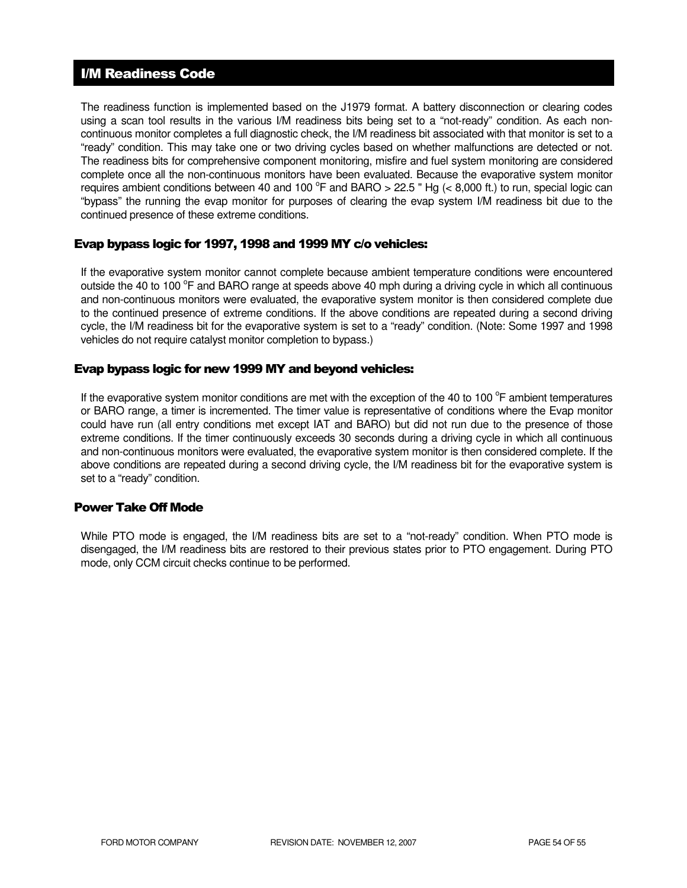## I/M Readiness Code

The readiness function is implemented based on the J1979 format. A battery disconnection or clearing codes using a scan tool results in the various I/M readiness bits being set to a "not-ready" condition. As each non-continuous monitor completes a full diagnostic check, the I/M readiness bit associated with that monitor is set to a "ready" condition. This may take one or two driving cycles based on whether malfunctions are detected or not. The readiness bits for comprehensive component monitoring, misfire and fuel system monitoring are considered complete once all the non-continuous monitors have been evaluated. Because the evaporative system monitor requires ambient conditions between 40 and 100 °F and BARO > 22.5 " Hg (< 8,000 ft.) to run, special logic can "bypass" the running the evap monitor for purposes of clearing the evap system I/M readiness bit due to the continued presence of these extreme conditions.

### Evap bypass logic for 1997, 1998 and 1999 MY c/o vehicles:

If the evaporative system monitor cannot complete because ambient temperature conditions were encountered outside the 40 to 100 °F and BARO range at speeds above 40 mph during a driving cycle in which all continuous and non-continuous monitors were evaluated, the evaporative system monitor is then considered complete due to the continued presence of extreme conditions. If the above conditions are repeated during a second driving cycle, the I/M readiness bit for the evaporative system is set to a "ready" condition. (Note: Some 1997 and 1998 vehicles do not require catalyst monitor completion to bypass.)

### Evap bypass logic for new 1999 MY and beyond vehicles:

If the evaporative system monitor conditions are met with the exception of the 40 to 100 °F ambient temperatures or BARO range, a timer is incremented. The timer value is representative of conditions where the Evap monitor could have run (all entry conditions met except IAT and BARO) but did not run due to the presence of those extreme conditions. If the timer continuously exceeds 30 seconds during a driving cycle in which all continuous and non-continuous monitors were evaluated, the evaporative system monitor is then considered complete. If the above conditions are repeated during a second driving cycle, the I/M readiness bit for the evaporative system is set to a "ready" condition.

### Power Take Off Mode

While PTO mode is engaged, the I/M readiness bits are set to a "not-ready" condition. When PTO mode is disengaged, the I/M readiness bits are restored to their previous states prior to PTO engagement. During PTO mode, only CCM circuit checks continue to be performed.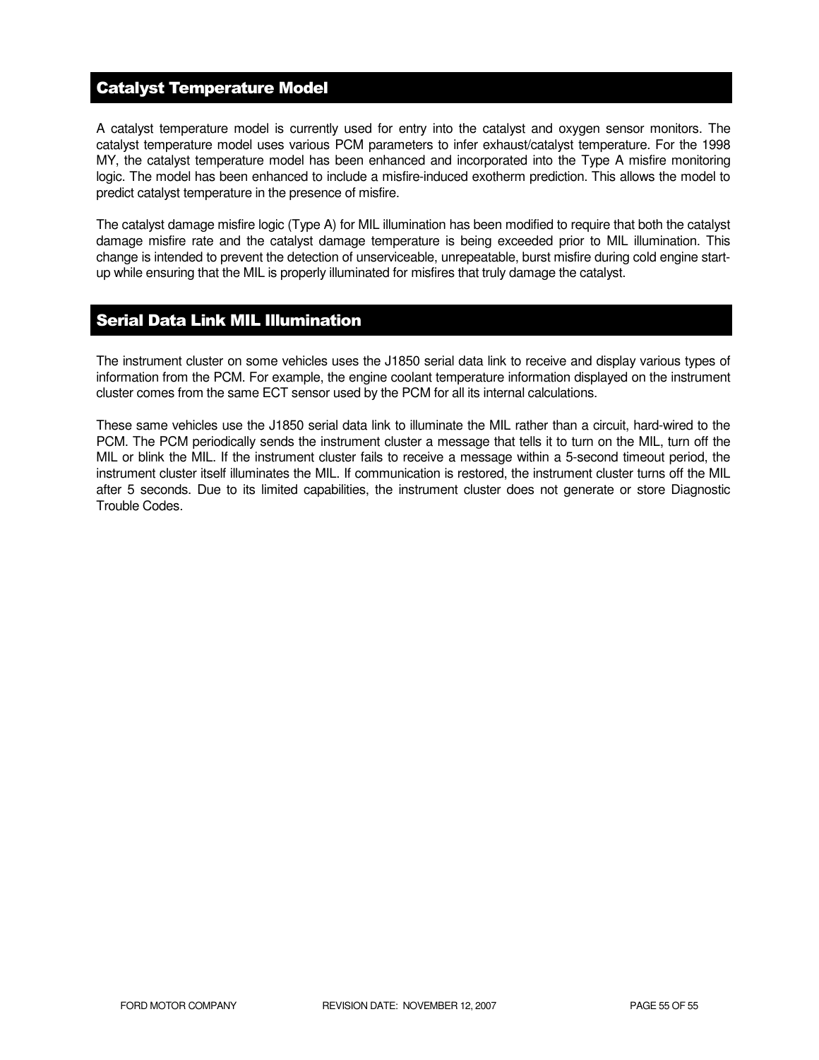## Catalyst Temperature Model

A catalyst temperature model is currently used for entry into the catalyst and oxygen sensor monitors. The catalyst temperature model uses various PCM parameters to infer exhaust/catalyst temperature. For the 1998 MY, the catalyst temperature model has been enhanced and incorporated into the Type A misfire monitoring logic. The model has been enhanced to include a misfire-induced exotherm prediction. This allows the model to predict catalyst temperature in the presence of misfire.

The catalyst damage misfire logic (Type A) for MIL illumination has been modified to require that both the catalyst damage misfire rate and the catalyst damage temperature is being exceeded prior to MIL illumination. This change is intended to prevent the detection of unserviceable, unrepeatable, burst misfire during cold engine start-up while ensuring that the MIL is properly illuminated for misfires that truly damage the catalyst.

## Serial Data Link MIL Illumination

The instrument cluster on some vehicles uses the J1850 serial data link to receive and display various types of information from the PCM. For example, the engine coolant temperature information displayed on the instrument cluster comes from the same ECT sensor used by the PCM for all its internal calculations.

These same vehicles use the J1850 serial data link to illuminate the MIL rather than a circuit, hard-wired to the PCM. The PCM periodically sends the instrument cluster a message that tells it to turn on the MIL, turn off the MIL or blink the MIL. If the instrument cluster fails to receive a message within a 5-second timeout period, the instrument cluster itself illuminates the MIL. If communication is restored, the instrument cluster turns off the MIL after 5 seconds. Due to its limited capabilities, the instrument cluster does not generate or store Diagnostic Trouble Codes.